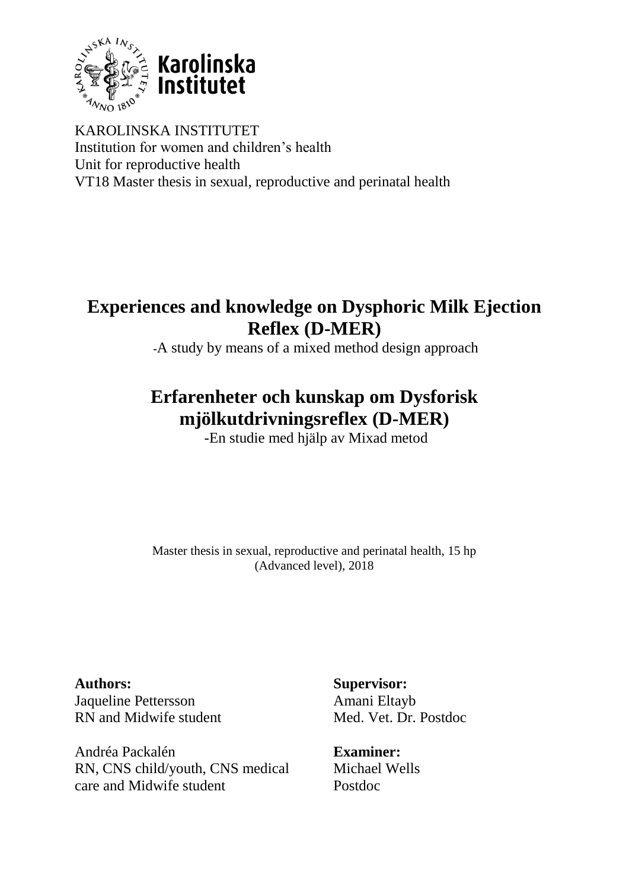KAROLINSKA INSTITUTET
Institution for women and children's health
Unit for reproductive health
VT18 Master thesis in sexual, reproductive and perinatal health

# Experiences and knowledge on Dysphoric Milk Ejection Reflex (D-MER)

-A study by means of a mixed method design approach

# Erfarenheter och kunskap om Dysforisk mjölkutdrivningsreflex (D-MER)

-En studie med hjälp av Mixad metod

Master thesis in sexual, reproductive and perinatal health, 15 hp (Advanced level), 2018

**Authors:**
Jaqueline Pettersson
RN and Midwife student

Andréa Packalén
RN, CNS child/youth, CNS medical care and Midwife student

**Supervisor:**
Amani Eltayb
Med. Vet. Dr. Postdoc

**Examiner:**
Michael Wells
Postdoc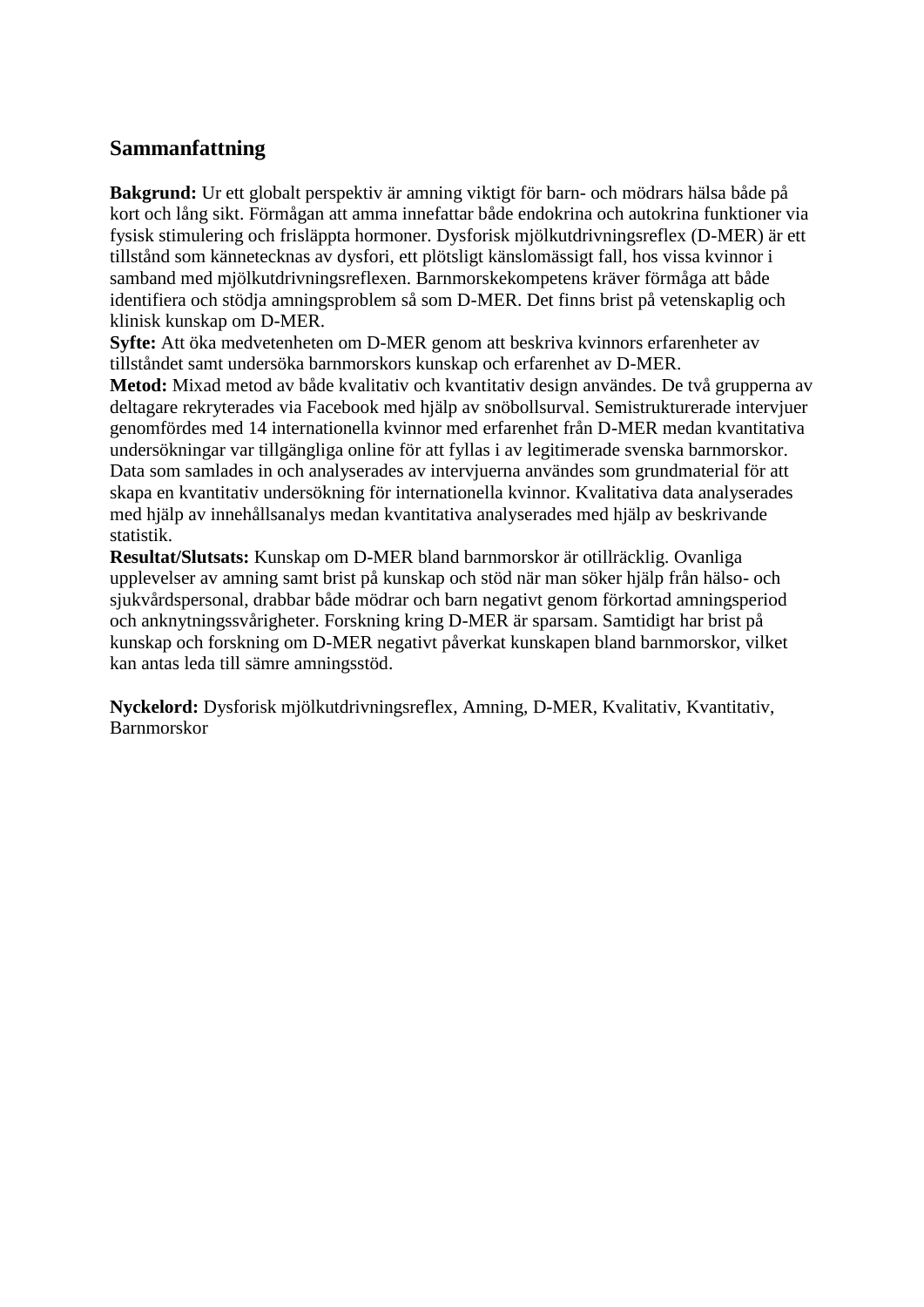## Sammanfattning

**Bakgrund:** Ur ett globalt perspektiv är amning viktigt för barn- och mödrars hälsa både på kort och lång sikt. Förmågan att amma innefattar både endokrina och autokrina funktioner via fysisk stimulering och frisläppta hormoner. Dysforisk mjölkutdrivningsreflex (D-MER) är ett tillstånd som kännetecknas av dysfori, ett plötsligt känslomässigt fall, hos vissa kvinnor i samband med mjölkutdrivningsreflexen. Barnmorskekompetens kräver förmåga att både identifiera och stödja amningsproblem så som D-MER. Det finns brist på vetenskaplig och klinisk kunskap om D-MER.
**Syfte:** Att öka medvetenheten om D-MER genom att beskriva kvinnors erfarenheter av tillståndet samt undersöka barnmorskors kunskap och erfarenhet av D-MER.
**Metod:** Mixad metod av både kvalitativ och kvantitativ design användes. De två grupperna av deltagare rekryterades via Facebook med hjälp av snöbollsurval. Semistrukturerade intervjuer genomfördes med 14 internationella kvinnor med erfarenhet från D-MER medan kvantitativa undersökningar var tillgängliga online för att fyllas i av legitimerade svenska barnmorskor. Data som samlades in och analyserades av intervjuerna användes som grundmaterial för att skapa en kvantitativ undersökning för internationella kvinnor. Kvalitativa data analyserades med hjälp av innehållsanalys medan kvantitativa analyserades med hjälp av beskrivande statistik.
**Resultat/Slutsats:** Kunskap om D-MER bland barnmorskor är otillräcklig. Ovanliga upplevelser av amning samt brist på kunskap och stöd när man söker hjälp från hälso- och sjukvårdspersonal, drabbar både mödrar och barn negativt genom förkortad amningsperiod och anknytningssvårigheter. Forskning kring D-MER är sparsam. Samtidigt har brist på kunskap och forskning om D-MER negativt påverkat kunskapen bland barnmorskor, vilket kan antas leda till sämre amningsstöd.

**Nyckelord:** Dysforisk mjölkutdrivningsreflex, Amning, D-MER, Kvalitativ, Kvantitativ, Barnmorskor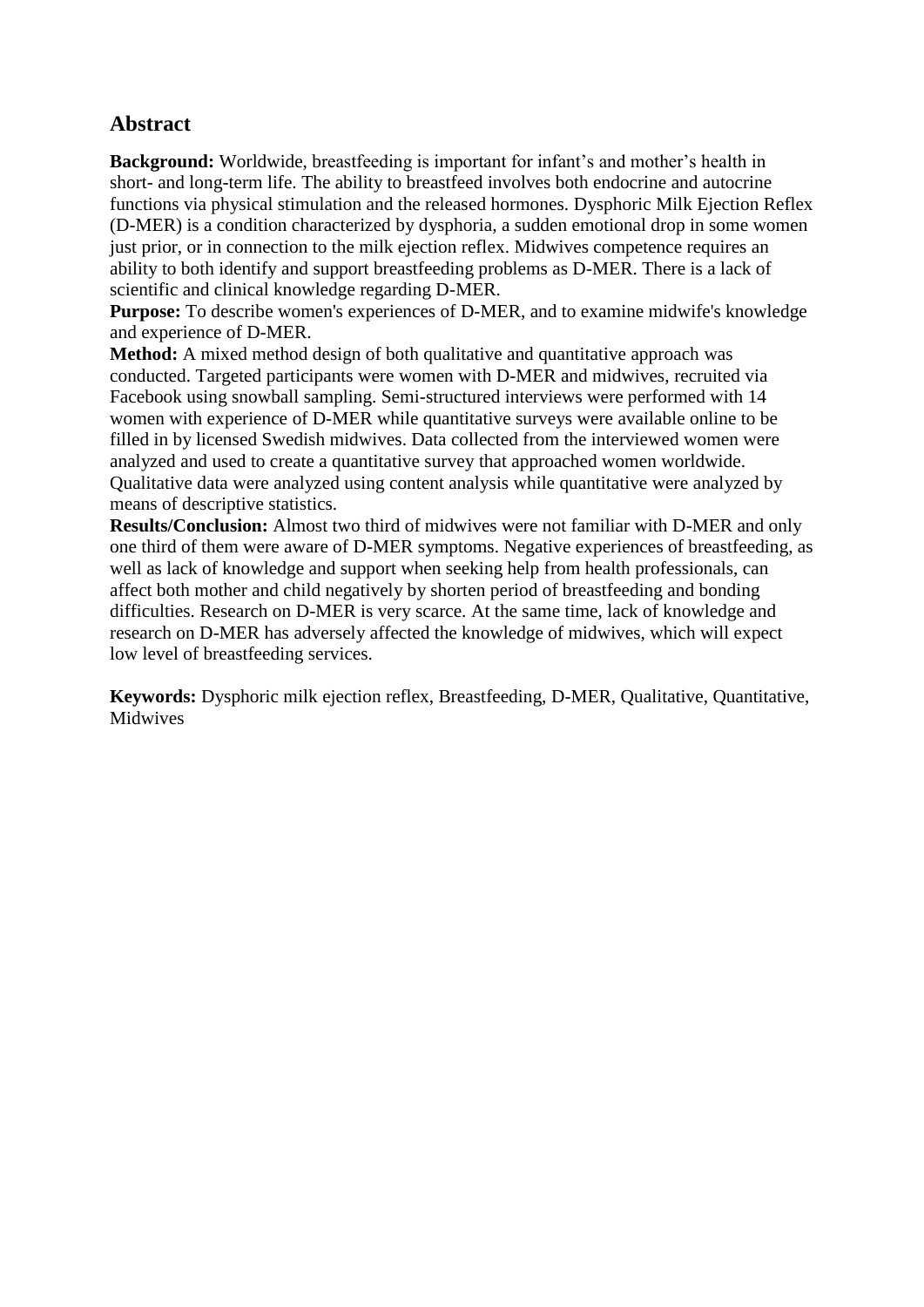## Abstract

**Background:** Worldwide, breastfeeding is important for infant's and mother's health in short- and long-term life. The ability to breastfeed involves both endocrine and autocrine functions via physical stimulation and the released hormones. Dysphoric Milk Ejection Reflex (D-MER) is a condition characterized by dysphoria, a sudden emotional drop in some women just prior, or in connection to the milk ejection reflex. Midwives competence requires an ability to both identify and support breastfeeding problems as D-MER. There is a lack of scientific and clinical knowledge regarding D-MER.
**Purpose:** To describe women's experiences of D-MER, and to examine midwife's knowledge and experience of D-MER.
**Method:** A mixed method design of both qualitative and quantitative approach was conducted. Targeted participants were women with D-MER and midwives, recruited via Facebook using snowball sampling. Semi-structured interviews were performed with 14 women with experience of D-MER while quantitative surveys were available online to be filled in by licensed Swedish midwives. Data collected from the interviewed women were analyzed and used to create a quantitative survey that approached women worldwide. Qualitative data were analyzed using content analysis while quantitative were analyzed by means of descriptive statistics.
**Results/Conclusion:** Almost two third of midwives were not familiar with D-MER and only one third of them were aware of D-MER symptoms. Negative experiences of breastfeeding, as well as lack of knowledge and support when seeking help from health professionals, can affect both mother and child negatively by shorten period of breastfeeding and bonding difficulties. Research on D-MER is very scarce. At the same time, lack of knowledge and research on D-MER has adversely affected the knowledge of midwives, which will expect low level of breastfeeding services.

**Keywords:** Dysphoric milk ejection reflex, Breastfeeding, D-MER, Qualitative, Quantitative, Midwives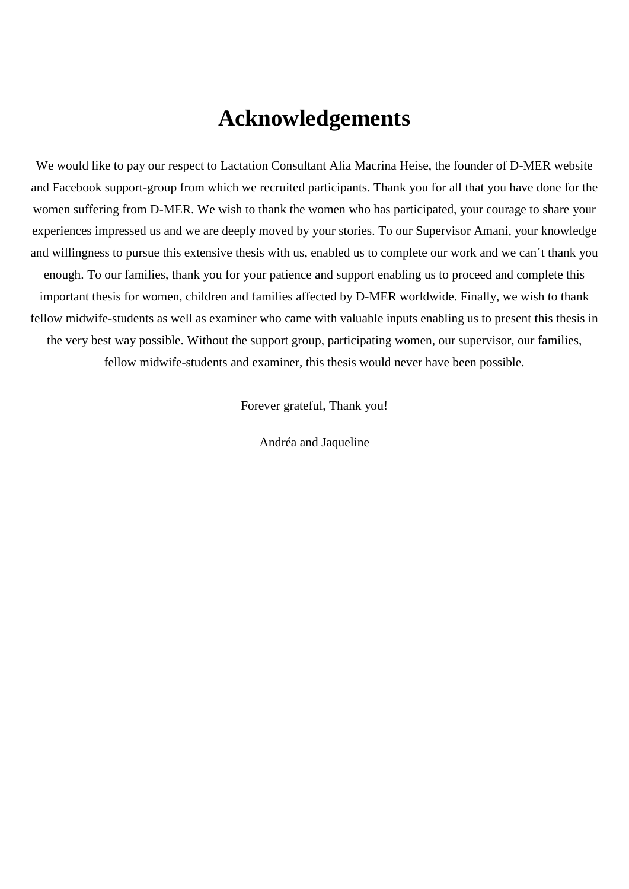# Acknowledgements

We would like to pay our respect to Lactation Consultant Alia Macrina Heise, the founder of D-MER website and Facebook support-group from which we recruited participants. Thank you for all that you have done for the women suffering from D-MER. We wish to thank the women who has participated, your courage to share your experiences impressed us and we are deeply moved by your stories. To our Supervisor Amani, your knowledge and willingness to pursue this extensive thesis with us, enabled us to complete our work and we can´t thank you enough. To our families, thank you for your patience and support enabling us to proceed and complete this important thesis for women, children and families affected by D-MER worldwide. Finally, we wish to thank fellow midwife-students as well as examiner who came with valuable inputs enabling us to present this thesis in the very best way possible. Without the support group, participating women, our supervisor, our families, fellow midwife-students and examiner, this thesis would never have been possible.

Forever grateful, Thank you!

Andréa and Jaqueline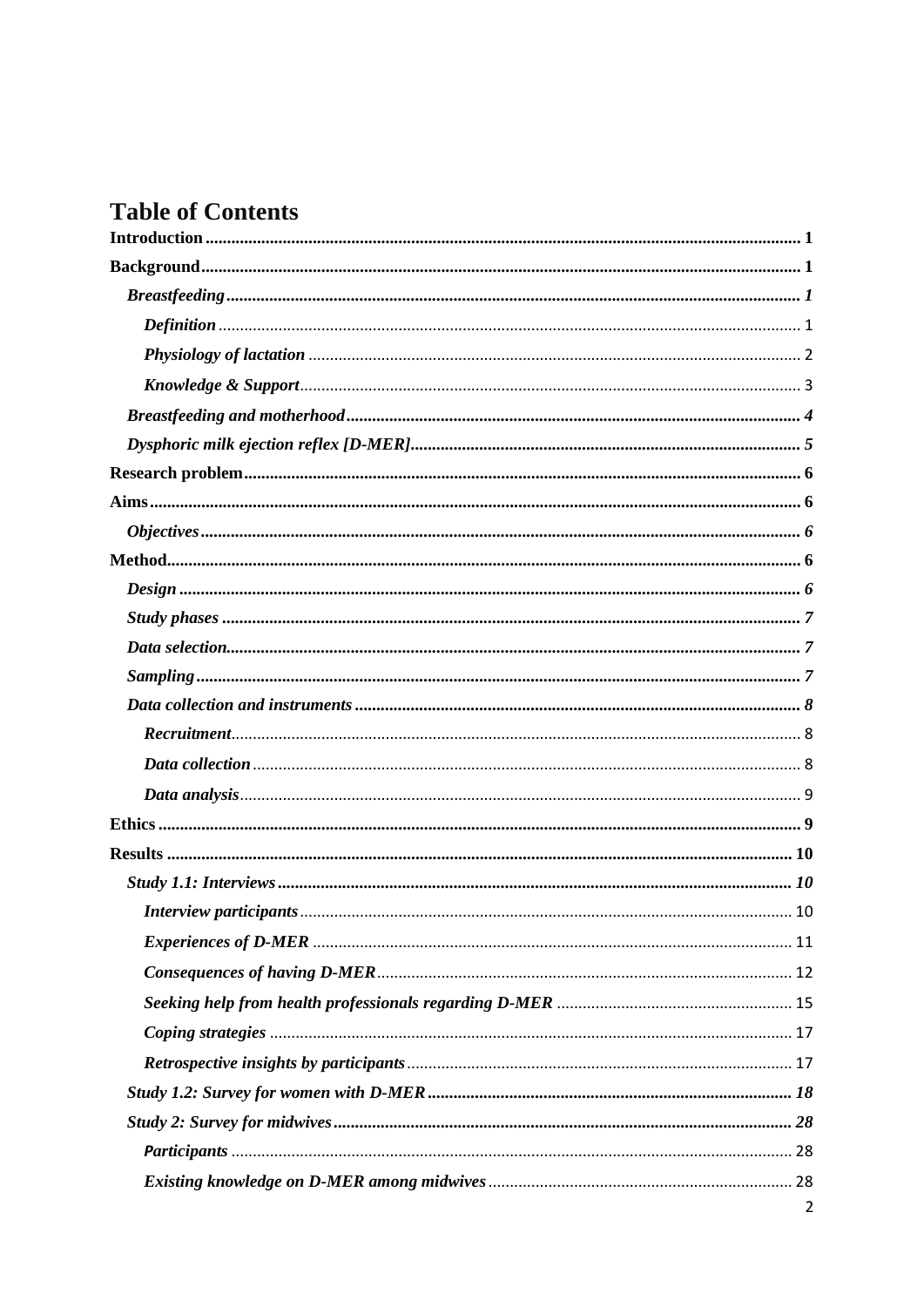# Table of Contents

**Introduction** ........ 1

**Background** ........ 1

- ***Breastfeeding*** ........ *1*
  - ***Definition*** ........ 1
  - ***Physiology of lactation*** ........ 2
  - ***Knowledge & Support*** ........ 3
- ***Breastfeeding and motherhood*** ........ *4*
- ***Dysphoric milk ejection reflex [D-MER]*** ........ *5*

**Research problem** ........ 6

**Aims** ........ 6

- ***Objectives*** ........ *6*

**Method** ........ 6

- ***Design*** ........ *6*
- ***Study phases*** ........ *7*
- ***Data selection*** ........ *7*
- ***Sampling*** ........ *7*
- ***Data collection and instruments*** ........ *8*
  - ***Recruitment*** ........ 8
  - ***Data collection*** ........ 8
  - ***Data analysis*** ........ 9

**Ethics** ........ 9

**Results** ........ 10

- ***Study 1.1: Interviews*** ........ *10*
  - ***Interview participants*** ........ 10
  - ***Experiences of D-MER*** ........ 11
  - ***Consequences of having D-MER*** ........ 12
  - ***Seeking help from health professionals regarding D-MER*** ........ 15
  - ***Coping strategies*** ........ 17
  - ***Retrospective insights by participants*** ........ 17
- ***Study 1.2: Survey for women with D-MER*** ........ *18*
- ***Study 2: Survey for midwives*** ........ *28*
  - ***Participants*** ........ 28
  - ***Existing knowledge on D-MER among midwives*** ........ 28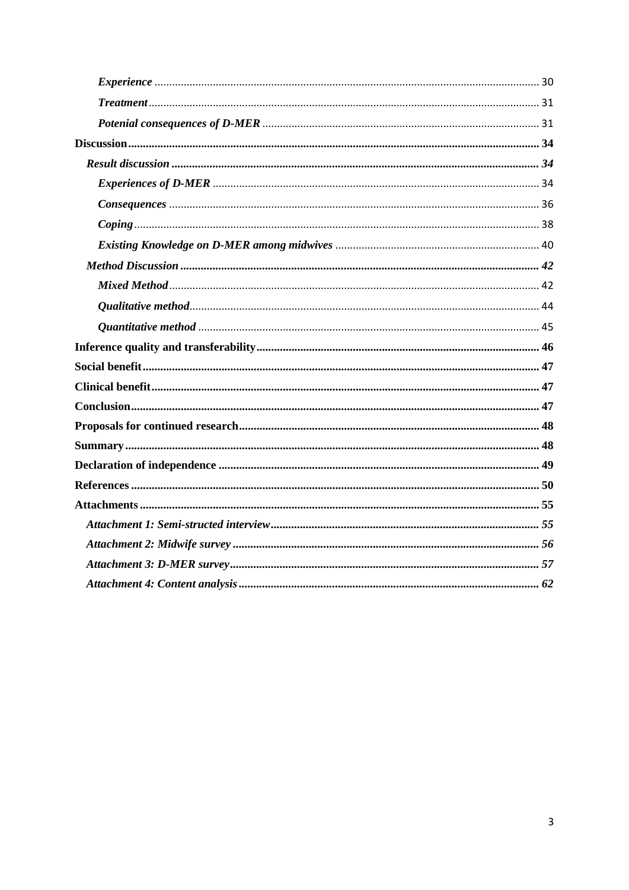*Experience* ........................................................................................................................ 30

*Treatment* ........................................................................................................................ 31

*Potenial consequences of D-MER* ................................................................................. 31

**Discussion** ........................................................................................................................ **34**

***Result discussion*** ........................................................................................................... ***34***

*Experiences of D-MER* ................................................................................................. 34

*Consequences* ................................................................................................................ 36

*Coping* ............................................................................................................................ 38

*Existing Knowledge on D-MER among midwives* ........................................................ 40

***Method Discussion*** ......................................................................................................... ***42***

*Mixed Method* ................................................................................................................ 42

*Qualitative method* ........................................................................................................ 44

*Quantitative method* ...................................................................................................... 45

**Inference quality and transferability** ................................................................................ **46**

**Social benefit** ...................................................................................................................... **47**

**Clinical benefit** ................................................................................................................... **47**

**Conclusion** .......................................................................................................................... **47**

**Proposals for continued research** ...................................................................................... **48**

**Summary** ............................................................................................................................ **48**

**Declaration of independence** ............................................................................................ **49**

**References** .......................................................................................................................... **50**

**Attachments** ....................................................................................................................... **55**

***Attachment 1: Semi-structed interview*** .......................................................................... ***55***

***Attachment 2: Midwife survey*** ........................................................................................ ***56***

***Attachment 3: D-MER survey*** ......................................................................................... ***57***

***Attachment 4: Content analysis*** ..................................................................................... ***62***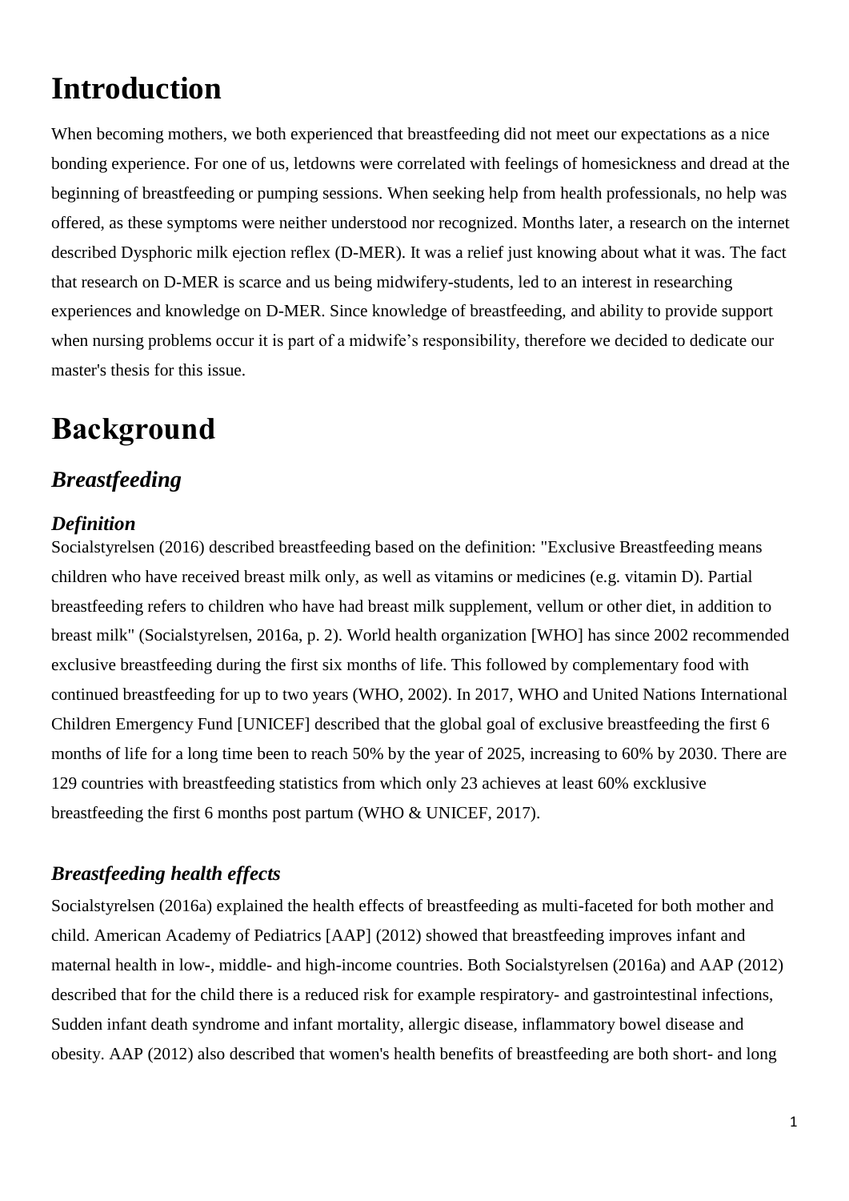# Introduction

When becoming mothers, we both experienced that breastfeeding did not meet our expectations as a nice bonding experience. For one of us, letdowns were correlated with feelings of homesickness and dread at the beginning of breastfeeding or pumping sessions. When seeking help from health professionals, no help was offered, as these symptoms were neither understood nor recognized. Months later, a research on the internet described Dysphoric milk ejection reflex (D-MER). It was a relief just knowing about what it was. The fact that research on D-MER is scarce and us being midwifery-students, led to an interest in researching experiences and knowledge on D-MER. Since knowledge of breastfeeding, and ability to provide support when nursing problems occur it is part of a midwife's responsibility, therefore we decided to dedicate our master's thesis for this issue.

# Background

## *Breastfeeding*

### *Definition*

Socialstyrelsen (2016) described breastfeeding based on the definition: "Exclusive Breastfeeding means children who have received breast milk only, as well as vitamins or medicines (e.g. vitamin D). Partial breastfeeding refers to children who have had breast milk supplement, vellum or other diet, in addition to breast milk" (Socialstyrelsen, 2016a, p. 2). World health organization [WHO] has since 2002 recommended exclusive breastfeeding during the first six months of life. This followed by complementary food with continued breastfeeding for up to two years (WHO, 2002). In 2017, WHO and United Nations International Children Emergency Fund [UNICEF] described that the global goal of exclusive breastfeeding the first 6 months of life for a long time been to reach 50% by the year of 2025, increasing to 60% by 2030. There are 129 countries with breastfeeding statistics from which only 23 achieves at least 60% excklusive breastfeeding the first 6 months post partum (WHO & UNICEF, 2017).

### *Breastfeeding health effects*

Socialstyrelsen (2016a) explained the health effects of breastfeeding as multi-faceted for both mother and child. American Academy of Pediatrics [AAP] (2012) showed that breastfeeding improves infant and maternal health in low-, middle- and high-income countries. Both Socialstyrelsen (2016a) and AAP (2012) described that for the child there is a reduced risk for example respiratory- and gastrointestinal infections, Sudden infant death syndrome and infant mortality, allergic disease, inflammatory bowel disease and obesity. AAP (2012) also described that women's health benefits of breastfeeding are both short- and long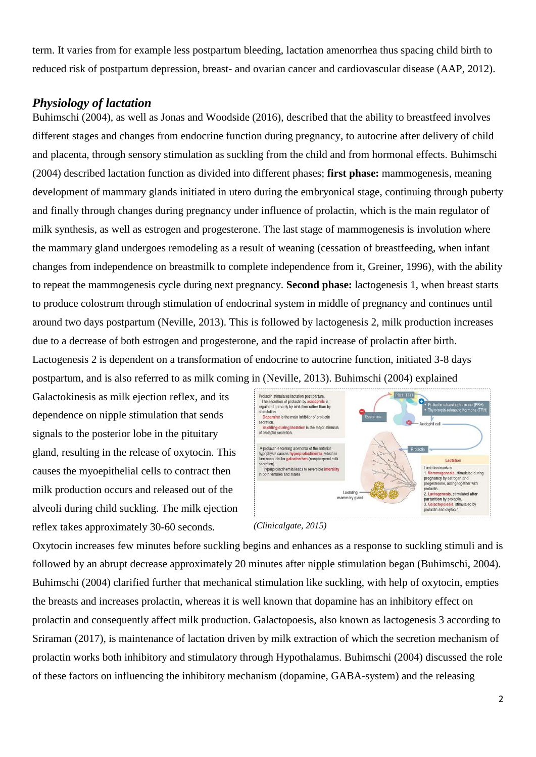term. It varies from for example less postpartum bleeding, lactation amenorrhea thus spacing child birth to reduced risk of postpartum depression, breast- and ovarian cancer and cardiovascular disease (AAP, 2012).

### *Physiology of lactation*

Buhimschi (2004), as well as Jonas and Woodside (2016), described that the ability to breastfeed involves different stages and changes from endocrine function during pregnancy, to autocrine after delivery of child and placenta, through sensory stimulation as suckling from the child and from hormonal effects. Buhimschi (2004) described lactation function as divided into different phases; **first phase:** mammogenesis, meaning development of mammary glands initiated in utero during the embryonical stage, continuing through puberty and finally through changes during pregnancy under influence of prolactin, which is the main regulator of milk synthesis, as well as estrogen and progesterone. The last stage of mammogenesis is involution where the mammary gland undergoes remodeling as a result of weaning (cessation of breastfeeding, when infant changes from independence on breastmilk to complete independence from it, Greiner, 1996), with the ability to repeat the mammogenesis cycle during next pregnancy. **Second phase:** lactogenesis 1, when breast starts to produce colostrum through stimulation of endocrinal system in middle of pregnancy and continues until around two days postpartum (Neville, 2013). This is followed by lactogenesis 2, milk production increases due to a decrease of both estrogen and progesterone, and the rapid increase of prolactin after birth. Lactogenesis 2 is dependent on a transformation of endocrine to autocrine function, initiated 3-8 days postpartum, and is also referred to as milk coming in (Neville, 2013). Buhimschi (2004) explained Galactokinesis as milk ejection reflex, and its dependence on nipple stimulation that sends signals to the posterior lobe in the pituitary gland, resulting in the release of oxytocin. This causes the myoepithelial cells to contract then milk production occurs and released out of the alveoli during child suckling. The milk ejection reflex takes approximately 30-60 seconds.

*(Clinicalgate, 2015)*

Oxytocin increases few minutes before suckling begins and enhances as a response to suckling stimuli and is followed by an abrupt decrease approximately 20 minutes after nipple stimulation began (Buhimschi, 2004). Buhimschi (2004) clarified further that mechanical stimulation like suckling, with help of oxytocin, empties the breasts and increases prolactin, whereas it is well known that dopamine has an inhibitory effect on prolactin and consequently affect milk production. Galactopoesis, also known as lactogenesis 3 according to Sriraman (2017), is maintenance of lactation driven by milk extraction of which the secretion mechanism of prolactin works both inhibitory and stimulatory through Hypothalamus. Buhimschi (2004) discussed the role of these factors on influencing the inhibitory mechanism (dopamine, GABA-system) and the releasing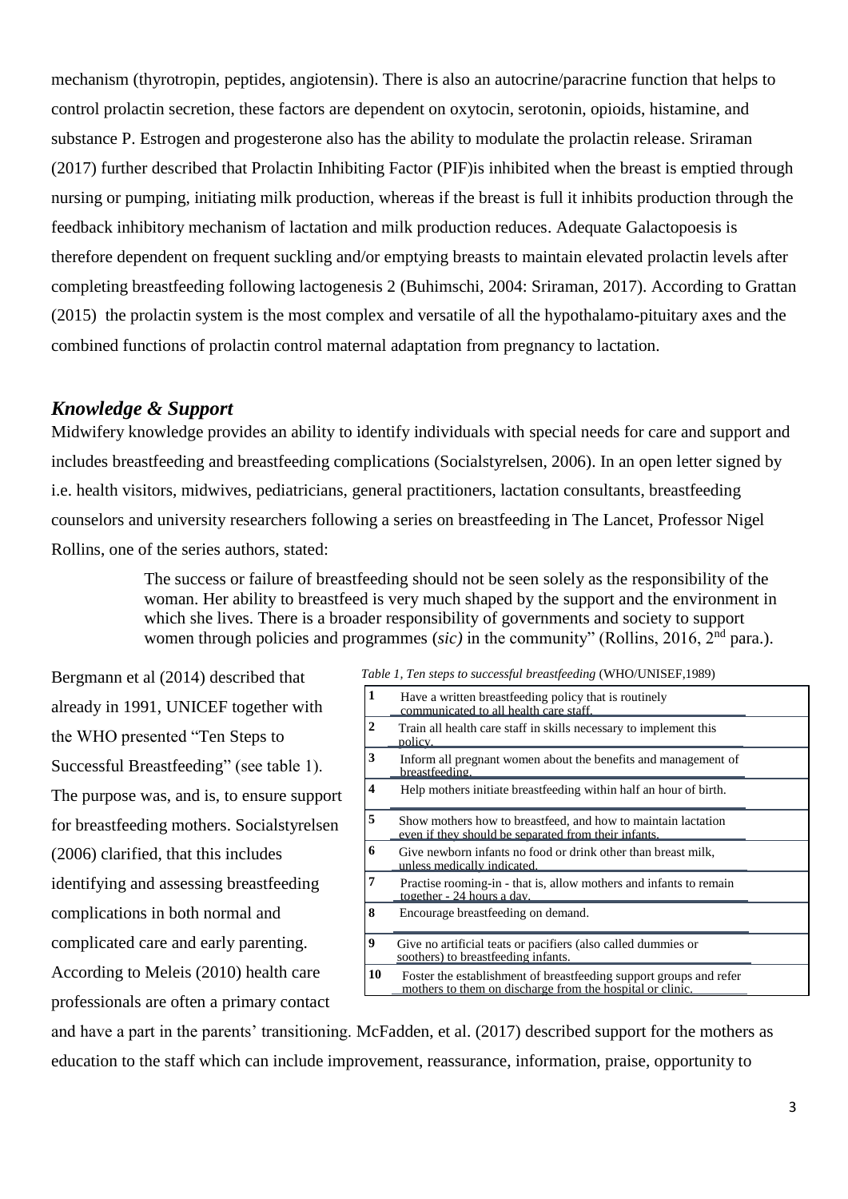mechanism (thyrotropin, peptides, angiotensin). There is also an autocrine/paracrine function that helps to control prolactin secretion, these factors are dependent on oxytocin, serotonin, opioids, histamine, and substance P. Estrogen and progesterone also has the ability to modulate the prolactin release. Sriraman (2017) further described that Prolactin Inhibiting Factor (PIF)is inhibited when the breast is emptied through nursing or pumping, initiating milk production, whereas if the breast is full it inhibits production through the feedback inhibitory mechanism of lactation and milk production reduces. Adequate Galactopoesis is therefore dependent on frequent suckling and/or emptying breasts to maintain elevated prolactin levels after completing breastfeeding following lactogenesis 2 (Buhimschi, 2004: Sriraman, 2017). According to Grattan (2015) the prolactin system is the most complex and versatile of all the hypothalamo-pituitary axes and the combined functions of prolactin control maternal adaptation from pregnancy to lactation.

### *Knowledge & Support*

Midwifery knowledge provides an ability to identify individuals with special needs for care and support and includes breastfeeding and breastfeeding complications (Socialstyrelsen, 2006). In an open letter signed by i.e. health visitors, midwives, pediatricians, general practitioners, lactation consultants, breastfeeding counselors and university researchers following a series on breastfeeding in The Lancet, Professor Nigel Rollins, one of the series authors, stated:

> The success or failure of breastfeeding should not be seen solely as the responsibility of the woman. Her ability to breastfeed is very much shaped by the support and the environment in which she lives. There is a broader responsibility of governments and society to support women through policies and programmes (*sic)* in the community" (Rollins, 2016, 2[nd] para.).

Bergmann et al (2014) described that already in 1991, UNICEF together with the WHO presented "Ten Steps to Successful Breastfeeding" (see table 1). The purpose was, and is, to ensure support for breastfeeding mothers. Socialstyrelsen (2006) clarified, that this includes identifying and assessing breastfeeding complications in both normal and complicated care and early parenting. According to Meleis (2010) health care professionals are often a primary contact and have a part in the parents' transitioning. McFadden, et al. (2017) described support for the mothers as education to the staff which can include improvement, reassurance, information, praise, opportunity to

*Table 1, Ten steps to successful breastfeeding* (WHO/UNISEF,1989)

| | |
|---|---|
| **1** | Have a written breastfeeding policy that is routinely communicated to all health care staff. |
| **2** | Train all health care staff in skills necessary to implement this policy. |
| **3** | Inform all pregnant women about the benefits and management of breastfeeding. |
| **4** | Help mothers initiate breastfeeding within half an hour of birth. |
| **5** | Show mothers how to breastfeed, and how to maintain lactation even if they should be separated from their infants. |
| **6** | Give newborn infants no food or drink other than breast milk, unless medically indicated. |
| **7** | Practise rooming-in - that is, allow mothers and infants to remain together - 24 hours a day. |
| **8** | Encourage breastfeeding on demand. |
| **9** | Give no artificial teats or pacifiers (also called dummies or soothers) to breastfeeding infants. |
| **10** | Foster the establishment of breastfeeding support groups and refer mothers to them on discharge from the hospital or clinic. |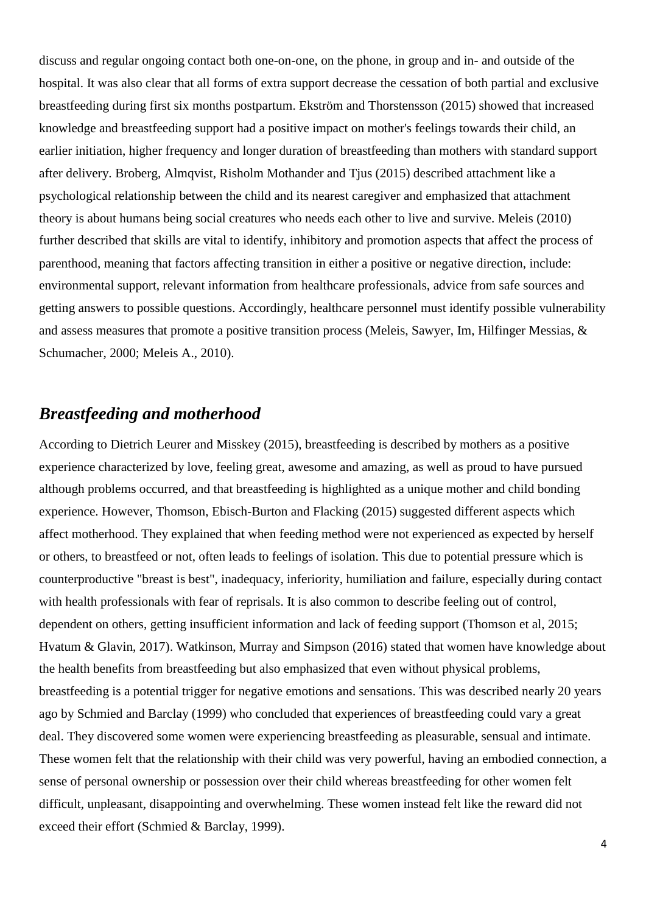discuss and regular ongoing contact both one-on-one, on the phone, in group and in- and outside of the hospital. It was also clear that all forms of extra support decrease the cessation of both partial and exclusive breastfeeding during first six months postpartum. Ekström and Thorstensson (2015) showed that increased knowledge and breastfeeding support had a positive impact on mother's feelings towards their child, an earlier initiation, higher frequency and longer duration of breastfeeding than mothers with standard support after delivery. Broberg, Almqvist, Risholm Mothander and Tjus (2015) described attachment like a psychological relationship between the child and its nearest caregiver and emphasized that attachment theory is about humans being social creatures who needs each other to live and survive. Meleis (2010) further described that skills are vital to identify, inhibitory and promotion aspects that affect the process of parenthood, meaning that factors affecting transition in either a positive or negative direction, include: environmental support, relevant information from healthcare professionals, advice from safe sources and getting answers to possible questions. Accordingly, healthcare personnel must identify possible vulnerability and assess measures that promote a positive transition process (Meleis, Sawyer, Im, Hilfinger Messias, & Schumacher, 2000; Meleis A., 2010).

## *Breastfeeding and motherhood*

According to Dietrich Leurer and Misskey (2015), breastfeeding is described by mothers as a positive experience characterized by love, feeling great, awesome and amazing, as well as proud to have pursued although problems occurred, and that breastfeeding is highlighted as a unique mother and child bonding experience. However, Thomson, Ebisch-Burton and Flacking (2015) suggested different aspects which affect motherhood. They explained that when feeding method were not experienced as expected by herself or others, to breastfeed or not, often leads to feelings of isolation. This due to potential pressure which is counterproductive "breast is best", inadequacy, inferiority, humiliation and failure, especially during contact with health professionals with fear of reprisals. It is also common to describe feeling out of control, dependent on others, getting insufficient information and lack of feeding support (Thomson et al, 2015; Hvatum & Glavin, 2017). Watkinson, Murray and Simpson (2016) stated that women have knowledge about the health benefits from breastfeeding but also emphasized that even without physical problems, breastfeeding is a potential trigger for negative emotions and sensations. This was described nearly 20 years ago by Schmied and Barclay (1999) who concluded that experiences of breastfeeding could vary a great deal. They discovered some women were experiencing breastfeeding as pleasurable, sensual and intimate. These women felt that the relationship with their child was very powerful, having an embodied connection, a sense of personal ownership or possession over their child whereas breastfeeding for other women felt difficult, unpleasant, disappointing and overwhelming. These women instead felt like the reward did not exceed their effort (Schmied & Barclay, 1999).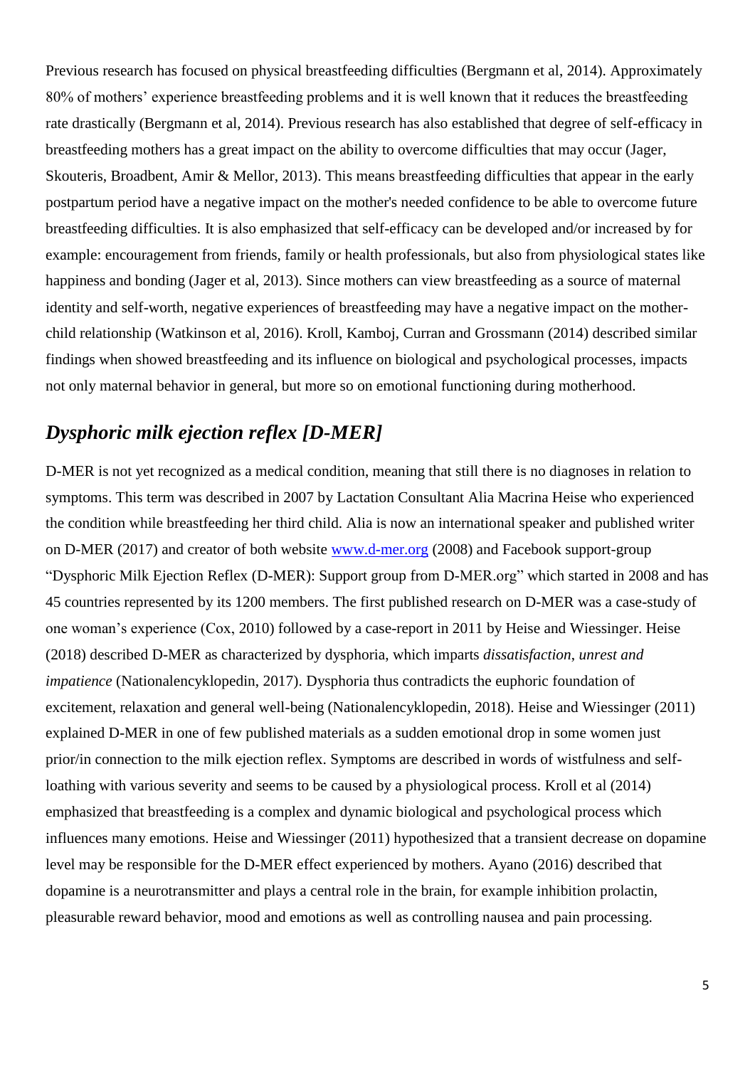Previous research has focused on physical breastfeeding difficulties (Bergmann et al, 2014). Approximately 80% of mothers' experience breastfeeding problems and it is well known that it reduces the breastfeeding rate drastically (Bergmann et al, 2014). Previous research has also established that degree of self-efficacy in breastfeeding mothers has a great impact on the ability to overcome difficulties that may occur (Jager, Skouteris, Broadbent, Amir & Mellor, 2013). This means breastfeeding difficulties that appear in the early postpartum period have a negative impact on the mother's needed confidence to be able to overcome future breastfeeding difficulties. It is also emphasized that self-efficacy can be developed and/or increased by for example: encouragement from friends, family or health professionals, but also from physiological states like happiness and bonding (Jager et al, 2013). Since mothers can view breastfeeding as a source of maternal identity and self-worth, negative experiences of breastfeeding may have a negative impact on the mother-child relationship (Watkinson et al, 2016). Kroll, Kamboj, Curran and Grossmann (2014) described similar findings when showed breastfeeding and its influence on biological and psychological processes, impacts not only maternal behavior in general, but more so on emotional functioning during motherhood.

## *Dysphoric milk ejection reflex [D-MER]*

D-MER is not yet recognized as a medical condition, meaning that still there is no diagnoses in relation to symptoms. This term was described in 2007 by Lactation Consultant Alia Macrina Heise who experienced the condition while breastfeeding her third child. Alia is now an international speaker and published writer on D-MER (2017) and creator of both website [www.d-mer.org](www.d-mer.org) (2008) and Facebook support-group "Dysphoric Milk Ejection Reflex (D-MER): Support group from D-MER.org" which started in 2008 and has 45 countries represented by its 1200 members. The first published research on D-MER was a case-study of one woman's experience (Cox, 2010) followed by a case-report in 2011 by Heise and Wiessinger. Heise (2018) described D-MER as characterized by dysphoria, which imparts *dissatisfaction*, *unrest and impatience* (Nationalencyklopedin, 2017). Dysphoria thus contradicts the euphoric foundation of excitement, relaxation and general well-being (Nationalencyklopedin, 2018). Heise and Wiessinger (2011) explained D-MER in one of few published materials as a sudden emotional drop in some women just prior/in connection to the milk ejection reflex. Symptoms are described in words of wistfulness and self-loathing with various severity and seems to be caused by a physiological process. Kroll et al (2014) emphasized that breastfeeding is a complex and dynamic biological and psychological process which influences many emotions. Heise and Wiessinger (2011) hypothesized that a transient decrease on dopamine level may be responsible for the D-MER effect experienced by mothers. Ayano (2016) described that dopamine is a neurotransmitter and plays a central role in the brain, for example inhibition prolactin, pleasurable reward behavior, mood and emotions as well as controlling nausea and pain processing.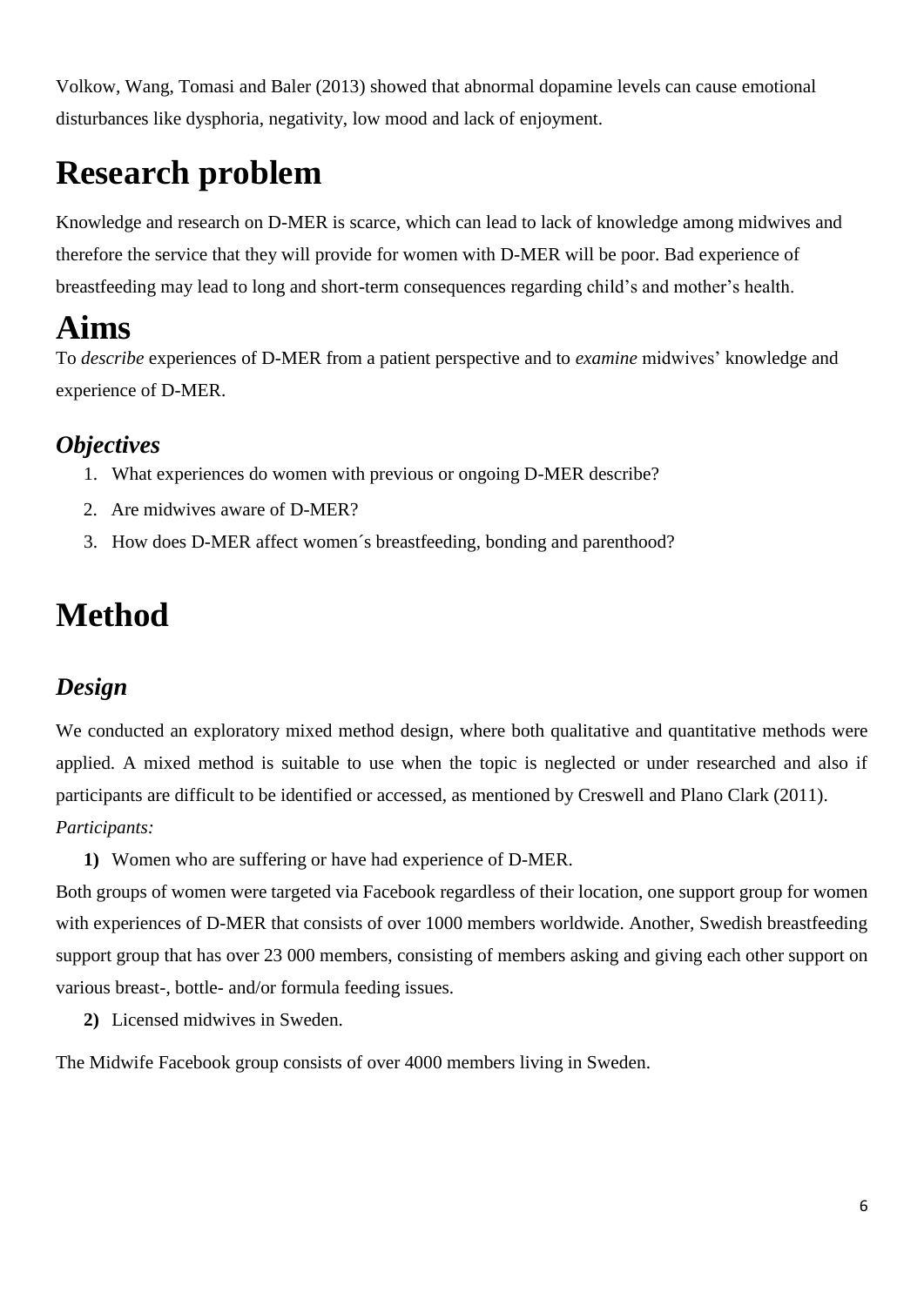Volkow, Wang, Tomasi and Baler (2013) showed that abnormal dopamine levels can cause emotional disturbances like dysphoria, negativity, low mood and lack of enjoyment.

# Research problem

Knowledge and research on D-MER is scarce, which can lead to lack of knowledge among midwives and therefore the service that they will provide for women with D-MER will be poor. Bad experience of breastfeeding may lead to long and short-term consequences regarding child's and mother's health.

# Aims

To *describe* experiences of D-MER from a patient perspective and to *examine* midwives' knowledge and experience of D-MER.

## *Objectives*

1. What experiences do women with previous or ongoing D-MER describe?
2. Are midwives aware of D-MER?
3. How does D-MER affect women´s breastfeeding, bonding and parenthood?

# Method

## *Design*

We conducted an exploratory mixed method design, where both qualitative and quantitative methods were applied. A mixed method is suitable to use when the topic is neglected or under researched and also if participants are difficult to be identified or accessed, as mentioned by Creswell and Plano Clark (2011).

*Participants:*

**1)** Women who are suffering or have had experience of D-MER.

Both groups of women were targeted via Facebook regardless of their location, one support group for women with experiences of D-MER that consists of over 1000 members worldwide. Another, Swedish breastfeeding support group that has over 23 000 members, consisting of members asking and giving each other support on various breast-, bottle- and/or formula feeding issues.

**2)** Licensed midwives in Sweden.

The Midwife Facebook group consists of over 4000 members living in Sweden.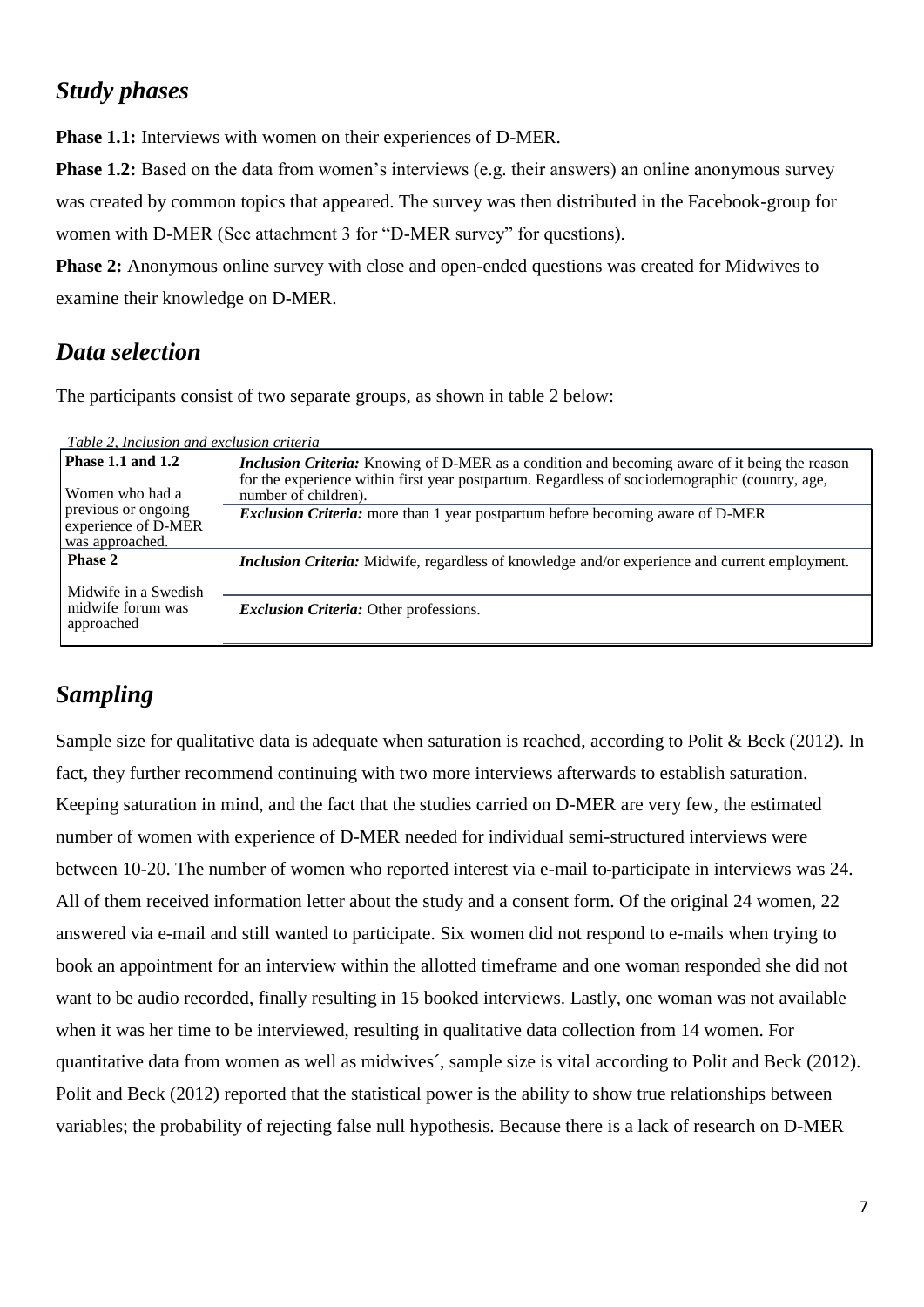## *Study phases*

**Phase 1.1:** Interviews with women on their experiences of D-MER.

**Phase 1.2:** Based on the data from women's interviews (e.g. their answers) an online anonymous survey was created by common topics that appeared. The survey was then distributed in the Facebook-group for women with D-MER (See attachment 3 for "D-MER survey" for questions).

**Phase 2:** Anonymous online survey with close and open-ended questions was created for Midwives to examine their knowledge on D-MER.

## *Data selection*

The participants consist of two separate groups, as shown in table 2 below:

*Table 2. Inclusion and exclusion criteria*

| | |
|---|---|
| **Phase 1.1 and 1.2**<br><br>Women who had a previous or ongoing experience of D-MER was approached. | ***Inclusion Criteria:*** Knowing of D-MER as a condition and becoming aware of it being the reason for the experience within first year postpartum. Regardless of sociodemographic (country, age, number of children). |
| | ***Exclusion Criteria:*** more than 1 year postpartum before becoming aware of D-MER |
| **Phase 2**<br><br>Midwife in a Swedish midwife forum was approached | ***Inclusion Criteria:*** Midwife, regardless of knowledge and/or experience and current employment. |
| | ***Exclusion Criteria:*** Other professions. |

## *Sampling*

Sample size for qualitative data is adequate when saturation is reached, according to Polit & Beck (2012). In fact, they further recommend continuing with two more interviews afterwards to establish saturation. Keeping saturation in mind, and the fact that the studies carried on D-MER are very few, the estimated number of women with experience of D-MER needed for individual semi-structured interviews were between 10-20. The number of women who reported interest via e-mail to participate in interviews was 24. All of them received information letter about the study and a consent form. Of the original 24 women, 22 answered via e-mail and still wanted to participate. Six women did not respond to e-mails when trying to book an appointment for an interview within the allotted timeframe and one woman responded she did not want to be audio recorded, finally resulting in 15 booked interviews. Lastly, one woman was not available when it was her time to be interviewed, resulting in qualitative data collection from 14 women. For quantitative data from women as well as midwives´, sample size is vital according to Polit and Beck (2012). Polit and Beck (2012) reported that the statistical power is the ability to show true relationships between variables; the probability of rejecting false null hypothesis. Because there is a lack of research on D-MER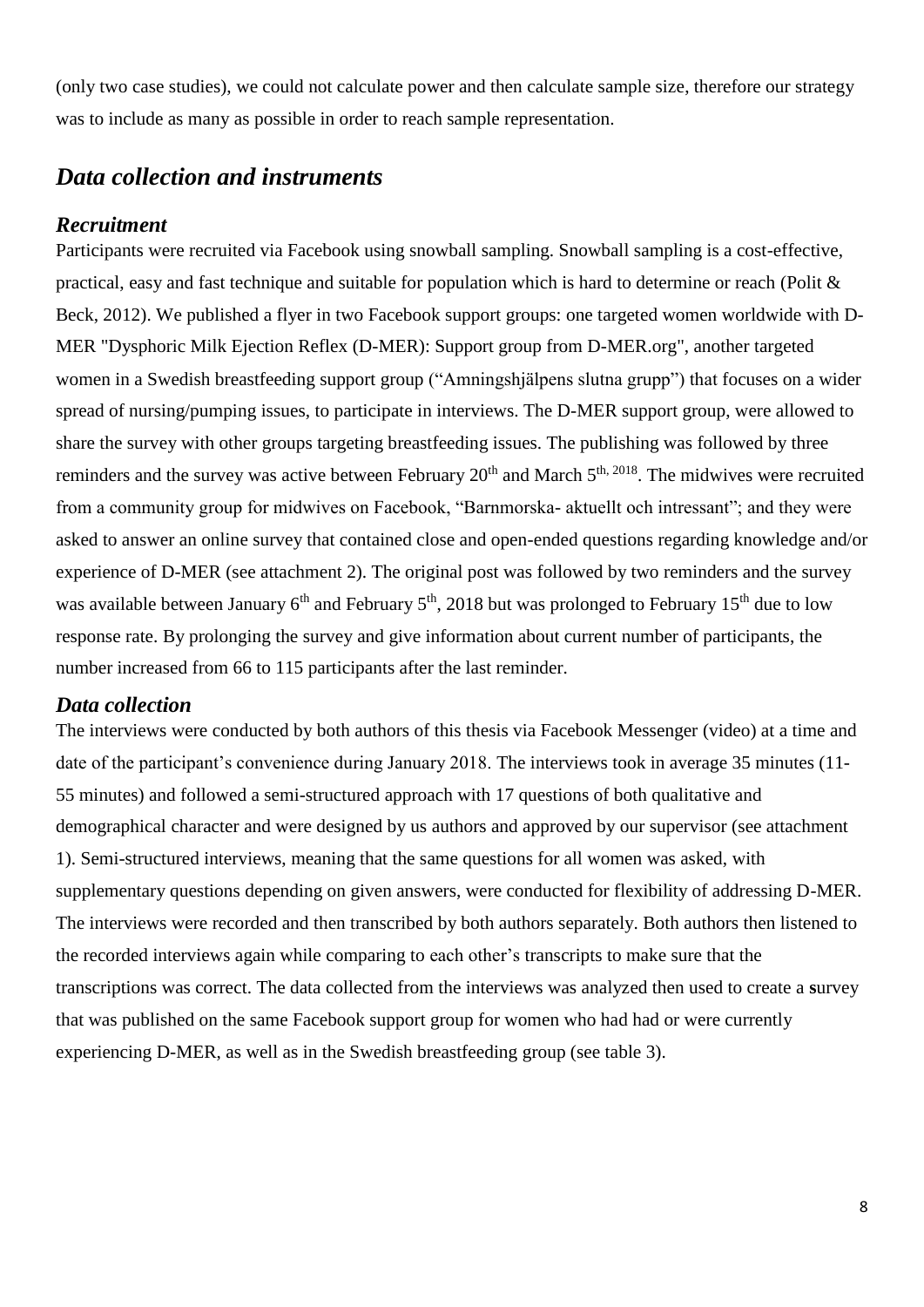(only two case studies), we could not calculate power and then calculate sample size, therefore our strategy was to include as many as possible in order to reach sample representation.

## *Data collection and instruments*

### *Recruitment*

Participants were recruited via Facebook using snowball sampling. Snowball sampling is a cost-effective, practical, easy and fast technique and suitable for population which is hard to determine or reach (Polit & Beck, 2012). We published a flyer in two Facebook support groups: one targeted women worldwide with D-MER "Dysphoric Milk Ejection Reflex (D-MER): Support group from D-MER.org", another targeted women in a Swedish breastfeeding support group ("Amningshjälpens slutna grupp") that focuses on a wider spread of nursing/pumping issues, to participate in interviews. The D-MER support group, were allowed to share the survey with other groups targeting breastfeeding issues. The publishing was followed by three reminders and the survey was active between February 20th and March 5th, 2018. The midwives were recruited from a community group for midwives on Facebook, "Barnmorska- aktuellt och intressant"; and they were asked to answer an online survey that contained close and open-ended questions regarding knowledge and/or experience of D-MER (see attachment 2). The original post was followed by two reminders and the survey was available between January 6th and February 5th, 2018 but was prolonged to February 15th due to low response rate. By prolonging the survey and give information about current number of participants, the number increased from 66 to 115 participants after the last reminder.

### *Data collection*

The interviews were conducted by both authors of this thesis via Facebook Messenger (video) at a time and date of the participant's convenience during January 2018. The interviews took in average 35 minutes (11-55 minutes) and followed a semi-structured approach with 17 questions of both qualitative and demographical character and were designed by us authors and approved by our supervisor (see attachment 1). Semi-structured interviews, meaning that the same questions for all women was asked, with supplementary questions depending on given answers, were conducted for flexibility of addressing D-MER. The interviews were recorded and then transcribed by both authors separately. Both authors then listened to the recorded interviews again while comparing to each other's transcripts to make sure that the transcriptions was correct. The data collected from the interviews was analyzed then used to create a survey that was published on the same Facebook support group for women who had had or were currently experiencing D-MER, as well as in the Swedish breastfeeding group (see table 3).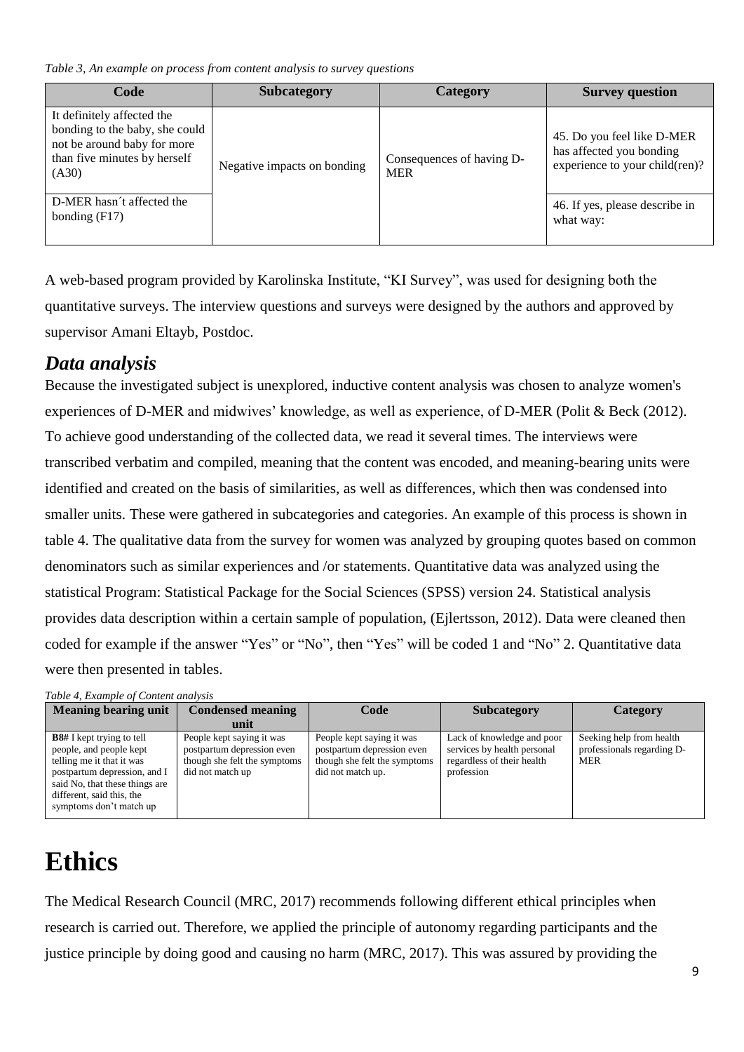*Table 3, An example on process from content analysis to survey questions*

| Code | Subcategory | Category | Survey question |
|---|---|---|---|
| It definitely affected the bonding to the baby, she could not be around baby for more than five minutes by herself (A30) | Negative impacts on bonding | Consequences of having D-MER | 45. Do you feel like D-MER has affected you bonding experience to your child(ren)? |
| D-MER hasn´t affected the bonding (F17) | | | 46. If yes, please describe in what way: |

A web-based program provided by Karolinska Institute, "KI Survey", was used for designing both the quantitative surveys. The interview questions and surveys were designed by the authors and approved by supervisor Amani Eltayb, Postdoc.

## *Data analysis*

Because the investigated subject is unexplored, inductive content analysis was chosen to analyze women's experiences of D-MER and midwives' knowledge, as well as experience, of D-MER (Polit & Beck (2012). To achieve good understanding of the collected data, we read it several times. The interviews were transcribed verbatim and compiled, meaning that the content was encoded, and meaning-bearing units were identified and created on the basis of similarities, as well as differences, which then was condensed into smaller units. These were gathered in subcategories and categories. An example of this process is shown in table 4. The qualitative data from the survey for women was analyzed by grouping quotes based on common denominators such as similar experiences and /or statements. Quantitative data was analyzed using the statistical Program: Statistical Package for the Social Sciences (SPSS) version 24. Statistical analysis provides data description within a certain sample of population, (Ejlertsson, 2012). Data were cleaned then coded for example if the answer "Yes" or "No", then "Yes" will be coded 1 and "No" 2. Quantitative data were then presented in tables.

*Table 4, Example of Content analysis*

| Meaning bearing unit | Condensed meaning unit | Code | Subcategory | Category |
|---|---|---|---|---|
| **B8#** I kept trying to tell people, and people kept telling me it that it was postpartum depression, and I said No, that these things are different, said this, the symptoms don't match up | People kept saying it was postpartum depression even though she felt the symptoms did not match up | People kept saying it was postpartum depression even though she felt the symptoms did not match up. | Lack of knowledge and poor services by health personal regardless of their health profession | Seeking help from health professionals regarding D-MER |

# Ethics

The Medical Research Council (MRC, 2017) recommends following different ethical principles when research is carried out. Therefore, we applied the principle of autonomy regarding participants and the justice principle by doing good and causing no harm (MRC, 2017). This was assured by providing the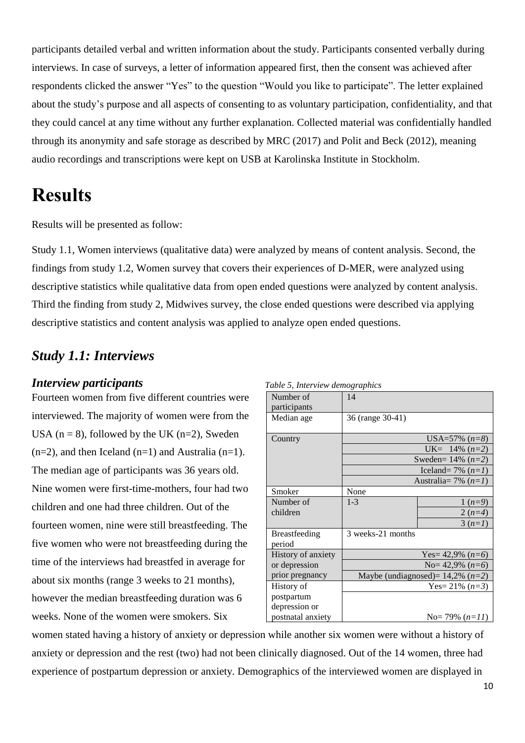participants detailed verbal and written information about the study. Participants consented verbally during interviews. In case of surveys, a letter of information appeared first, then the consent was achieved after respondents clicked the answer "Yes" to the question "Would you like to participate". The letter explained about the study's purpose and all aspects of consenting to as voluntary participation, confidentiality, and that they could cancel at any time without any further explanation. Collected material was confidentially handled through its anonymity and safe storage as described by MRC (2017) and Polit and Beck (2012), meaning audio recordings and transcriptions were kept on USB at Karolinska Institute in Stockholm.

# Results

Results will be presented as follow:

Study 1.1, Women interviews (qualitative data) were analyzed by means of content analysis. Second, the findings from study 1.2, Women survey that covers their experiences of D-MER, were analyzed using descriptive statistics while qualitative data from open ended questions were analyzed by content analysis. Third the finding from study 2, Midwives survey, the close ended questions were described via applying descriptive statistics and content analysis was applied to analyze open ended questions.

## *Study 1.1: Interviews*

### *Interview participants*

Fourteen women from five different countries were interviewed. The majority of women were from the USA (n = 8), followed by the UK (n=2), Sweden (n=2), and then Iceland (n=1) and Australia (n=1). The median age of participants was 36 years old. Nine women were first-time-mothers, four had two children and one had three children. Out of the fourteen women, nine were still breastfeeding. The five women who were not breastfeeding during the time of the interviews had breastfed in average for about six months (range 3 weeks to 21 months), however the median breastfeeding duration was 6 weeks. None of the women were smokers. Six women stated having a history of anxiety or depression while another six women were without a history of anxiety or depression and the rest (two) had not been clinically diagnosed. Out of the 14 women, three had experience of postpartum depression or anxiety. Demographics of the interviewed women are displayed in

*Table 5, Interview demographics*

| | | |
|---|---|---|
| Number of participants | 14 | |
| Median age | 36 (range 30-41) | |
| Country | USA=57% (*n=8*) | |
| | UK= 14% (*n=2*) | |
| | Sweden= 14% (*n=2*) | |
| | Iceland= 7% (*n=1*) | |
| | Australia= 7% (*n=1*) | |
| Smoker | None | |
| Number of children | 1-3 | 1 (*n=9*) |
| | | 2 (*n=4*) |
| | | 3 (*n=1*) |
| Breastfeeding period | 3 weeks-21 months | |
| History of anxiety or depression prior pregnancy | Yes= 42,9% (*n=6*) | |
| | No= 42,9% (*n=6*) | |
| | Maybe (undiagnosed)= 14,2% (*n=2*) | |
| History of postpartum depression or postnatal anxiety | Yes= 21% (*n=3*) | |
| | No= 79% (*n=11*) | |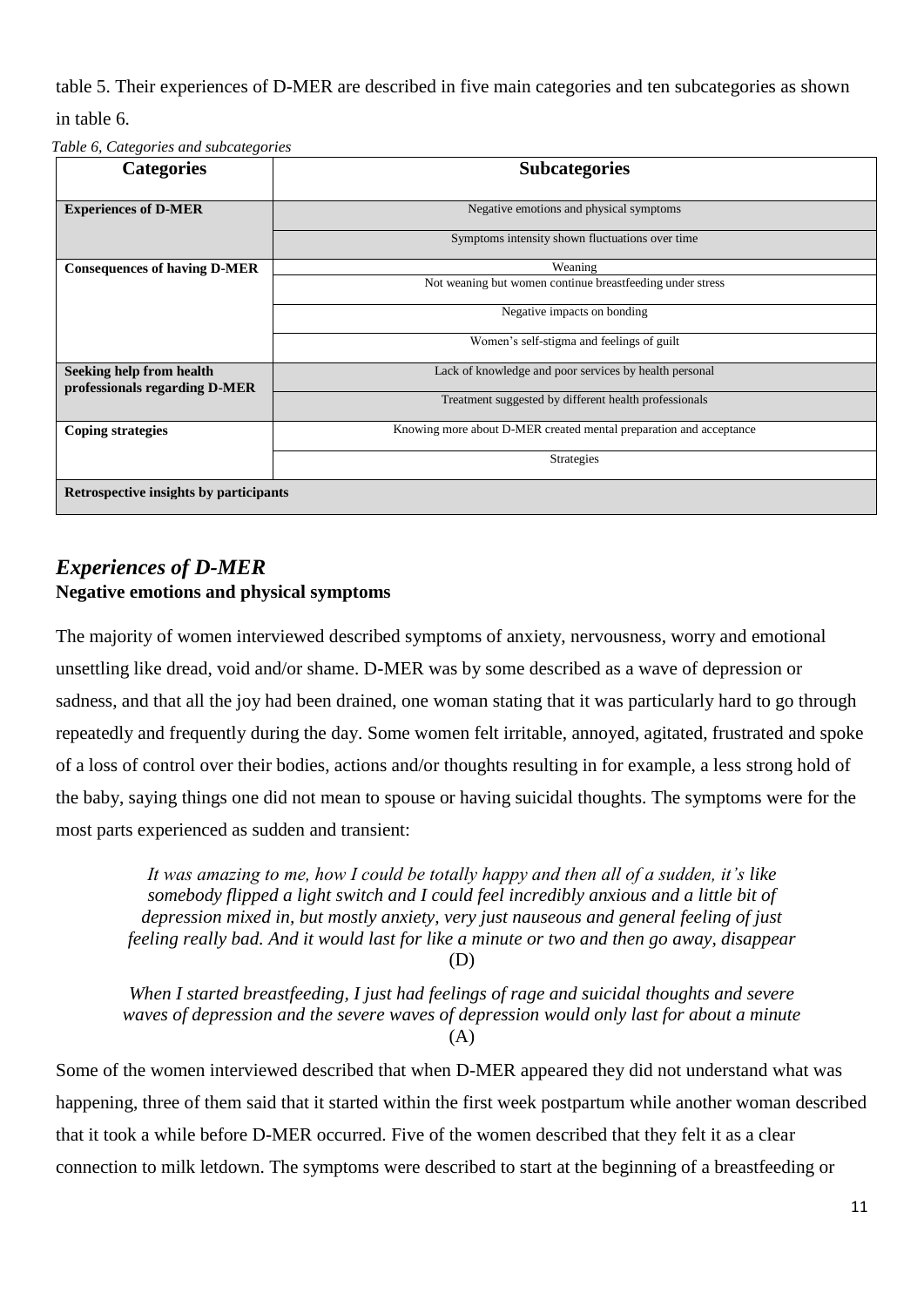table 5. Their experiences of D-MER are described in five main categories and ten subcategories as shown in table 6.

*Table 6, Categories and subcategories*

| Categories | Subcategories |
| --- | --- |
| **Experiences of D-MER** | Negative emotions and physical symptoms |
| | Symptoms intensity shown fluctuations over time |
| **Consequences of having D-MER** | Weaning |
| | Not weaning but women continue breastfeeding under stress |
| | Negative impacts on bonding |
| | Women's self-stigma and feelings of guilt |
| **Seeking help from health professionals regarding D-MER** | Lack of knowledge and poor services by health personal |
| | Treatment suggested by different health professionals |
| **Coping strategies** | Knowing more about D-MER created mental preparation and acceptance |
| | Strategies |
| **Retrospective insights by participants** | |

## *Experiences of D-MER*

### Negative emotions and physical symptoms

The majority of women interviewed described symptoms of anxiety, nervousness, worry and emotional unsettling like dread, void and/or shame. D-MER was by some described as a wave of depression or sadness, and that all the joy had been drained, one woman stating that it was particularly hard to go through repeatedly and frequently during the day. Some women felt irritable, annoyed, agitated, frustrated and spoke of a loss of control over their bodies, actions and/or thoughts resulting in for example, a less strong hold of the baby, saying things one did not mean to spouse or having suicidal thoughts. The symptoms were for the most parts experienced as sudden and transient:

> *It was amazing to me, how I could be totally happy and then all of a sudden, it's like somebody flipped a light switch and I could feel incredibly anxious and a little bit of depression mixed in, but mostly anxiety, very just nauseous and general feeling of just feeling really bad. And it would last for like a minute or two and then go away, disappear* (D)

> *When I started breastfeeding, I just had feelings of rage and suicidal thoughts and severe waves of depression and the severe waves of depression would only last for about a minute* (A)

Some of the women interviewed described that when D-MER appeared they did not understand what was happening, three of them said that it started within the first week postpartum while another woman described that it took a while before D-MER occurred. Five of the women described that they felt it as a clear connection to milk letdown. The symptoms were described to start at the beginning of a breastfeeding or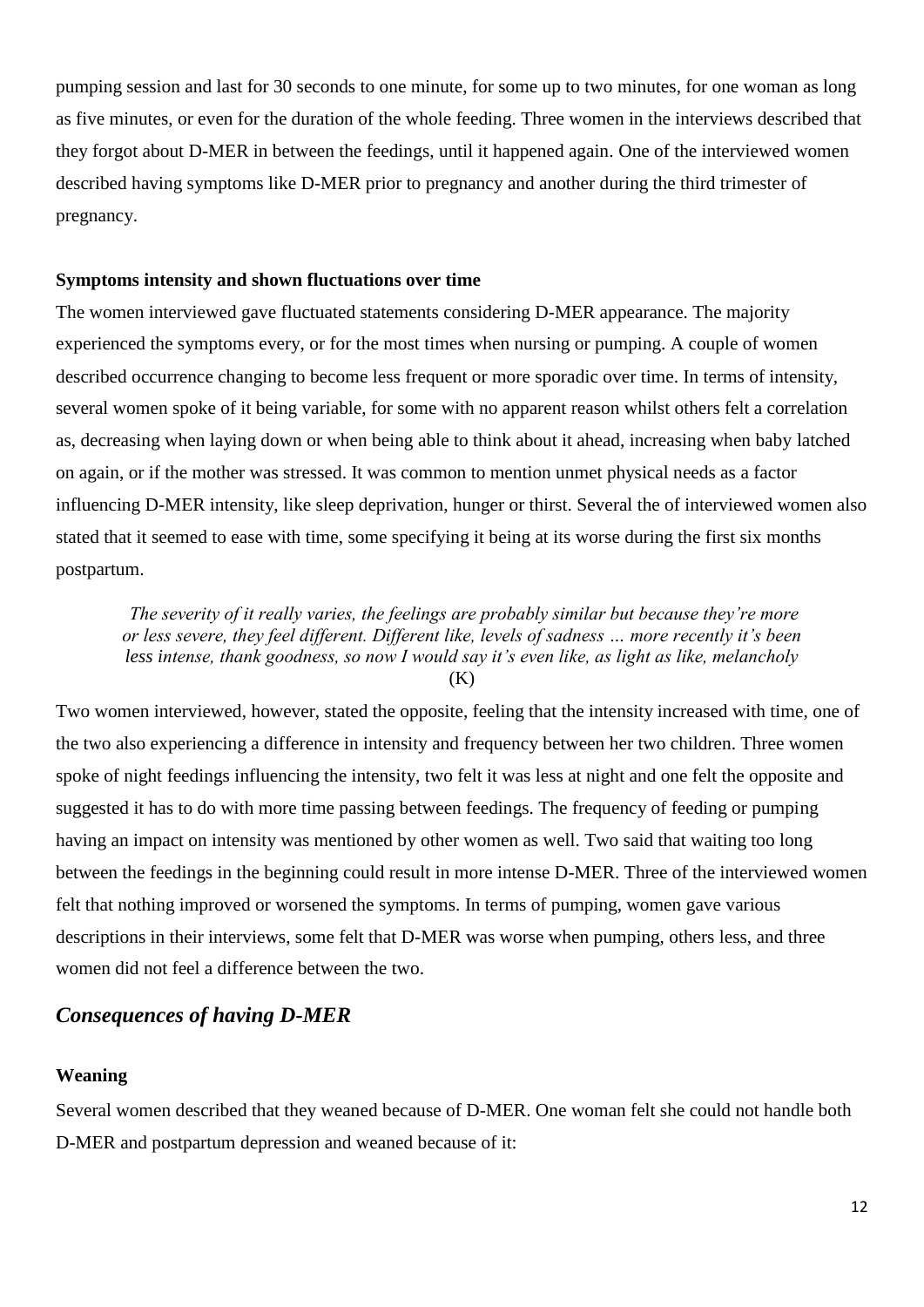pumping session and last for 30 seconds to one minute, for some up to two minutes, for one woman as long as five minutes, or even for the duration of the whole feeding. Three women in the interviews described that they forgot about D-MER in between the feedings, until it happened again. One of the interviewed women described having symptoms like D-MER prior to pregnancy and another during the third trimester of pregnancy.

**Symptoms intensity and shown fluctuations over time**

The women interviewed gave fluctuated statements considering D-MER appearance. The majority experienced the symptoms every, or for the most times when nursing or pumping. A couple of women described occurrence changing to become less frequent or more sporadic over time. In terms of intensity, several women spoke of it being variable, for some with no apparent reason whilst others felt a correlation as, decreasing when laying down or when being able to think about it ahead, increasing when baby latched on again, or if the mother was stressed. It was common to mention unmet physical needs as a factor influencing D-MER intensity, like sleep deprivation, hunger or thirst. Several the of interviewed women also stated that it seemed to ease with time, some specifying it being at its worse during the first six months postpartum.

> *The severity of it really varies, the feelings are probably similar but because they're more or less severe, they feel different. Different like, levels of sadness … more recently it's been less intense, thank goodness, so now I would say it's even like, as light as like, melancholy* (K)

Two women interviewed, however, stated the opposite, feeling that the intensity increased with time, one of the two also experiencing a difference in intensity and frequency between her two children. Three women spoke of night feedings influencing the intensity, two felt it was less at night and one felt the opposite and suggested it has to do with more time passing between feedings. The frequency of feeding or pumping having an impact on intensity was mentioned by other women as well. Two said that waiting too long between the feedings in the beginning could result in more intense D-MER. Three of the interviewed women felt that nothing improved or worsened the symptoms. In terms of pumping, women gave various descriptions in their interviews, some felt that D-MER was worse when pumping, others less, and three women did not feel a difference between the two.

## *Consequences of having D-MER*

**Weaning**

Several women described that they weaned because of D-MER. One woman felt she could not handle both D-MER and postpartum depression and weaned because of it: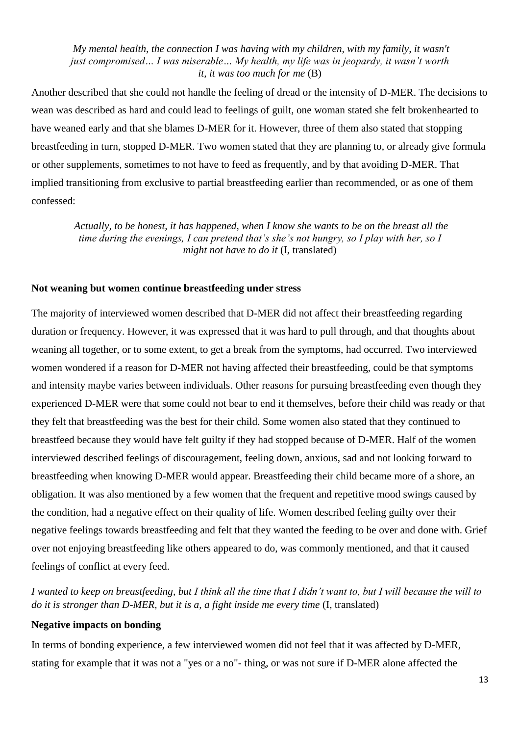> *My mental health, the connection I was having with my children, with my family, it wasn't just compromised… I was miserable… My health, my life was in jeopardy, it wasn't worth it, it was too much for me* (B)

Another described that she could not handle the feeling of dread or the intensity of D-MER. The decisions to wean was described as hard and could lead to feelings of guilt, one woman stated she felt brokenhearted to have weaned early and that she blames D-MER for it. However, three of them also stated that stopping breastfeeding in turn, stopped D-MER. Two women stated that they are planning to, or already give formula or other supplements, sometimes to not have to feed as frequently, and by that avoiding D-MER. That implied transitioning from exclusive to partial breastfeeding earlier than recommended, or as one of them confessed:

> *Actually, to be honest, it has happened, when I know she wants to be on the breast all the time during the evenings, I can pretend that's she's not hungry, so I play with her, so I might not have to do it* (I, translated)

**Not weaning but women continue breastfeeding under stress**

The majority of interviewed women described that D-MER did not affect their breastfeeding regarding duration or frequency. However, it was expressed that it was hard to pull through, and that thoughts about weaning all together, or to some extent, to get a break from the symptoms, had occurred. Two interviewed women wondered if a reason for D-MER not having affected their breastfeeding, could be that symptoms and intensity maybe varies between individuals. Other reasons for pursuing breastfeeding even though they experienced D-MER were that some could not bear to end it themselves, before their child was ready or that they felt that breastfeeding was the best for their child. Some women also stated that they continued to breastfeed because they would have felt guilty if they had stopped because of D-MER. Half of the women interviewed described feelings of discouragement, feeling down, anxious, sad and not looking forward to breastfeeding when knowing D-MER would appear. Breastfeeding their child became more of a shore, an obligation. It was also mentioned by a few women that the frequent and repetitive mood swings caused by the condition, had a negative effect on their quality of life. Women described feeling guilty over their negative feelings towards breastfeeding and felt that they wanted the feeding to be over and done with. Grief over not enjoying breastfeeding like others appeared to do, was commonly mentioned, and that it caused feelings of conflict at every feed.

*I wanted to keep on breastfeeding, but I think all the time that I didn't want to, but I will because the will to do it is stronger than D-MER, but it is a, a fight inside me every time* (I, translated)

**Negative impacts on bonding**

In terms of bonding experience, a few interviewed women did not feel that it was affected by D-MER, stating for example that it was not a "yes or a no"- thing, or was not sure if D-MER alone affected the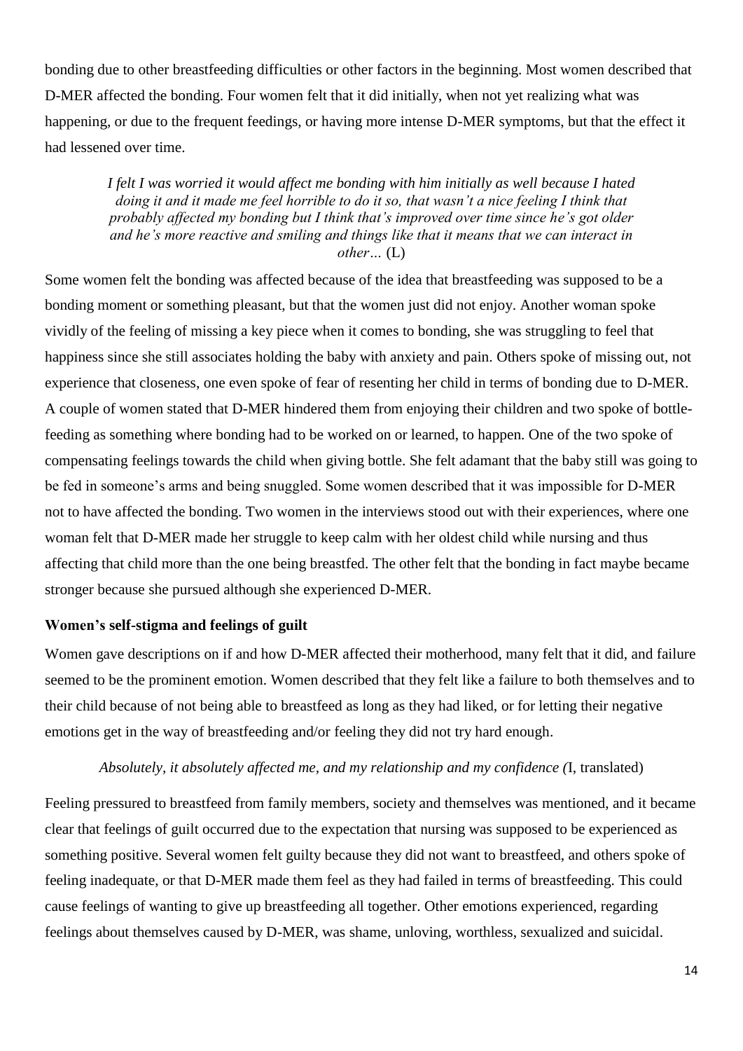bonding due to other breastfeeding difficulties or other factors in the beginning. Most women described that D-MER affected the bonding. Four women felt that it did initially, when not yet realizing what was happening, or due to the frequent feedings, or having more intense D-MER symptoms, but that the effect it had lessened over time.

> *I felt I was worried it would affect me bonding with him initially as well because I hated doing it and it made me feel horrible to do it so, that wasn't a nice feeling I think that probably affected my bonding but I think that's improved over time since he's got older and he's more reactive and smiling and things like that it means that we can interact in other…* (L)

Some women felt the bonding was affected because of the idea that breastfeeding was supposed to be a bonding moment or something pleasant, but that the women just did not enjoy. Another woman spoke vividly of the feeling of missing a key piece when it comes to bonding, she was struggling to feel that happiness since she still associates holding the baby with anxiety and pain. Others spoke of missing out, not experience that closeness, one even spoke of fear of resenting her child in terms of bonding due to D-MER. A couple of women stated that D-MER hindered them from enjoying their children and two spoke of bottle-feeding as something where bonding had to be worked on or learned, to happen. One of the two spoke of compensating feelings towards the child when giving bottle. She felt adamant that the baby still was going to be fed in someone's arms and being snuggled. Some women described that it was impossible for D-MER not to have affected the bonding. Two women in the interviews stood out with their experiences, where one woman felt that D-MER made her struggle to keep calm with her oldest child while nursing and thus affecting that child more than the one being breastfed. The other felt that the bonding in fact maybe became stronger because she pursued although she experienced D-MER.

**Women's self-stigma and feelings of guilt**

Women gave descriptions on if and how D-MER affected their motherhood, many felt that it did, and failure seemed to be the prominent emotion. Women described that they felt like a failure to both themselves and to their child because of not being able to breastfeed as long as they had liked, or for letting their negative emotions get in the way of breastfeeding and/or feeling they did not try hard enough.

> *Absolutely, it absolutely affected me, and my relationship and my confidence (*I, translated)

Feeling pressured to breastfeed from family members, society and themselves was mentioned, and it became clear that feelings of guilt occurred due to the expectation that nursing was supposed to be experienced as something positive. Several women felt guilty because they did not want to breastfeed, and others spoke of feeling inadequate, or that D-MER made them feel as they had failed in terms of breastfeeding. This could cause feelings of wanting to give up breastfeeding all together. Other emotions experienced, regarding feelings about themselves caused by D-MER, was shame, unloving, worthless, sexualized and suicidal.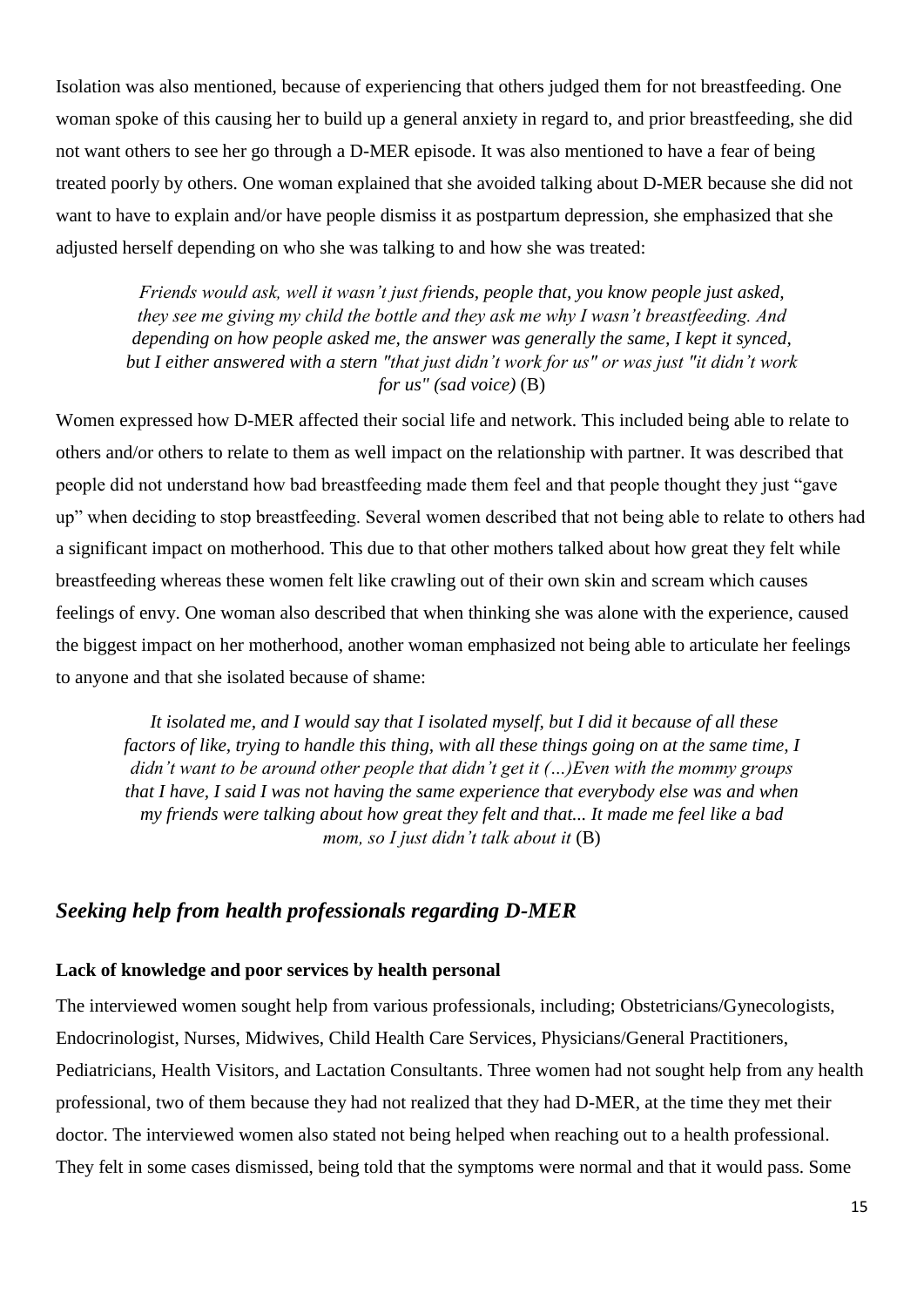Isolation was also mentioned, because of experiencing that others judged them for not breastfeeding. One woman spoke of this causing her to build up a general anxiety in regard to, and prior breastfeeding, she did not want others to see her go through a D-MER episode. It was also mentioned to have a fear of being treated poorly by others. One woman explained that she avoided talking about D-MER because she did not want to have to explain and/or have people dismiss it as postpartum depression, she emphasized that she adjusted herself depending on who she was talking to and how she was treated:

> *Friends would ask, well it wasn't just friends, people that, you know people just asked, they see me giving my child the bottle and they ask me why I wasn't breastfeeding. And depending on how people asked me, the answer was generally the same, I kept it synced, but I either answered with a stern "that just didn't work for us" or was just "it didn't work for us" (sad voice)* (B)

Women expressed how D-MER affected their social life and network. This included being able to relate to others and/or others to relate to them as well impact on the relationship with partner. It was described that people did not understand how bad breastfeeding made them feel and that people thought they just "gave up" when deciding to stop breastfeeding. Several women described that not being able to relate to others had a significant impact on motherhood. This due to that other mothers talked about how great they felt while breastfeeding whereas these women felt like crawling out of their own skin and scream which causes feelings of envy. One woman also described that when thinking she was alone with the experience, caused the biggest impact on her motherhood, another woman emphasized not being able to articulate her feelings to anyone and that she isolated because of shame:

> *It isolated me, and I would say that I isolated myself, but I did it because of all these factors of like, trying to handle this thing, with all these things going on at the same time, I didn't want to be around other people that didn't get it (…)Even with the mommy groups that I have, I said I was not having the same experience that everybody else was and when my friends were talking about how great they felt and that... It made me feel like a bad mom, so I just didn't talk about it* (B)

## *Seeking help from health professionals regarding D-MER*

### Lack of knowledge and poor services by health personal

The interviewed women sought help from various professionals, including; Obstetricians/Gynecologists, Endocrinologist, Nurses, Midwives, Child Health Care Services, Physicians/General Practitioners, Pediatricians, Health Visitors, and Lactation Consultants. Three women had not sought help from any health professional, two of them because they had not realized that they had D-MER, at the time they met their doctor. The interviewed women also stated not being helped when reaching out to a health professional. They felt in some cases dismissed, being told that the symptoms were normal and that it would pass. Some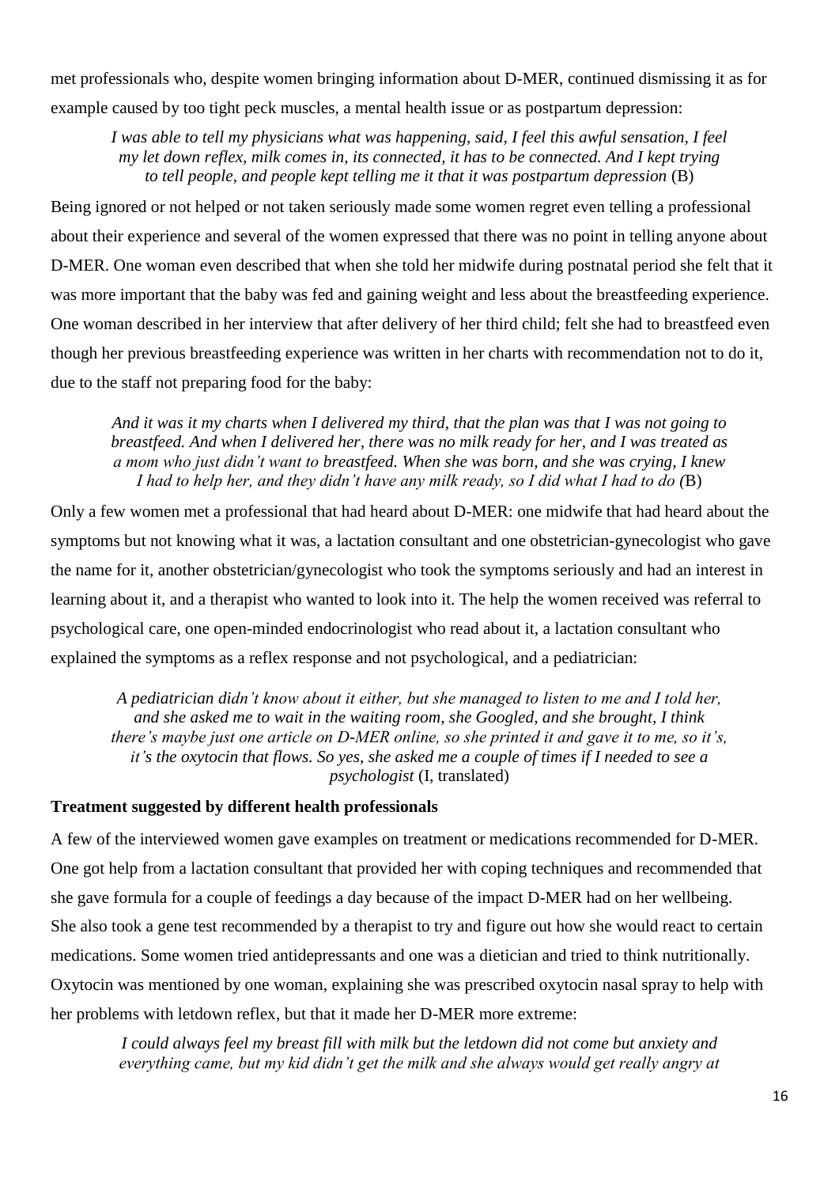met professionals who, despite women bringing information about D-MER, continued dismissing it as for example caused by too tight peck muscles, a mental health issue or as postpartum depression:

> *I was able to tell my physicians what was happening, said, I feel this awful sensation, I feel my let down reflex, milk comes in, its connected, it has to be connected. And I kept trying to tell people, and people kept telling me it that it was postpartum depression* (B)

Being ignored or not helped or not taken seriously made some women regret even telling a professional about their experience and several of the women expressed that there was no point in telling anyone about D-MER. One woman even described that when she told her midwife during postnatal period she felt that it was more important that the baby was fed and gaining weight and less about the breastfeeding experience. One woman described in her interview that after delivery of her third child; felt she had to breastfeed even though her previous breastfeeding experience was written in her charts with recommendation not to do it, due to the staff not preparing food for the baby:

> *And it was it my charts when I delivered my third, that the plan was that I was not going to breastfeed. And when I delivered her, there was no milk ready for her, and I was treated as a mom who just didn't want to breastfeed. When she was born, and she was crying, I knew I had to help her, and they didn't have any milk ready, so I did what I had to do (*B)

Only a few women met a professional that had heard about D-MER: one midwife that had heard about the symptoms but not knowing what it was, a lactation consultant and one obstetrician-gynecologist who gave the name for it, another obstetrician/gynecologist who took the symptoms seriously and had an interest in learning about it, and a therapist who wanted to look into it. The help the women received was referral to psychological care, one open-minded endocrinologist who read about it, a lactation consultant who explained the symptoms as a reflex response and not psychological, and a pediatrician:

> *A pediatrician didn't know about it either, but she managed to listen to me and I told her, and she asked me to wait in the waiting room, she Googled, and she brought, I think there's maybe just one article on D-MER online, so she printed it and gave it to me, so it's, it's the oxytocin that flows. So yes, she asked me a couple of times if I needed to see a psychologist* (I, translated)

**Treatment suggested by different health professionals**

A few of the interviewed women gave examples on treatment or medications recommended for D-MER. One got help from a lactation consultant that provided her with coping techniques and recommended that she gave formula for a couple of feedings a day because of the impact D-MER had on her wellbeing. She also took a gene test recommended by a therapist to try and figure out how she would react to certain medications. Some women tried antidepressants and one was a dietician and tried to think nutritionally. Oxytocin was mentioned by one woman, explaining she was prescribed oxytocin nasal spray to help with her problems with letdown reflex, but that it made her D-MER more extreme:

> *I could always feel my breast fill with milk but the letdown did not come but anxiety and everything came, but my kid didn't get the milk and she always would get really angry at*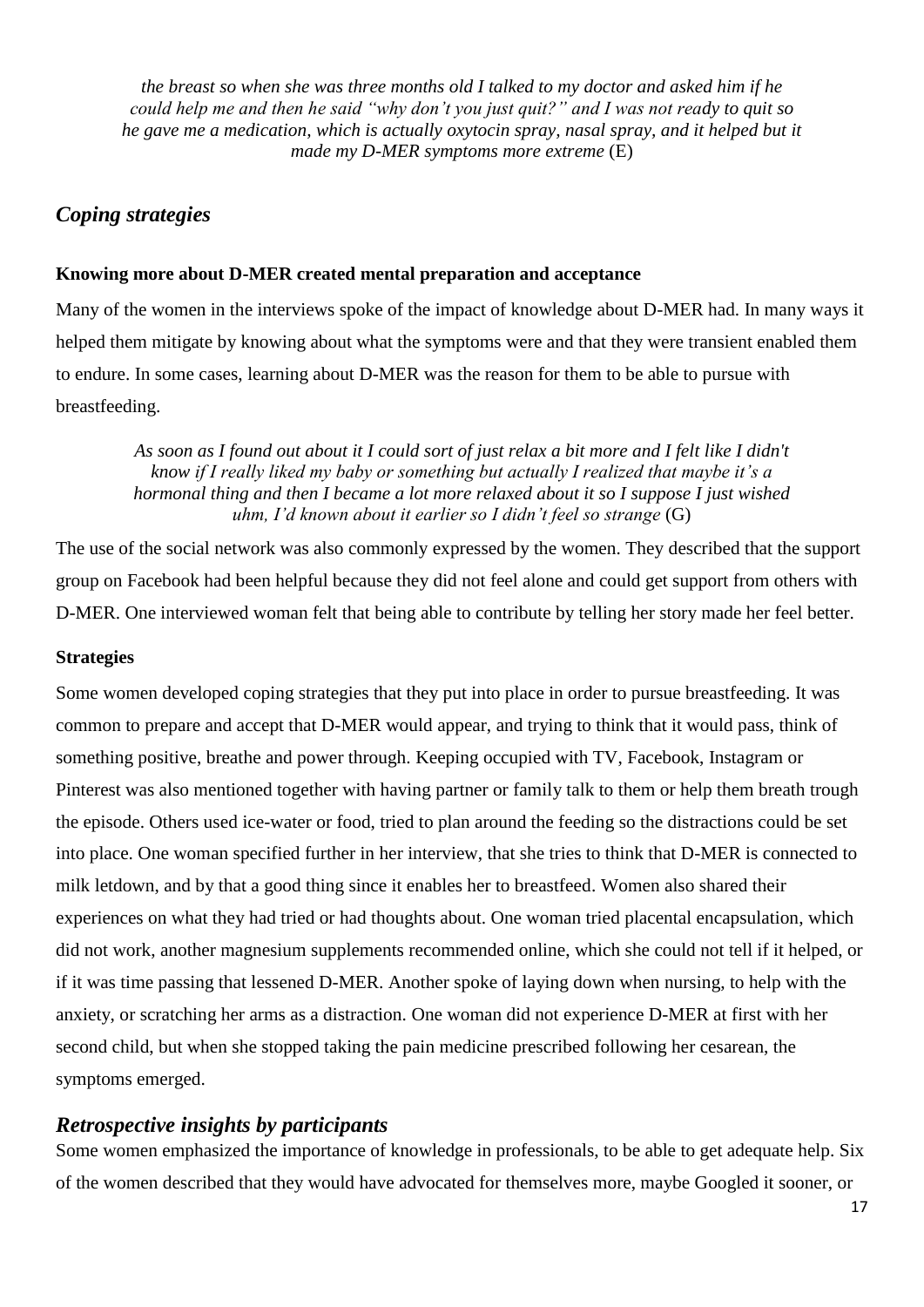*the breast so when she was three months old I talked to my doctor and asked him if he could help me and then he said "why don't you just quit?" and I was not ready to quit so he gave me a medication, which is actually oxytocin spray, nasal spray, and it helped but it made my D-MER symptoms more extreme* (E)

## *Coping strategies*

**Knowing more about D-MER created mental preparation and acceptance**

Many of the women in the interviews spoke of the impact of knowledge about D-MER had. In many ways it helped them mitigate by knowing about what the symptoms were and that they were transient enabled them to endure. In some cases, learning about D-MER was the reason for them to be able to pursue with breastfeeding.

> *As soon as I found out about it I could sort of just relax a bit more and I felt like I didn't know if I really liked my baby or something but actually I realized that maybe it's a hormonal thing and then I became a lot more relaxed about it so I suppose I just wished uhm, I'd known about it earlier so I didn't feel so strange* (G)

The use of the social network was also commonly expressed by the women. They described that the support group on Facebook had been helpful because they did not feel alone and could get support from others with D-MER. One interviewed woman felt that being able to contribute by telling her story made her feel better.

**Strategies**

Some women developed coping strategies that they put into place in order to pursue breastfeeding. It was common to prepare and accept that D-MER would appear, and trying to think that it would pass, think of something positive, breathe and power through. Keeping occupied with TV, Facebook, Instagram or Pinterest was also mentioned together with having partner or family talk to them or help them breath trough the episode. Others used ice-water or food, tried to plan around the feeding so the distractions could be set into place. One woman specified further in her interview, that she tries to think that D-MER is connected to milk letdown, and by that a good thing since it enables her to breastfeed. Women also shared their experiences on what they had tried or had thoughts about. One woman tried placental encapsulation, which did not work, another magnesium supplements recommended online, which she could not tell if it helped, or if it was time passing that lessened D-MER. Another spoke of laying down when nursing, to help with the anxiety, or scratching her arms as a distraction. One woman did not experience D-MER at first with her second child, but when she stopped taking the pain medicine prescribed following her cesarean, the symptoms emerged.

## *Retrospective insights by participants*

Some women emphasized the importance of knowledge in professionals, to be able to get adequate help. Six of the women described that they would have advocated for themselves more, maybe Googled it sooner, or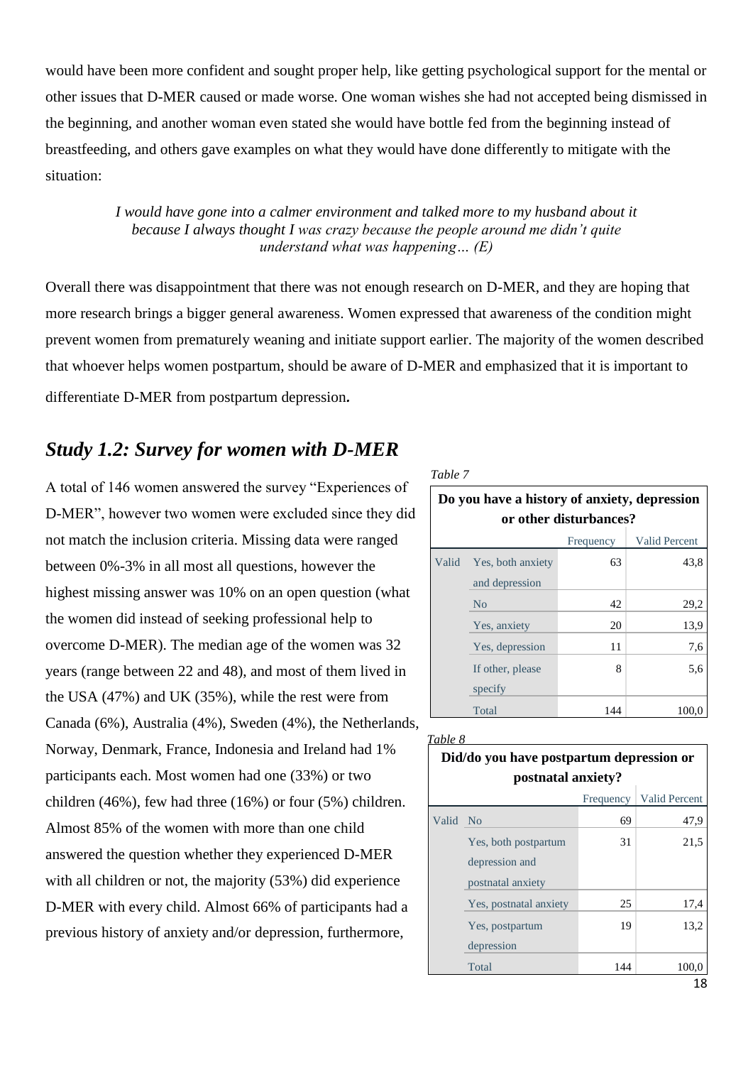would have been more confident and sought proper help, like getting psychological support for the mental or other issues that D-MER caused or made worse. One woman wishes she had not accepted being dismissed in the beginning, and another woman even stated she would have bottle fed from the beginning instead of breastfeeding, and others gave examples on what they would have done differently to mitigate with the situation:

> *I would have gone into a calmer environment and talked more to my husband about it because I always thought I was crazy because the people around me didn't quite understand what was happening… (E)*

Overall there was disappointment that there was not enough research on D-MER, and they are hoping that more research brings a bigger general awareness. Women expressed that awareness of the condition might prevent women from prematurely weaning and initiate support earlier. The majority of the women described that whoever helps women postpartum, should be aware of D-MER and emphasized that it is important to differentiate D-MER from postpartum depression**.**

## *Study 1.2: Survey for women with D-MER*

A total of 146 women answered the survey "Experiences of D-MER", however two women were excluded since they did not match the inclusion criteria. Missing data were ranged between 0%-3% in all most all questions, however the highest missing answer was 10% on an open question (what the women did instead of seeking professional help to overcome D-MER). The median age of the women was 32 years (range between 22 and 48), and most of them lived in the USA (47%) and UK (35%), while the rest were from Canada (6%), Australia (4%), Sweden (4%), the Netherlands, Norway, Denmark, France, Indonesia and Ireland had 1% participants each. Most women had one (33%) or two children (46%), few had three (16%) or four (5%) children. Almost 85% of the women with more than one child answered the question whether they experienced D-MER with all children or not, the majority (53%) did experience D-MER with every child. Almost 66% of participants had a previous history of anxiety and/or depression, furthermore,

*Table 7*

**Do you have a history of anxiety, depression or other disturbances?**

| | | Frequency | Valid Percent |
|---|---|---|---|
| Valid | Yes, both anxiety and depression | 63 | 43,8 |
| | No | 42 | 29,2 |
| | Yes, anxiety | 20 | 13,9 |
| | Yes, depression | 11 | 7,6 |
| | If other, please specify | 8 | 5,6 |
| | Total | 144 | 100,0 |

*Table 8*

**Did/do you have postpartum depression or postnatal anxiety?**

| | | Frequency | Valid Percent |
|---|---|---|---|
| Valid | No | 69 | 47,9 |
| | Yes, both postpartum depression and postnatal anxiety | 31 | 21,5 |
| | Yes, postnatal anxiety | 25 | 17,4 |
| | Yes, postpartum depression | 19 | 13,2 |
| | Total | 144 | 100,0 |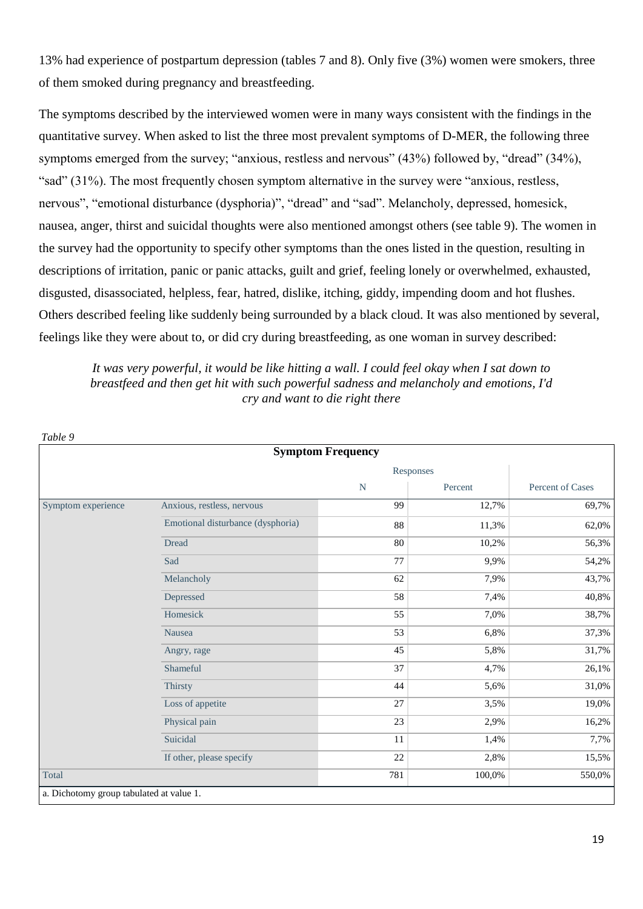13% had experience of postpartum depression (tables 7 and 8). Only five (3%) women were smokers, three of them smoked during pregnancy and breastfeeding.

The symptoms described by the interviewed women were in many ways consistent with the findings in the quantitative survey. When asked to list the three most prevalent symptoms of D-MER, the following three symptoms emerged from the survey; "anxious, restless and nervous" (43%) followed by, "dread" (34%), "sad" (31%). The most frequently chosen symptom alternative in the survey were "anxious, restless, nervous", "emotional disturbance (dysphoria)", "dread" and "sad". Melancholy, depressed, homesick, nausea, anger, thirst and suicidal thoughts were also mentioned amongst others (see table 9). The women in the survey had the opportunity to specify other symptoms than the ones listed in the question, resulting in descriptions of irritation, panic or panic attacks, guilt and grief, feeling lonely or overwhelmed, exhausted, disgusted, disassociated, helpless, fear, hatred, dislike, itching, giddy, impending doom and hot flushes. Others described feeling like suddenly being surrounded by a black cloud. It was also mentioned by several, feelings like they were about to, or did cry during breastfeeding, as one woman in survey described:

> *It was very powerful, it would be like hitting a wall. I could feel okay when I sat down to breastfeed and then get hit with such powerful sadness and melancholy and emotions, I'd cry and want to die right there*

*Table 9*

**Symptom Frequency**

| | | Responses | | Percent of Cases |
|---|---|---|---|---|
| | | N | Percent | |
| Symptom experience | Anxious, restless, nervous | 99 | 12,7% | 69,7% |
| | Emotional disturbance (dysphoria) | 88 | 11,3% | 62,0% |
| | Dread | 80 | 10,2% | 56,3% |
| | Sad | 77 | 9,9% | 54,2% |
| | Melancholy | 62 | 7,9% | 43,7% |
| | Depressed | 58 | 7,4% | 40,8% |
| | Homesick | 55 | 7,0% | 38,7% |
| | Nausea | 53 | 6,8% | 37,3% |
| | Angry, rage | 45 | 5,8% | 31,7% |
| | Shameful | 37 | 4,7% | 26,1% |
| | Thirsty | 44 | 5,6% | 31,0% |
| | Loss of appetite | 27 | 3,5% | 19,0% |
| | Physical pain | 23 | 2,9% | 16,2% |
| | Suicidal | 11 | 1,4% | 7,7% |
| | If other, please specify | 22 | 2,8% | 15,5% |
| Total | | 781 | 100,0% | 550,0% |

a. Dichotomy group tabulated at value 1.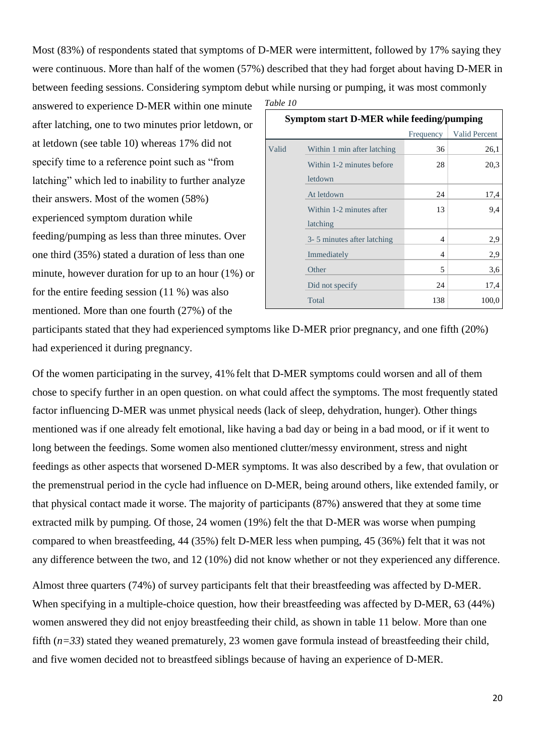Most (83%) of respondents stated that symptoms of D-MER were intermittent, followed by 17% saying they were continuous. More than half of the women (57%) described that they had forget about having D-MER in between feeding sessions. Considering symptom debut while nursing or pumping, it was most commonly answered to experience D-MER within one minute after latching, one to two minutes prior letdown, or at letdown (see table 10) whereas 17% did not specify time to a reference point such as "from latching" which led to inability to further analyze their answers. Most of the women (58%) experienced symptom duration while feeding/pumping as less than three minutes. Over one third (35%) stated a duration of less than one minute, however duration for up to an hour (1%) or for the entire feeding session (11 %) was also mentioned. More than one fourth (27%) of the participants stated that they had experienced symptoms like D-MER prior pregnancy, and one fifth (20%) had experienced it during pregnancy.

*Table 10*

**Symptom start D-MER while feeding/pumping**

| | | Frequency | Valid Percent |
|---|---|---|---|
| Valid | Within 1 min after latching | 36 | 26,1 |
| | Within 1-2 minutes before letdown | 28 | 20,3 |
| | At letdown | 24 | 17,4 |
| | Within 1-2 minutes after latching | 13 | 9,4 |
| | 3- 5 minutes after latching | 4 | 2,9 |
| | Immediately | 4 | 2,9 |
| | Other | 5 | 3,6 |
| | Did not specify | 24 | 17,4 |
| | Total | 138 | 100,0 |

Of the women participating in the survey, 41% felt that D-MER symptoms could worsen and all of them chose to specify further in an open question. on what could affect the symptoms. The most frequently stated factor influencing D-MER was unmet physical needs (lack of sleep, dehydration, hunger). Other things mentioned was if one already felt emotional, like having a bad day or being in a bad mood, or if it went to long between the feedings. Some women also mentioned clutter/messy environment, stress and night feedings as other aspects that worsened D-MER symptoms. It was also described by a few, that ovulation or the premenstrual period in the cycle had influence on D-MER, being around others, like extended family, or that physical contact made it worse. The majority of participants (87%) answered that they at some time extracted milk by pumping. Of those, 24 women (19%) felt the that D-MER was worse when pumping compared to when breastfeeding, 44 (35%) felt D-MER less when pumping, 45 (36%) felt that it was not any difference between the two, and 12 (10%) did not know whether or not they experienced any difference.

Almost three quarters (74%) of survey participants felt that their breastfeeding was affected by D-MER. When specifying in a multiple-choice question, how their breastfeeding was affected by D-MER, 63 (44%) women answered they did not enjoy breastfeeding their child, as shown in table 11 below. More than one fifth (*n=33*) stated they weaned prematurely, 23 women gave formula instead of breastfeeding their child, and five women decided not to breastfeed siblings because of having an experience of D-MER.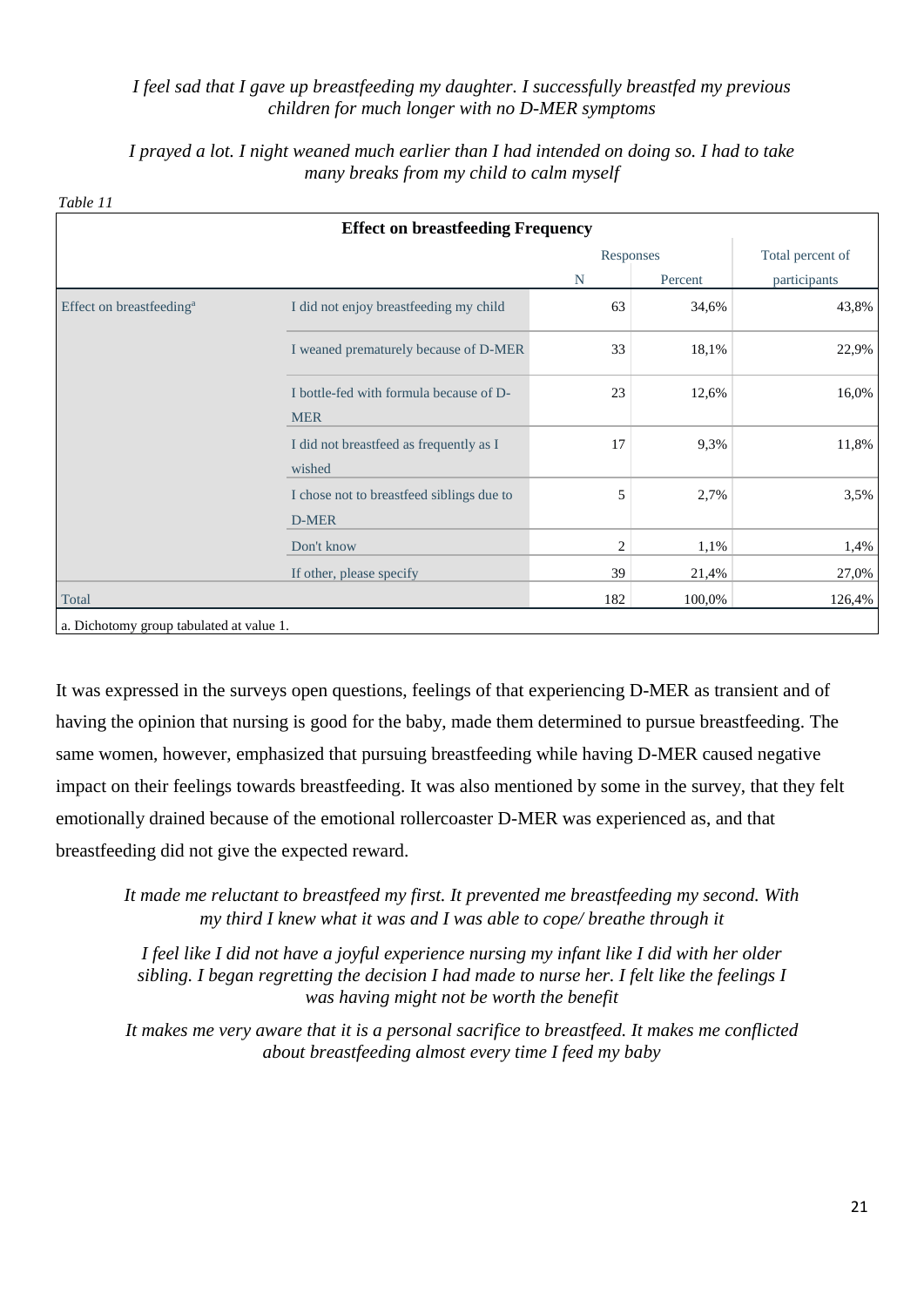*I feel sad that I gave up breastfeeding my daughter. I successfully breastfed my previous children for much longer with no D-MER symptoms*

*I prayed a lot. I night weaned much earlier than I had intended on doing so. I had to take many breaks from my child to calm myself*

*Table 11*

| Effect on breastfeeding Frequency | | | | |
|---|---|---|---|---|
| | | Responses | | Total percent of participants |
| | | N | Percent | |
| Effect on breastfeeding[a] | I did not enjoy breastfeeding my child | 63 | 34,6% | 43,8% |
| | I weaned prematurely because of D-MER | 33 | 18,1% | 22,9% |
| | I bottle-fed with formula because of D-MER | 23 | 12,6% | 16,0% |
| | I did not breastfeed as frequently as I wished | 17 | 9,3% | 11,8% |
| | I chose not to breastfeed siblings due to D-MER | 5 | 2,7% | 3,5% |
| | Don't know | 2 | 1,1% | 1,4% |
| | If other, please specify | 39 | 21,4% | 27,0% |
| Total | | 182 | 100,0% | 126,4% |

a. Dichotomy group tabulated at value 1.

It was expressed in the surveys open questions, feelings of that experiencing D-MER as transient and of having the opinion that nursing is good for the baby, made them determined to pursue breastfeeding. The same women, however, emphasized that pursuing breastfeeding while having D-MER caused negative impact on their feelings towards breastfeeding. It was also mentioned by some in the survey, that they felt emotionally drained because of the emotional rollercoaster D-MER was experienced as, and that breastfeeding did not give the expected reward.

*It made me reluctant to breastfeed my first. It prevented me breastfeeding my second. With my third I knew what it was and I was able to cope/ breathe through it*

*I feel like I did not have a joyful experience nursing my infant like I did with her older sibling. I began regretting the decision I had made to nurse her. I felt like the feelings I was having might not be worth the benefit*

*It makes me very aware that it is a personal sacrifice to breastfeed. It makes me conflicted about breastfeeding almost every time I feed my baby*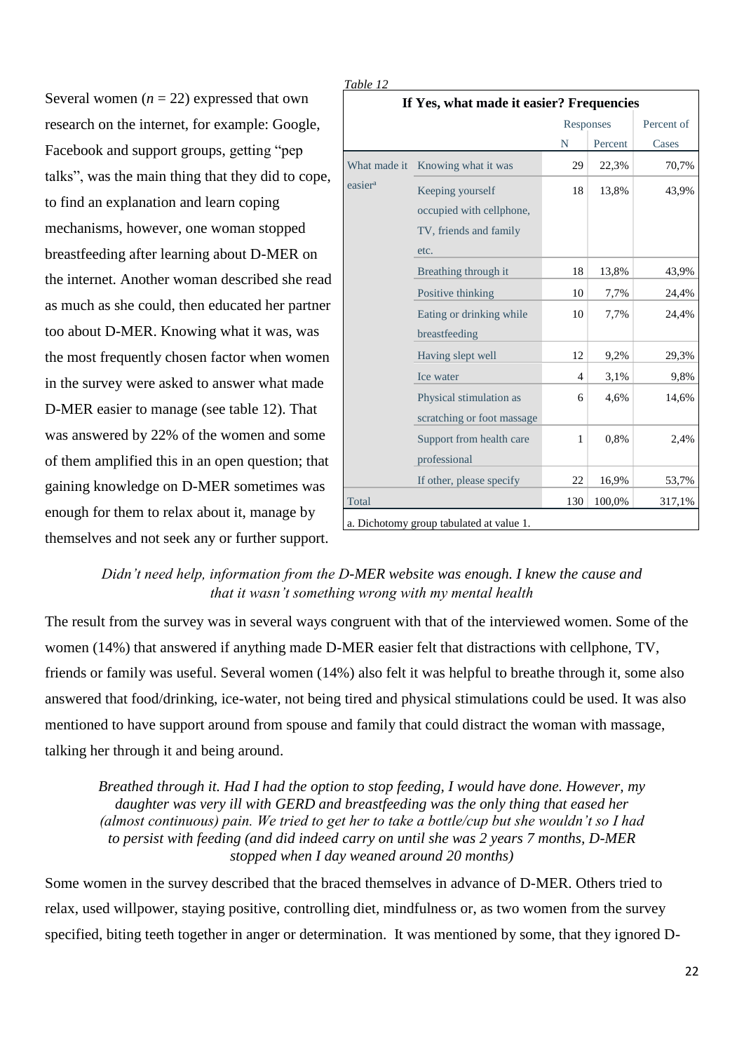Several women ($n$ = 22) expressed that own research on the internet, for example: Google, Facebook and support groups, getting "pep talks", was the main thing that they did to cope, to find an explanation and learn coping mechanisms, however, one woman stopped breastfeeding after learning about D-MER on the internet. Another woman described she read as much as she could, then educated her partner too about D-MER. Knowing what it was, was the most frequently chosen factor when women in the survey were asked to answer what made D-MER easier to manage (see table 12). That was answered by 22% of the women and some of them amplified this in an open question; that gaining knowledge on D-MER sometimes was enough for them to relax about it, manage by themselves and not seek any or further support.

*Table 12*

**If Yes, what made it easier? Frequencies**

| | | Responses | | Percent of |
|---|---|---|---|---|
| | | N | Percent | Cases |
| What made it easier[a] | Knowing what it was | 29 | 22,3% | 70,7% |
| | Keeping yourself occupied with cellphone, TV, friends and family etc. | 18 | 13,8% | 43,9% |
| | Breathing through it | 18 | 13,8% | 43,9% |
| | Positive thinking | 10 | 7,7% | 24,4% |
| | Eating or drinking while breastfeeding | 10 | 7,7% | 24,4% |
| | Having slept well | 12 | 9,2% | 29,3% |
| | Ice water | 4 | 3,1% | 9,8% |
| | Physical stimulation as scratching or foot massage | 6 | 4,6% | 14,6% |
| | Support from health care professional | 1 | 0,8% | 2,4% |
| | If other, please specify | 22 | 16,9% | 53,7% |
| Total | | 130 | 100,0% | 317,1% |

a. Dichotomy group tabulated at value 1.

*Didn't need help, information from the D-MER website was enough. I knew the cause and that it wasn't something wrong with my mental health*

The result from the survey was in several ways congruent with that of the interviewed women. Some of the women (14%) that answered if anything made D-MER easier felt that distractions with cellphone, TV, friends or family was useful. Several women (14%) also felt it was helpful to breathe through it, some also answered that food/drinking, ice-water, not being tired and physical stimulations could be used. It was also mentioned to have support around from spouse and family that could distract the woman with massage, talking her through it and being around.

*Breathed through it. Had I had the option to stop feeding, I would have done. However, my daughter was very ill with GERD and breastfeeding was the only thing that eased her (almost continuous) pain. We tried to get her to take a bottle/cup but she wouldn't so I had to persist with feeding (and did indeed carry on until she was 2 years 7 months, D-MER stopped when I day weaned around 20 months)*

Some women in the survey described that the braced themselves in advance of D-MER. Others tried to relax, used willpower, staying positive, controlling diet, mindfulness or, as two women from the survey specified, biting teeth together in anger or determination. It was mentioned by some, that they ignored D-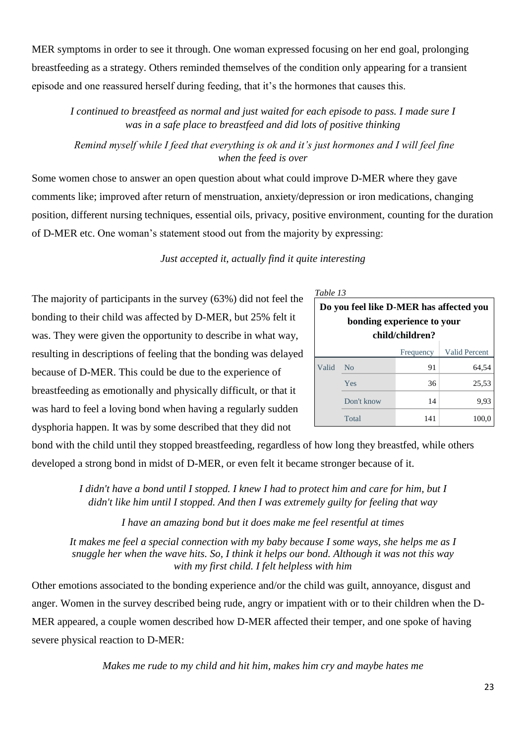MER symptoms in order to see it through. One woman expressed focusing on her end goal, prolonging breastfeeding as a strategy. Others reminded themselves of the condition only appearing for a transient episode and one reassured herself during feeding, that it's the hormones that causes this.

*I continued to breastfeed as normal and just waited for each episode to pass. I made sure I was in a safe place to breastfeed and did lots of positive thinking*

*Remind myself while I feed that everything is ok and it's just hormones and I will feel fine when the feed is over*

Some women chose to answer an open question about what could improve D-MER where they gave comments like; improved after return of menstruation, anxiety/depression or iron medications, changing position, different nursing techniques, essential oils, privacy, positive environment, counting for the duration of D-MER etc. One woman's statement stood out from the majority by expressing:

*Just accepted it, actually find it quite interesting*

The majority of participants in the survey (63%) did not feel the bonding to their child was affected by D-MER, but 25% felt it was. They were given the opportunity to describe in what way, resulting in descriptions of feeling that the bonding was delayed because of D-MER. This could be due to the experience of breastfeeding as emotionally and physically difficult, or that it was hard to feel a loving bond when having a regularly sudden dysphoria happen. It was by some described that they did not bond with the child until they stopped breastfeeding, regardless of how long they breastfed, while others developed a strong bond in midst of D-MER, or even felt it became stronger because of it.

*Table 13*

**Do you feel like D-MER has affected you bonding experience to your child/children?**

| | | Frequency | Valid Percent |
|---|---|---|---|
| Valid | No | 91 | 64,54 |
| | Yes | 36 | 25,53 |
| | Don't know | 14 | 9,93 |
| | Total | 141 | 100,0 |

*I didn't have a bond until I stopped. I knew I had to protect him and care for him, but I didn't like him until I stopped. And then I was extremely guilty for feeling that way*

*I have an amazing bond but it does make me feel resentful at times*

*It makes me feel a special connection with my baby because I some ways, she helps me as I snuggle her when the wave hits. So, I think it helps our bond. Although it was not this way with my first child. I felt helpless with him*

Other emotions associated to the bonding experience and/or the child was guilt, annoyance, disgust and anger. Women in the survey described being rude, angry or impatient with or to their children when the D-MER appeared, a couple women described how D-MER affected their temper, and one spoke of having severe physical reaction to D-MER:

*Makes me rude to my child and hit him, makes him cry and maybe hates me*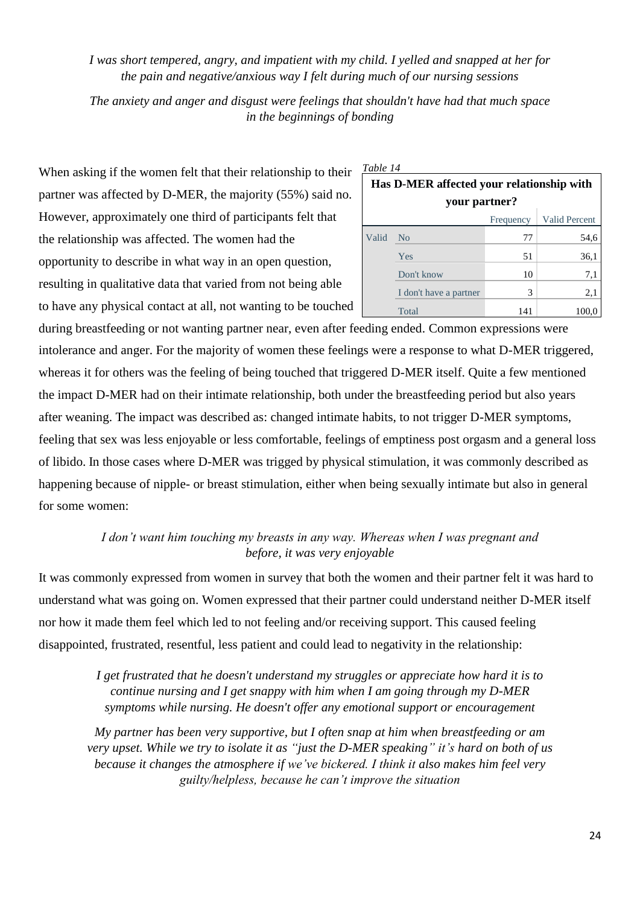*I was short tempered, angry, and impatient with my child. I yelled and snapped at her for the pain and negative/anxious way I felt during much of our nursing sessions*

*The anxiety and anger and disgust were feelings that shouldn't have had that much space in the beginnings of bonding*

When asking if the women felt that their relationship to their partner was affected by D-MER, the majority (55%) said no. However, approximately one third of participants felt that the relationship was affected. The women had the opportunity to describe in what way in an open question, resulting in qualitative data that varied from not being able to have any physical contact at all, not wanting to be touched during breastfeeding or not wanting partner near, even after feeding ended. Common expressions were intolerance and anger. For the majority of women these feelings were a response to what D-MER triggered, whereas it for others was the feeling of being touched that triggered D-MER itself. Quite a few mentioned the impact D-MER had on their intimate relationship, both under the breastfeeding period but also years after weaning. The impact was described as: changed intimate habits, to not trigger D-MER symptoms, feeling that sex was less enjoyable or less comfortable, feelings of emptiness post orgasm and a general loss of libido. In those cases where D-MER was trigged by physical stimulation, it was commonly described as happening because of nipple- or breast stimulation, either when being sexually intimate but also in general for some women:

*Table 14*

**Has D-MER affected your relationship with your partner?**

| | | Frequency | Valid Percent |
|---|---|---|---|
| Valid | No | 77 | 54,6 |
| | Yes | 51 | 36,1 |
| | Don't know | 10 | 7,1 |
| | I don't have a partner | 3 | 2,1 |
| | Total | 141 | 100,0 |

*I don't want him touching my breasts in any way. Whereas when I was pregnant and before, it was very enjoyable*

It was commonly expressed from women in survey that both the women and their partner felt it was hard to understand what was going on. Women expressed that their partner could understand neither D-MER itself nor how it made them feel which led to not feeling and/or receiving support. This caused feeling disappointed, frustrated, resentful, less patient and could lead to negativity in the relationship:

*I get frustrated that he doesn't understand my struggles or appreciate how hard it is to continue nursing and I get snappy with him when I am going through my D-MER symptoms while nursing. He doesn't offer any emotional support or encouragement*

*My partner has been very supportive, but I often snap at him when breastfeeding or am very upset. While we try to isolate it as "just the D-MER speaking" it's hard on both of us because it changes the atmosphere if we've bickered. I think it also makes him feel very guilty/helpless, because he can't improve the situation*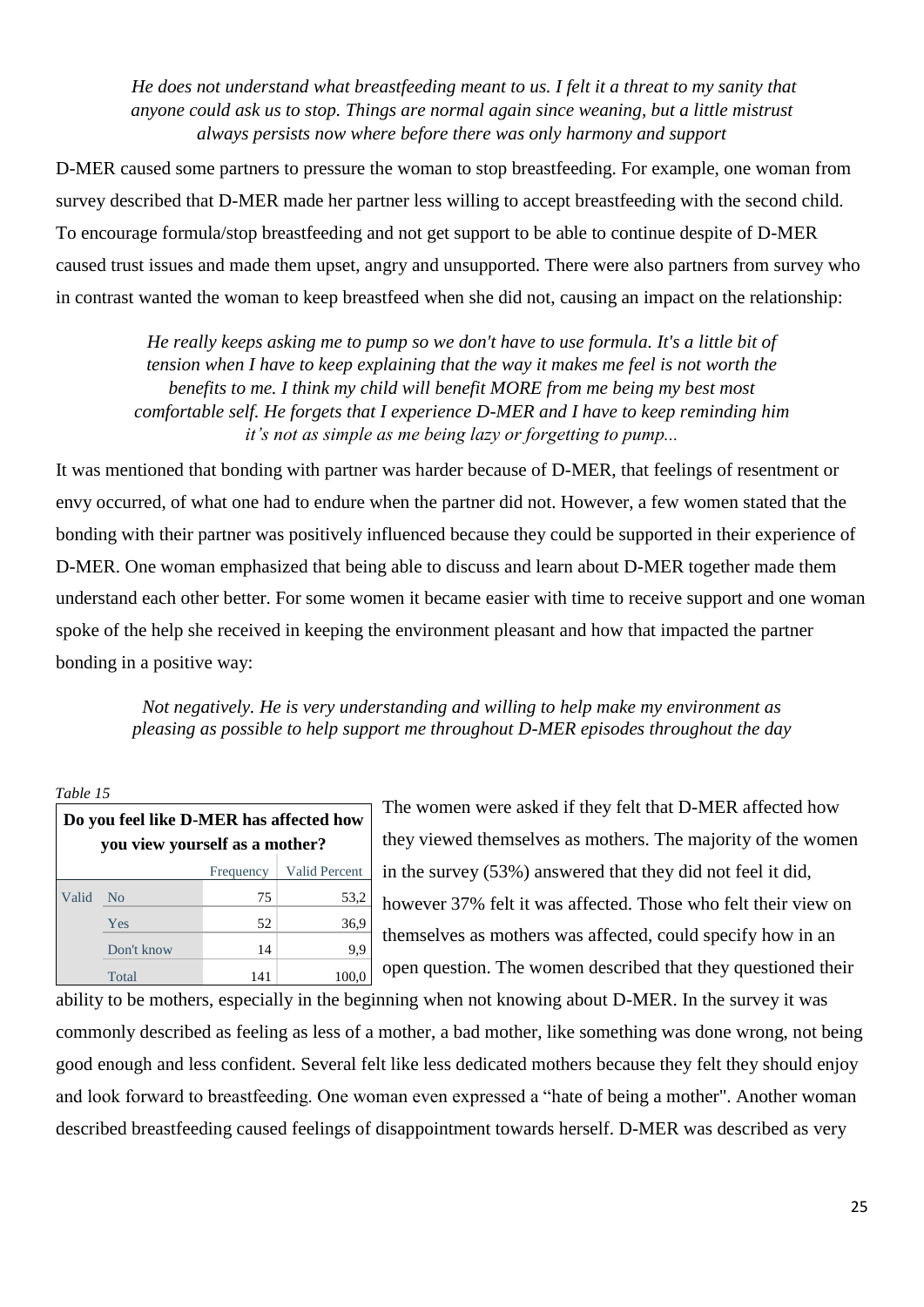*He does not understand what breastfeeding meant to us. I felt it a threat to my sanity that anyone could ask us to stop. Things are normal again since weaning, but a little mistrust always persists now where before there was only harmony and support*

D-MER caused some partners to pressure the woman to stop breastfeeding. For example, one woman from survey described that D-MER made her partner less willing to accept breastfeeding with the second child. To encourage formula/stop breastfeeding and not get support to be able to continue despite of D-MER caused trust issues and made them upset, angry and unsupported. There were also partners from survey who in contrast wanted the woman to keep breastfeed when she did not, causing an impact on the relationship:

*He really keeps asking me to pump so we don't have to use formula. It's a little bit of tension when I have to keep explaining that the way it makes me feel is not worth the benefits to me. I think my child will benefit MORE from me being my best most comfortable self. He forgets that I experience D-MER and I have to keep reminding him it's not as simple as me being lazy or forgetting to pump...*

It was mentioned that bonding with partner was harder because of D-MER, that feelings of resentment or envy occurred, of what one had to endure when the partner did not. However, a few women stated that the bonding with their partner was positively influenced because they could be supported in their experience of D-MER. One woman emphasized that being able to discuss and learn about D-MER together made them understand each other better. For some women it became easier with time to receive support and one woman spoke of the help she received in keeping the environment pleasant and how that impacted the partner bonding in a positive way:

*Not negatively. He is very understanding and willing to help make my environment as pleasing as possible to help support me throughout D-MER episodes throughout the day*

*Table 15*

**Do you feel like D-MER has affected how you view yourself as a mother?**

| | | Frequency | Valid Percent |
|---|---|---|---|
| Valid | No | 75 | 53,2 |
| | Yes | 52 | 36,9 |
| | Don't know | 14 | 9,9 |
| | Total | 141 | 100,0 |

The women were asked if they felt that D-MER affected how they viewed themselves as mothers. The majority of the women in the survey (53%) answered that they did not feel it did, however 37% felt it was affected. Those who felt their view on themselves as mothers was affected, could specify how in an open question. The women described that they questioned their ability to be mothers, especially in the beginning when not knowing about D-MER. In the survey it was commonly described as feeling as less of a mother, a bad mother, like something was done wrong, not being good enough and less confident. Several felt like less dedicated mothers because they felt they should enjoy and look forward to breastfeeding. One woman even expressed a "hate of being a mother". Another woman described breastfeeding caused feelings of disappointment towards herself. D-MER was described as very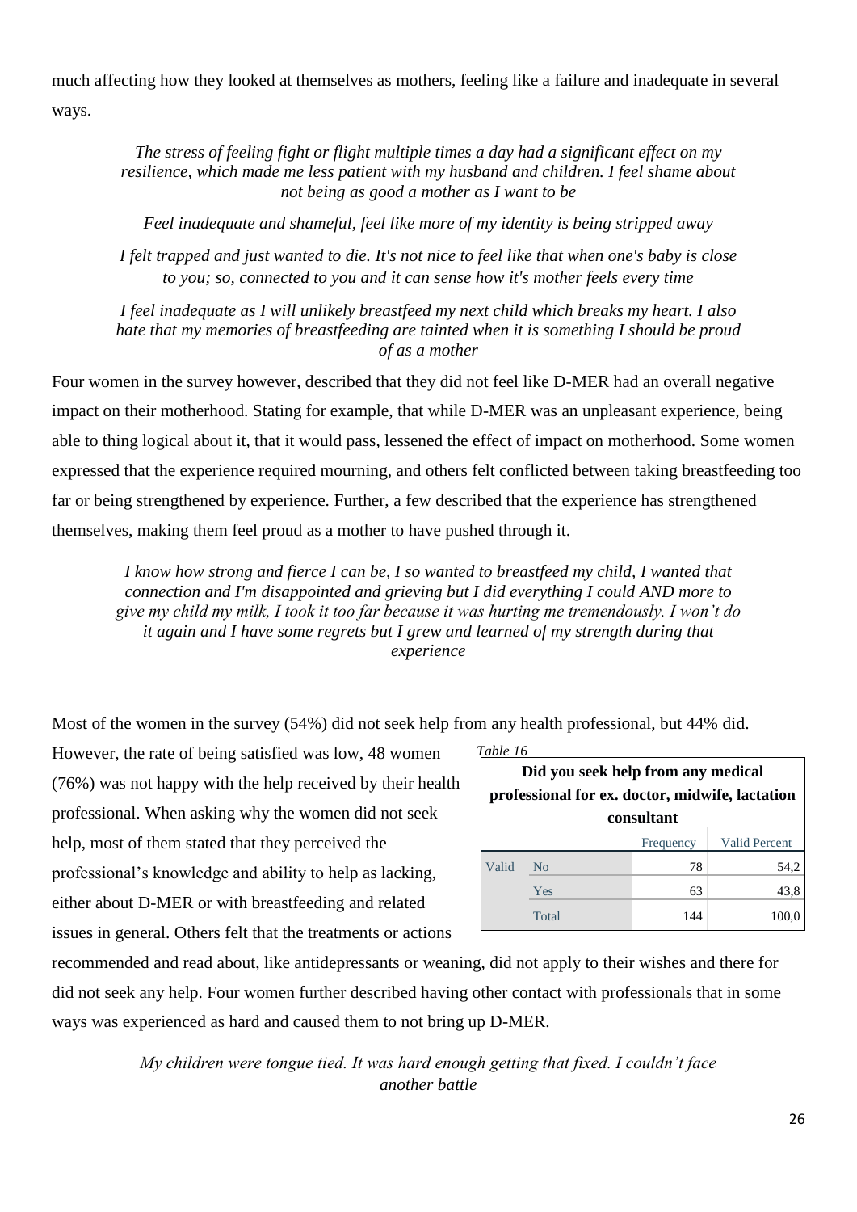much affecting how they looked at themselves as mothers, feeling like a failure and inadequate in several ways.

*The stress of feeling fight or flight multiple times a day had a significant effect on my resilience, which made me less patient with my husband and children. I feel shame about not being as good a mother as I want to be*

*Feel inadequate and shameful, feel like more of my identity is being stripped away*

*I felt trapped and just wanted to die. It's not nice to feel like that when one's baby is close to you; so, connected to you and it can sense how it's mother feels every time*

*I feel inadequate as I will unlikely breastfeed my next child which breaks my heart. I also hate that my memories of breastfeeding are tainted when it is something I should be proud of as a mother*

Four women in the survey however, described that they did not feel like D-MER had an overall negative impact on their motherhood. Stating for example, that while D-MER was an unpleasant experience, being able to thing logical about it, that it would pass, lessened the effect of impact on motherhood. Some women expressed that the experience required mourning, and others felt conflicted between taking breastfeeding too far or being strengthened by experience. Further, a few described that the experience has strengthened themselves, making them feel proud as a mother to have pushed through it.

*I know how strong and fierce I can be, I so wanted to breastfeed my child, I wanted that connection and I'm disappointed and grieving but I did everything I could AND more to give my child my milk, I took it too far because it was hurting me tremendously. I won't do it again and I have some regrets but I grew and learned of my strength during that experience*

Most of the women in the survey (54%) did not seek help from any health professional, but 44% did. However, the rate of being satisfied was low, 48 women (76%) was not happy with the help received by their health professional. When asking why the women did not seek help, most of them stated that they perceived the professional's knowledge and ability to help as lacking, either about D-MER or with breastfeeding and related issues in general. Others felt that the treatments or actions recommended and read about, like antidepressants or weaning, did not apply to their wishes and there for did not seek any help. Four women further described having other contact with professionals that in some ways was experienced as hard and caused them to not bring up D-MER.

*Table 16*

**Did you seek help from any medical professional for ex. doctor, midwife, lactation consultant**

| | | Frequency | Valid Percent |
|---|---|---|---|
| Valid | No | 78 | 54,2 |
| | Yes | 63 | 43,8 |
| | Total | 144 | 100,0 |

*My children were tongue tied. It was hard enough getting that fixed. I couldn't face another battle*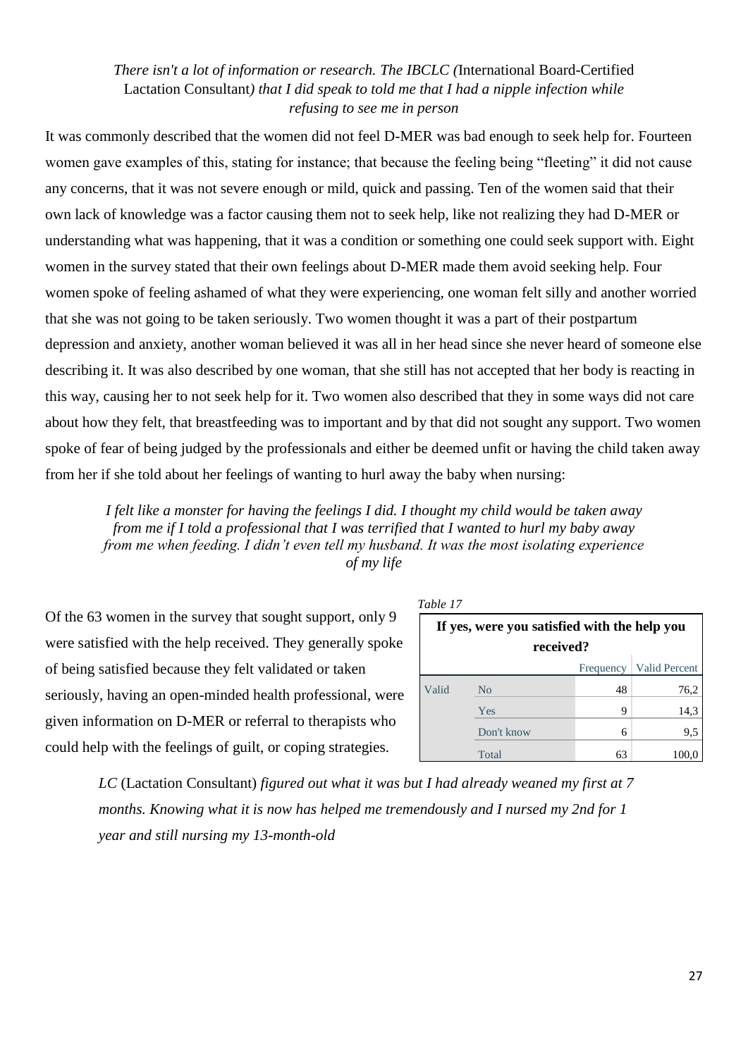*There isn't a lot of information or research. The IBCLC (*International Board-Certified Lactation Consultant*) that I did speak to told me that I had a nipple infection while refusing to see me in person*

It was commonly described that the women did not feel D-MER was bad enough to seek help for. Fourteen women gave examples of this, stating for instance; that because the feeling being "fleeting" it did not cause any concerns, that it was not severe enough or mild, quick and passing. Ten of the women said that their own lack of knowledge was a factor causing them not to seek help, like not realizing they had D-MER or understanding what was happening, that it was a condition or something one could seek support with. Eight women in the survey stated that their own feelings about D-MER made them avoid seeking help. Four women spoke of feeling ashamed of what they were experiencing, one woman felt silly and another worried that she was not going to be taken seriously. Two women thought it was a part of their postpartum depression and anxiety, another woman believed it was all in her head since she never heard of someone else describing it. It was also described by one woman, that she still has not accepted that her body is reacting in this way, causing her to not seek help for it. Two women also described that they in some ways did not care about how they felt, that breastfeeding was to important and by that did not sought any support. Two women spoke of fear of being judged by the professionals and either be deemed unfit or having the child taken away from her if she told about her feelings of wanting to hurl away the baby when nursing:

*I felt like a monster for having the feelings I did. I thought my child would be taken away from me if I told a professional that I was terrified that I wanted to hurl my baby away from me when feeding. I didn't even tell my husband. It was the most isolating experience of my life*

Of the 63 women in the survey that sought support, only 9 were satisfied with the help received. They generally spoke of being satisfied because they felt validated or taken seriously, having an open-minded health professional, were given information on D-MER or referral to therapists who could help with the feelings of guilt, or coping strategies.

*Table 17*

**If yes, were you satisfied with the help you received?**

| | | Frequency | Valid Percent |
|---|---|---|---|
| Valid | No | 48 | 76,2 |
| | Yes | 9 | 14,3 |
| | Don't know | 6 | 9,5 |
| | Total | 63 | 100,0 |

*LC* (Lactation Consultant) *figured out what it was but I had already weaned my first at 7 months. Knowing what it is now has helped me tremendously and I nursed my 2nd for 1 year and still nursing my 13-month-old*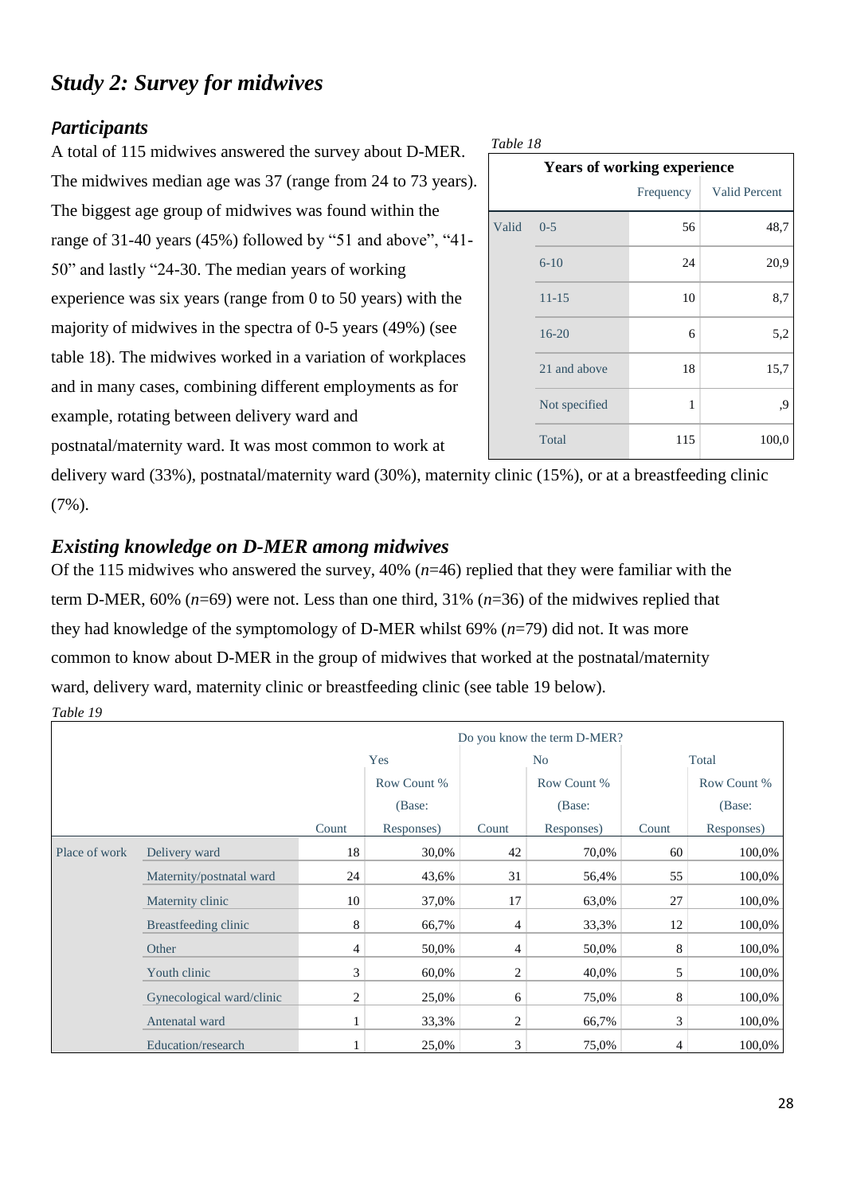## *Study 2: Survey for midwives*

### *Participants*

A total of 115 midwives answered the survey about D-MER. The midwives median age was 37 (range from 24 to 73 years). The biggest age group of midwives was found within the range of 31-40 years (45%) followed by “51 and above”, “41-50” and lastly “24-30. The median years of working experience was six years (range from 0 to 50 years) with the majority of midwives in the spectra of 0-5 years (49%) (see table 18). The midwives worked in a variation of workplaces and in many cases, combining different employments as for example, rotating between delivery ward and postnatal/maternity ward. It was most common to work at delivery ward (33%), postnatal/maternity ward (30%), maternity clinic (15%), or at a breastfeeding clinic (7%).

*Table 18*

| **Years of working experience** | | | |
|---|---|---|---|
| | | Frequency | Valid Percent |
| Valid | 0-5 | 56 | 48,7 |
| | 6-10 | 24 | 20,9 |
| | 11-15 | 10 | 8,7 |
| | 16-20 | 6 | 5,2 |
| | 21 and above | 18 | 15,7 |
| | Not specified | 1 | ,9 |
| | Total | 115 | 100,0 |

### *Existing knowledge on D-MER among midwives*

Of the 115 midwives who answered the survey, 40% (*n*=46) replied that they were familiar with the term D-MER, 60% (*n*=69) were not. Less than one third, 31% (*n*=36) of the midwives replied that they had knowledge of the symptomology of D-MER whilst 69% (*n*=79) did not. It was more common to know about D-MER in the group of midwives that worked at the postnatal/maternity ward, delivery ward, maternity clinic or breastfeeding clinic (see table 19 below).

*Table 19*

| | | Do you know the term D-MER? | | | | | |
|---|---|---|---|---|---|---|---|
| | | Yes | | No | | Total | |
| | | Count | Row Count % (Base: Responses) | Count | Row Count % (Base: Responses) | Count | Row Count % (Base: Responses) |
| Place of work | Delivery ward | 18 | 30,0% | 42 | 70,0% | 60 | 100,0% |
| | Maternity/postnatal ward | 24 | 43,6% | 31 | 56,4% | 55 | 100,0% |
| | Maternity clinic | 10 | 37,0% | 17 | 63,0% | 27 | 100,0% |
| | Breastfeeding clinic | 8 | 66,7% | 4 | 33,3% | 12 | 100,0% |
| | Other | 4 | 50,0% | 4 | 50,0% | 8 | 100,0% |
| | Youth clinic | 3 | 60,0% | 2 | 40,0% | 5 | 100,0% |
| | Gynecological ward/clinic | 2 | 25,0% | 6 | 75,0% | 8 | 100,0% |
| | Antenatal ward | 1 | 33,3% | 2 | 66,7% | 3 | 100,0% |
| | Education/research | 1 | 25,0% | 3 | 75,0% | 4 | 100,0% |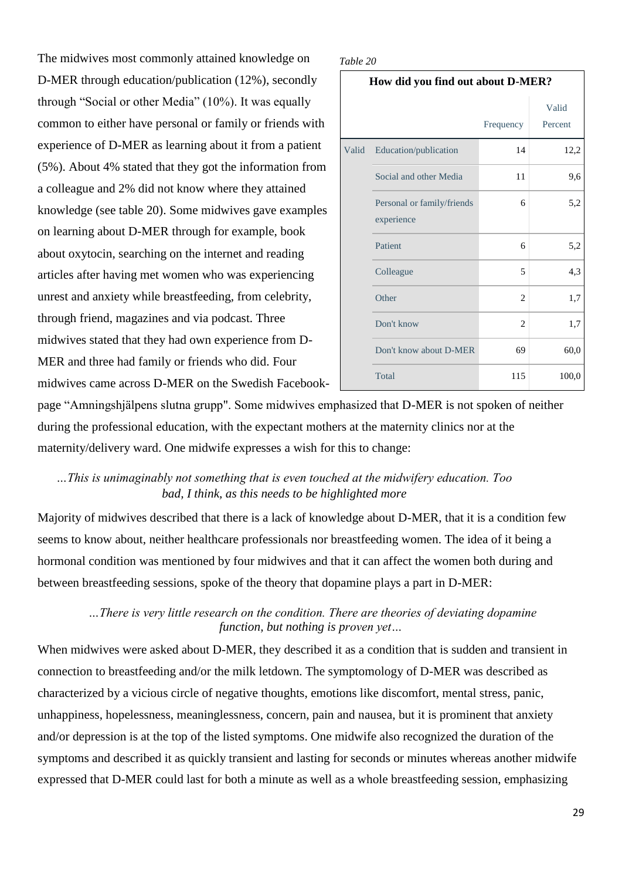The midwives most commonly attained knowledge on D-MER through education/publication (12%), secondly through "Social or other Media" (10%). It was equally common to either have personal or family or friends with experience of D-MER as learning about it from a patient (5%). About 4% stated that they got the information from a colleague and 2% did not know where they attained knowledge (see table 20). Some midwives gave examples on learning about D-MER through for example, book about oxytocin, searching on the internet and reading articles after having met women who was experiencing unrest and anxiety while breastfeeding, from celebrity, through friend, magazines and via podcast. Three midwives stated that they had own experience from D-MER and three had family or friends who did. Four midwives came across D-MER on the Swedish Facebook-page "Amningshjälpens slutna grupp". Some midwives emphasized that D-MER is not spoken of neither during the professional education, with the expectant mothers at the maternity clinics nor at the maternity/delivery ward. One midwife expresses a wish for this to change:

*Table 20*

| How did you find out about D-MER? | | | |
|---|---|---|---|
| | | Frequency | Valid Percent |
| Valid | Education/publication | 14 | 12,2 |
| | Social and other Media | 11 | 9,6 |
| | Personal or family/friends experience | 6 | 5,2 |
| | Patient | 6 | 5,2 |
| | Colleague | 5 | 4,3 |
| | Other | 2 | 1,7 |
| | Don't know | 2 | 1,7 |
| | Don't know about D-MER | 69 | 60,0 |
| | Total | 115 | 100,0 |

*…This is unimaginably not something that is even touched at the midwifery education. Too bad, I think, as this needs to be highlighted more*

Majority of midwives described that there is a lack of knowledge about D-MER, that it is a condition few seems to know about, neither healthcare professionals nor breastfeeding women. The idea of it being a hormonal condition was mentioned by four midwives and that it can affect the women both during and between breastfeeding sessions, spoke of the theory that dopamine plays a part in D-MER:

*…There is very little research on the condition. There are theories of deviating dopamine function, but nothing is proven yet…*

When midwives were asked about D-MER, they described it as a condition that is sudden and transient in connection to breastfeeding and/or the milk letdown. The symptomology of D-MER was described as characterized by a vicious circle of negative thoughts, emotions like discomfort, mental stress, panic, unhappiness, hopelessness, meaninglessness, concern, pain and nausea, but it is prominent that anxiety and/or depression is at the top of the listed symptoms. One midwife also recognized the duration of the symptoms and described it as quickly transient and lasting for seconds or minutes whereas another midwife expressed that D-MER could last for both a minute as well as a whole breastfeeding session, emphasizing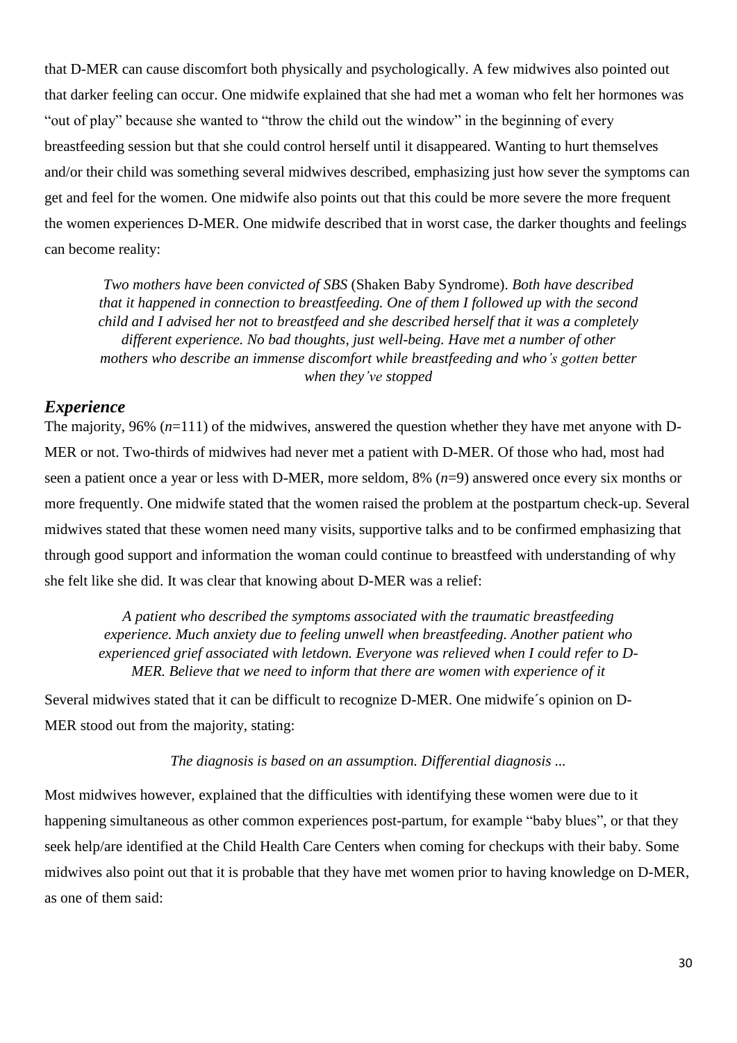that D-MER can cause discomfort both physically and psychologically. A few midwives also pointed out that darker feeling can occur. One midwife explained that she had met a woman who felt her hormones was "out of play" because she wanted to "throw the child out the window" in the beginning of every breastfeeding session but that she could control herself until it disappeared. Wanting to hurt themselves and/or their child was something several midwives described, emphasizing just how sever the symptoms can get and feel for the women. One midwife also points out that this could be more severe the more frequent the women experiences D-MER. One midwife described that in worst case, the darker thoughts and feelings can become reality:

> *Two mothers have been convicted of SBS* (Shaken Baby Syndrome). *Both have described that it happened in connection to breastfeeding. One of them I followed up with the second child and I advised her not to breastfeed and she described herself that it was a completely different experience. No bad thoughts, just well-being. Have met a number of other mothers who describe an immense discomfort while breastfeeding and who's gotten better when they've stopped*

### *Experience*

The majority, 96% (*n*=111) of the midwives, answered the question whether they have met anyone with D-MER or not. Two-thirds of midwives had never met a patient with D-MER. Of those who had, most had seen a patient once a year or less with D-MER, more seldom, 8% (*n*=9) answered once every six months or more frequently. One midwife stated that the women raised the problem at the postpartum check-up. Several midwives stated that these women need many visits, supportive talks and to be confirmed emphasizing that through good support and information the woman could continue to breastfeed with understanding of why she felt like she did. It was clear that knowing about D-MER was a relief:

> *A patient who described the symptoms associated with the traumatic breastfeeding experience. Much anxiety due to feeling unwell when breastfeeding. Another patient who experienced grief associated with letdown. Everyone was relieved when I could refer to D-MER. Believe that we need to inform that there are women with experience of it*

Several midwives stated that it can be difficult to recognize D-MER. One midwife´s opinion on D-MER stood out from the majority, stating:

> *The diagnosis is based on an assumption. Differential diagnosis ...*

Most midwives however, explained that the difficulties with identifying these women were due to it happening simultaneous as other common experiences post-partum, for example "baby blues", or that they seek help/are identified at the Child Health Care Centers when coming for checkups with their baby. Some midwives also point out that it is probable that they have met women prior to having knowledge on D-MER, as one of them said: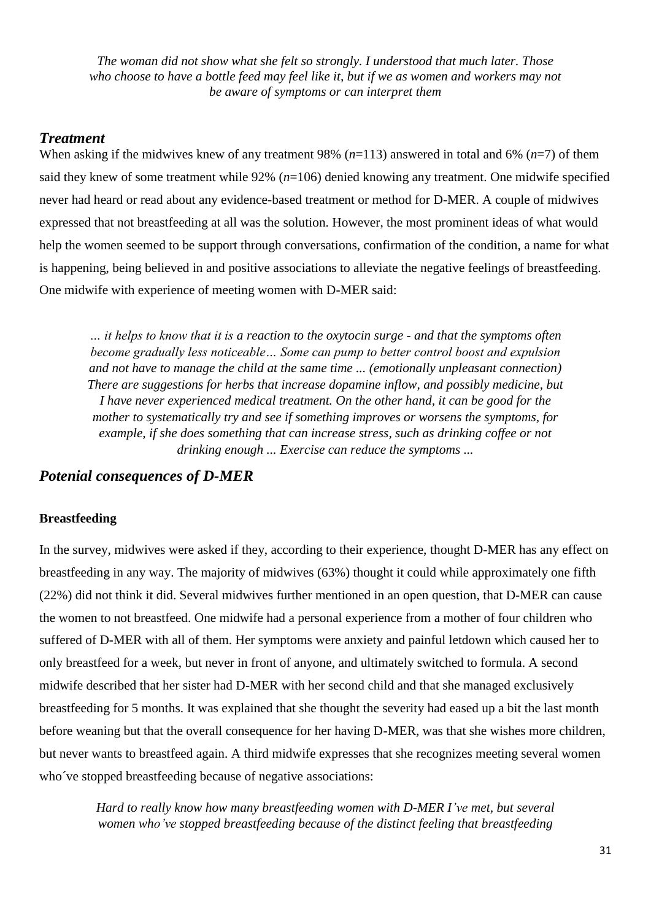*The woman did not show what she felt so strongly. I understood that much later. Those who choose to have a bottle feed may feel like it, but if we as women and workers may not be aware of symptoms or can interpret them*

### *Treatment*

When asking if the midwives knew of any treatment 98% (*n*=113) answered in total and 6% (*n*=7) of them said they knew of some treatment while 92% (*n*=106) denied knowing any treatment. One midwife specified never had heard or read about any evidence-based treatment or method for D-MER. A couple of midwives expressed that not breastfeeding at all was the solution. However, the most prominent ideas of what would help the women seemed to be support through conversations, confirmation of the condition, a name for what is happening, being believed in and positive associations to alleviate the negative feelings of breastfeeding. One midwife with experience of meeting women with D-MER said:

> *… it helps to know that it is a reaction to the oxytocin surge - and that the symptoms often become gradually less noticeable… Some can pump to better control boost and expulsion and not have to manage the child at the same time ... (emotionally unpleasant connection) There are suggestions for herbs that increase dopamine inflow, and possibly medicine, but I have never experienced medical treatment. On the other hand, it can be good for the mother to systematically try and see if something improves or worsens the symptoms, for example, if she does something that can increase stress, such as drinking coffee or not drinking enough ... Exercise can reduce the symptoms ...*

### *Potenial consequences of D-MER*

#### **Breastfeeding**

In the survey, midwives were asked if they, according to their experience, thought D-MER has any effect on breastfeeding in any way. The majority of midwives (63%) thought it could while approximately one fifth (22%) did not think it did. Several midwives further mentioned in an open question, that D-MER can cause the women to not breastfeed. One midwife had a personal experience from a mother of four children who suffered of D-MER with all of them. Her symptoms were anxiety and painful letdown which caused her to only breastfeed for a week, but never in front of anyone, and ultimately switched to formula. A second midwife described that her sister had D-MER with her second child and that she managed exclusively breastfeeding for 5 months. It was explained that she thought the severity had eased up a bit the last month before weaning but that the overall consequence for her having D-MER, was that she wishes more children, but never wants to breastfeed again. A third midwife expresses that she recognizes meeting several women who´ve stopped breastfeeding because of negative associations:

> *Hard to really know how many breastfeeding women with D-MER I've met, but several women who've stopped breastfeeding because of the distinct feeling that breastfeeding*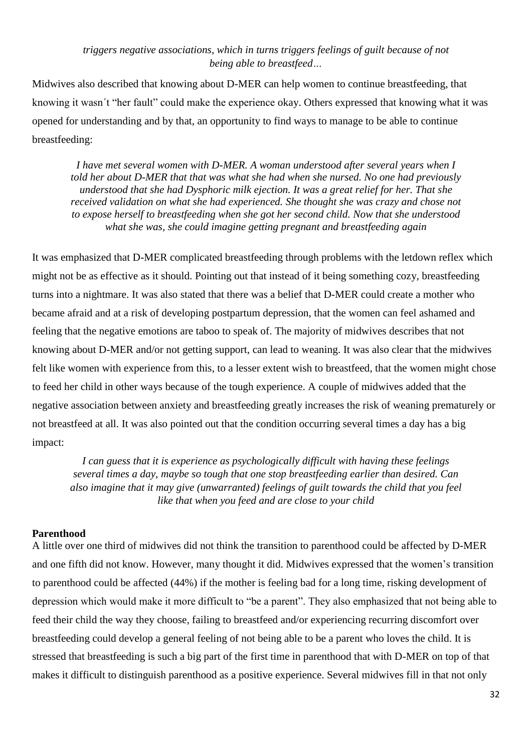*triggers negative associations, which in turns triggers feelings of guilt because of not being able to breastfeed…*

Midwives also described that knowing about D-MER can help women to continue breastfeeding, that knowing it wasn´t "her fault" could make the experience okay. Others expressed that knowing what it was opened for understanding and by that, an opportunity to find ways to manage to be able to continue breastfeeding:

> *I have met several women with D-MER. A woman understood after several years when I told her about D-MER that that was what she had when she nursed. No one had previously understood that she had Dysphoric milk ejection. It was a great relief for her. That she received validation on what she had experienced. She thought she was crazy and chose not to expose herself to breastfeeding when she got her second child. Now that she understood what she was, she could imagine getting pregnant and breastfeeding again*

It was emphasized that D-MER complicated breastfeeding through problems with the letdown reflex which might not be as effective as it should. Pointing out that instead of it being something cozy, breastfeeding turns into a nightmare. It was also stated that there was a belief that D-MER could create a mother who became afraid and at a risk of developing postpartum depression, that the women can feel ashamed and feeling that the negative emotions are taboo to speak of. The majority of midwives describes that not knowing about D-MER and/or not getting support, can lead to weaning. It was also clear that the midwives felt like women with experience from this, to a lesser extent wish to breastfeed, that the women might chose to feed her child in other ways because of the tough experience. A couple of midwives added that the negative association between anxiety and breastfeeding greatly increases the risk of weaning prematurely or not breastfeed at all. It was also pointed out that the condition occurring several times a day has a big impact:

> *I can guess that it is experience as psychologically difficult with having these feelings several times a day, maybe so tough that one stop breastfeeding earlier than desired. Can also imagine that it may give (unwarranted) feelings of guilt towards the child that you feel like that when you feed and are close to your child*

**Parenthood**

A little over one third of midwives did not think the transition to parenthood could be affected by D-MER and one fifth did not know. However, many thought it did. Midwives expressed that the women's transition to parenthood could be affected (44%) if the mother is feeling bad for a long time, risking development of depression which would make it more difficult to "be a parent". They also emphasized that not being able to feed their child the way they choose, failing to breastfeed and/or experiencing recurring discomfort over breastfeeding could develop a general feeling of not being able to be a parent who loves the child. It is stressed that breastfeeding is such a big part of the first time in parenthood that with D-MER on top of that makes it difficult to distinguish parenthood as a positive experience. Several midwives fill in that not only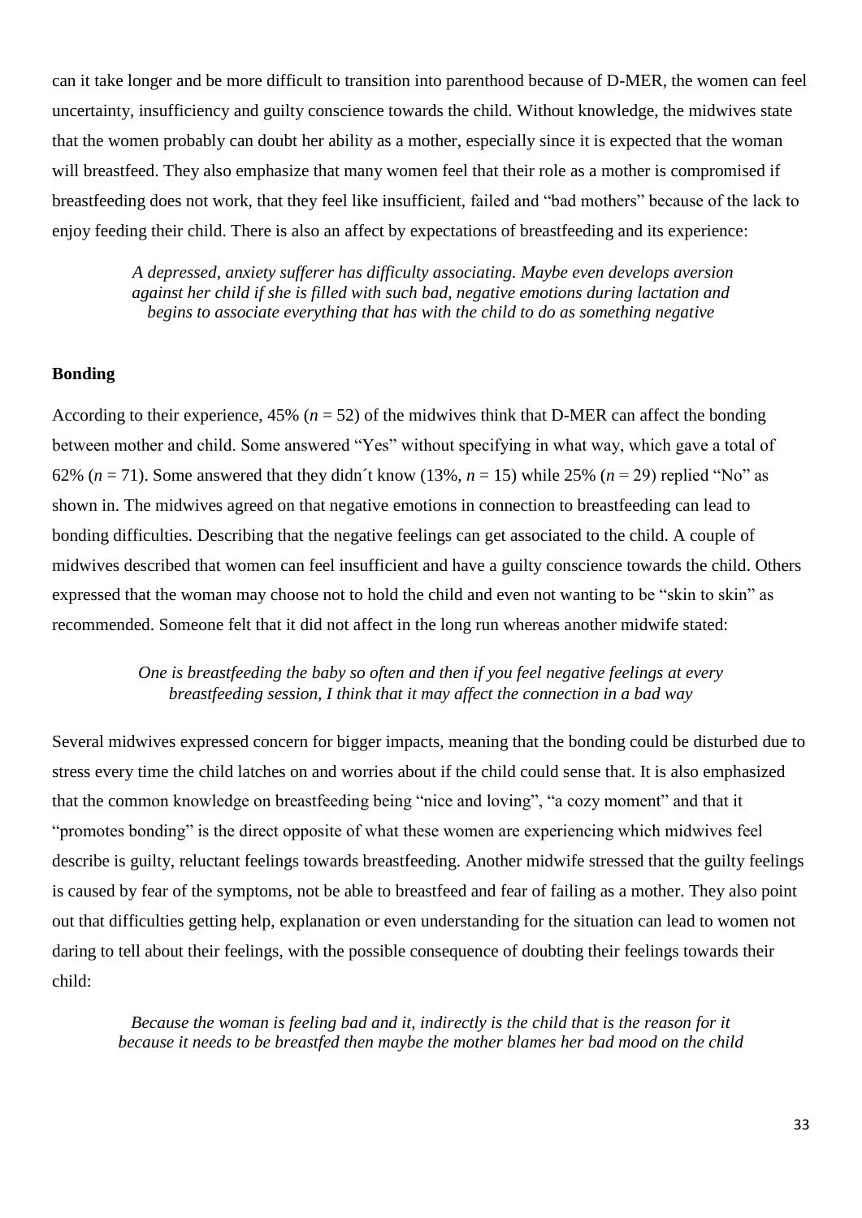can it take longer and be more difficult to transition into parenthood because of D-MER, the women can feel uncertainty, insufficiency and guilty conscience towards the child. Without knowledge, the midwives state that the women probably can doubt her ability as a mother, especially since it is expected that the woman will breastfeed. They also emphasize that many women feel that their role as a mother is compromised if breastfeeding does not work, that they feel like insufficient, failed and "bad mothers" because of the lack to enjoy feeding their child. There is also an affect by expectations of breastfeeding and its experience:

> *A depressed, anxiety sufferer has difficulty associating. Maybe even develops aversion against her child if she is filled with such bad, negative emotions during lactation and begins to associate everything that has with the child to do as something negative*

### Bonding

According to their experience, 45% ($n$ = 52) of the midwives think that D-MER can affect the bonding between mother and child. Some answered "Yes" without specifying in what way, which gave a total of 62% ($n$ = 71). Some answered that they didn´t know (13%, $n$ = 15) while 25% ($n$ = 29) replied "No" as shown in. The midwives agreed on that negative emotions in connection to breastfeeding can lead to bonding difficulties. Describing that the negative feelings can get associated to the child. A couple of midwives described that women can feel insufficient and have a guilty conscience towards the child. Others expressed that the woman may choose not to hold the child and even not wanting to be "skin to skin" as recommended. Someone felt that it did not affect in the long run whereas another midwife stated:

> *One is breastfeeding the baby so often and then if you feel negative feelings at every breastfeeding session, I think that it may affect the connection in a bad way*

Several midwives expressed concern for bigger impacts, meaning that the bonding could be disturbed due to stress every time the child latches on and worries about if the child could sense that. It is also emphasized that the common knowledge on breastfeeding being "nice and loving", "a cozy moment" and that it "promotes bonding" is the direct opposite of what these women are experiencing which midwives feel describe is guilty, reluctant feelings towards breastfeeding. Another midwife stressed that the guilty feelings is caused by fear of the symptoms, not be able to breastfeed and fear of failing as a mother. They also point out that difficulties getting help, explanation or even understanding for the situation can lead to women not daring to tell about their feelings, with the possible consequence of doubting their feelings towards their child:

> *Because the woman is feeling bad and it, indirectly is the child that is the reason for it because it needs to be breastfed then maybe the mother blames her bad mood on the child*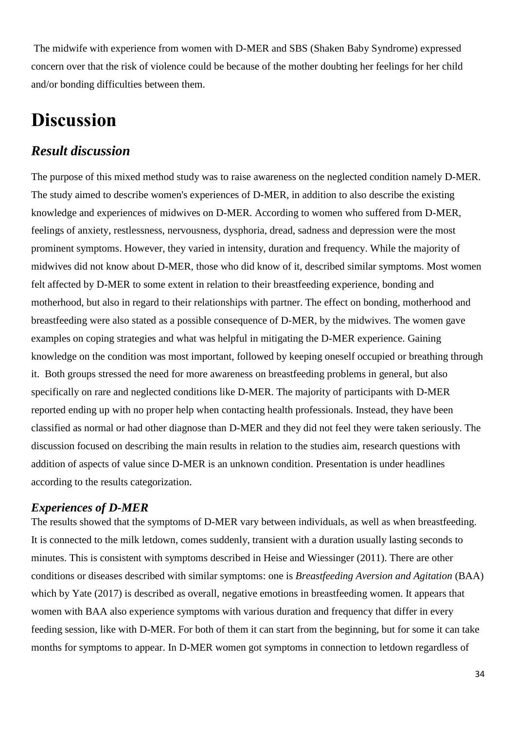The midwife with experience from women with D-MER and SBS (Shaken Baby Syndrome) expressed concern over that the risk of violence could be because of the mother doubting her feelings for her child and/or bonding difficulties between them.

# Discussion

## *Result discussion*

The purpose of this mixed method study was to raise awareness on the neglected condition namely D-MER. The study aimed to describe women's experiences of D-MER, in addition to also describe the existing knowledge and experiences of midwives on D-MER. According to women who suffered from D-MER, feelings of anxiety, restlessness, nervousness, dysphoria, dread, sadness and depression were the most prominent symptoms. However, they varied in intensity, duration and frequency. While the majority of midwives did not know about D-MER, those who did know of it, described similar symptoms. Most women felt affected by D-MER to some extent in relation to their breastfeeding experience, bonding and motherhood, but also in regard to their relationships with partner. The effect on bonding, motherhood and breastfeeding were also stated as a possible consequence of D-MER, by the midwives. The women gave examples on coping strategies and what was helpful in mitigating the D-MER experience. Gaining knowledge on the condition was most important, followed by keeping oneself occupied or breathing through it. Both groups stressed the need for more awareness on breastfeeding problems in general, but also specifically on rare and neglected conditions like D-MER. The majority of participants with D-MER reported ending up with no proper help when contacting health professionals. Instead, they have been classified as normal or had other diagnose than D-MER and they did not feel they were taken seriously. The discussion focused on describing the main results in relation to the studies aim, research questions with addition of aspects of value since D-MER is an unknown condition. Presentation is under headlines according to the results categorization.

### *Experiences of D-MER*

The results showed that the symptoms of D-MER vary between individuals, as well as when breastfeeding. It is connected to the milk letdown, comes suddenly, transient with a duration usually lasting seconds to minutes. This is consistent with symptoms described in Heise and Wiessinger (2011). There are other conditions or diseases described with similar symptoms: one is *Breastfeeding Aversion and Agitation* (BAA) which by Yate (2017) is described as overall, negative emotions in breastfeeding women. It appears that women with BAA also experience symptoms with various duration and frequency that differ in every feeding session, like with D-MER. For both of them it can start from the beginning, but for some it can take months for symptoms to appear. In D-MER women got symptoms in connection to letdown regardless of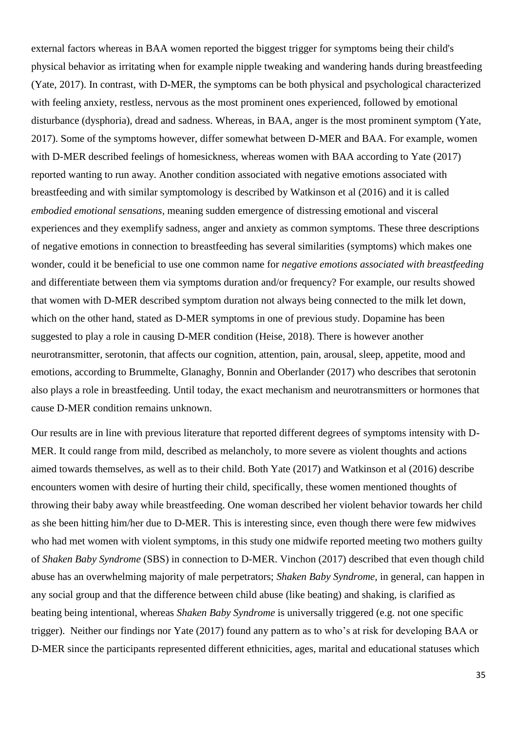external factors whereas in BAA women reported the biggest trigger for symptoms being their child's physical behavior as irritating when for example nipple tweaking and wandering hands during breastfeeding (Yate, 2017). In contrast, with D-MER, the symptoms can be both physical and psychological characterized with feeling anxiety, restless, nervous as the most prominent ones experienced, followed by emotional disturbance (dysphoria), dread and sadness. Whereas, in BAA, anger is the most prominent symptom (Yate, 2017). Some of the symptoms however, differ somewhat between D-MER and BAA. For example, women with D-MER described feelings of homesickness, whereas women with BAA according to Yate (2017) reported wanting to run away. Another condition associated with negative emotions associated with breastfeeding and with similar symptomology is described by Watkinson et al (2016) and it is called *embodied emotional sensations*, meaning sudden emergence of distressing emotional and visceral experiences and they exemplify sadness, anger and anxiety as common symptoms. These three descriptions of negative emotions in connection to breastfeeding has several similarities (symptoms) which makes one wonder, could it be beneficial to use one common name for *negative emotions associated with breastfeeding* and differentiate between them via symptoms duration and/or frequency? For example, our results showed that women with D-MER described symptom duration not always being connected to the milk let down, which on the other hand, stated as D-MER symptoms in one of previous study. Dopamine has been suggested to play a role in causing D-MER condition (Heise, 2018). There is however another neurotransmitter, serotonin, that affects our cognition, attention, pain, arousal, sleep, appetite, mood and emotions, according to Brummelte, Glanaghy, Bonnin and Oberlander (2017) who describes that serotonin also plays a role in breastfeeding. Until today, the exact mechanism and neurotransmitters or hormones that cause D-MER condition remains unknown.

Our results are in line with previous literature that reported different degrees of symptoms intensity with D-MER. It could range from mild, described as melancholy, to more severe as violent thoughts and actions aimed towards themselves, as well as to their child. Both Yate (2017) and Watkinson et al (2016) describe encounters women with desire of hurting their child, specifically, these women mentioned thoughts of throwing their baby away while breastfeeding. One woman described her violent behavior towards her child as she been hitting him/her due to D-MER. This is interesting since, even though there were few midwives who had met women with violent symptoms, in this study one midwife reported meeting two mothers guilty of *Shaken Baby Syndrome* (SBS) in connection to D-MER. Vinchon (2017) described that even though child abuse has an overwhelming majority of male perpetrators; *Shaken Baby Syndrome*, in general, can happen in any social group and that the difference between child abuse (like beating) and shaking, is clarified as beating being intentional, whereas *Shaken Baby Syndrome* is universally triggered (e.g. not one specific trigger). Neither our findings nor Yate (2017) found any pattern as to who's at risk for developing BAA or D-MER since the participants represented different ethnicities, ages, marital and educational statuses which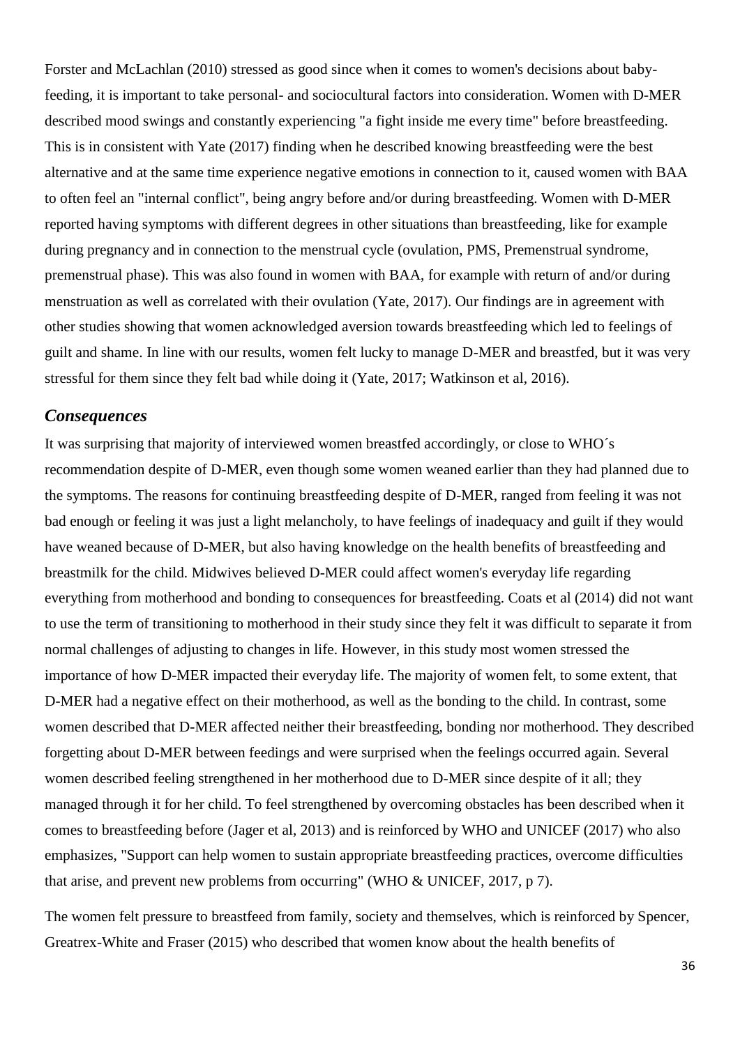Forster and McLachlan (2010) stressed as good since when it comes to women's decisions about baby-feeding, it is important to take personal- and sociocultural factors into consideration. Women with D-MER described mood swings and constantly experiencing "a fight inside me every time" before breastfeeding. This is in consistent with Yate (2017) finding when he described knowing breastfeeding were the best alternative and at the same time experience negative emotions in connection to it, caused women with BAA to often feel an "internal conflict", being angry before and/or during breastfeeding. Women with D-MER reported having symptoms with different degrees in other situations than breastfeeding, like for example during pregnancy and in connection to the menstrual cycle (ovulation, PMS, Premenstrual syndrome, premenstrual phase). This was also found in women with BAA, for example with return of and/or during menstruation as well as correlated with their ovulation (Yate, 2017). Our findings are in agreement with other studies showing that women acknowledged aversion towards breastfeeding which led to feelings of guilt and shame. In line with our results, women felt lucky to manage D-MER and breastfed, but it was very stressful for them since they felt bad while doing it (Yate, 2017; Watkinson et al, 2016).

### *Consequences*

It was surprising that majority of interviewed women breastfed accordingly, or close to WHO´s recommendation despite of D-MER, even though some women weaned earlier than they had planned due to the symptoms. The reasons for continuing breastfeeding despite of D-MER, ranged from feeling it was not bad enough or feeling it was just a light melancholy, to have feelings of inadequacy and guilt if they would have weaned because of D-MER, but also having knowledge on the health benefits of breastfeeding and breastmilk for the child. Midwives believed D-MER could affect women's everyday life regarding everything from motherhood and bonding to consequences for breastfeeding. Coats et al (2014) did not want to use the term of transitioning to motherhood in their study since they felt it was difficult to separate it from normal challenges of adjusting to changes in life. However, in this study most women stressed the importance of how D-MER impacted their everyday life. The majority of women felt, to some extent, that D-MER had a negative effect on their motherhood, as well as the bonding to the child. In contrast, some women described that D-MER affected neither their breastfeeding, bonding nor motherhood. They described forgetting about D-MER between feedings and were surprised when the feelings occurred again. Several women described feeling strengthened in her motherhood due to D-MER since despite of it all; they managed through it for her child. To feel strengthened by overcoming obstacles has been described when it comes to breastfeeding before (Jager et al, 2013) and is reinforced by WHO and UNICEF (2017) who also emphasizes, "Support can help women to sustain appropriate breastfeeding practices, overcome difficulties that arise, and prevent new problems from occurring" (WHO & UNICEF, 2017, p 7).

The women felt pressure to breastfeed from family, society and themselves, which is reinforced by Spencer, Greatrex-White and Fraser (2015) who described that women know about the health benefits of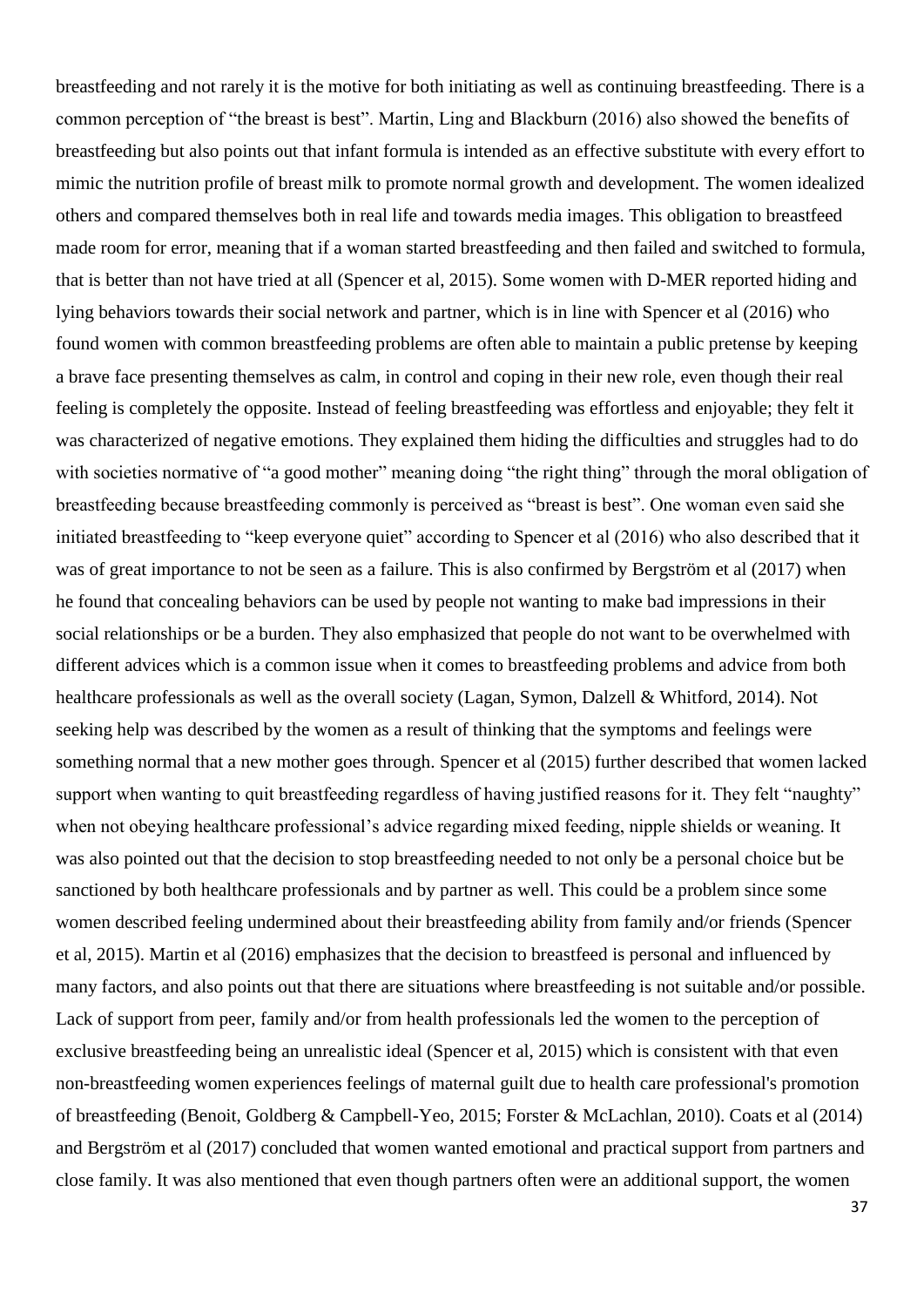breastfeeding and not rarely it is the motive for both initiating as well as continuing breastfeeding. There is a common perception of "the breast is best". Martin, Ling and Blackburn (2016) also showed the benefits of breastfeeding but also points out that infant formula is intended as an effective substitute with every effort to mimic the nutrition profile of breast milk to promote normal growth and development. The women idealized others and compared themselves both in real life and towards media images. This obligation to breastfeed made room for error, meaning that if a woman started breastfeeding and then failed and switched to formula, that is better than not have tried at all (Spencer et al, 2015). Some women with D-MER reported hiding and lying behaviors towards their social network and partner, which is in line with Spencer et al (2016) who found women with common breastfeeding problems are often able to maintain a public pretense by keeping a brave face presenting themselves as calm, in control and coping in their new role, even though their real feeling is completely the opposite. Instead of feeling breastfeeding was effortless and enjoyable; they felt it was characterized of negative emotions. They explained them hiding the difficulties and struggles had to do with societies normative of "a good mother" meaning doing "the right thing" through the moral obligation of breastfeeding because breastfeeding commonly is perceived as "breast is best". One woman even said she initiated breastfeeding to "keep everyone quiet" according to Spencer et al (2016) who also described that it was of great importance to not be seen as a failure. This is also confirmed by Bergström et al (2017) when he found that concealing behaviors can be used by people not wanting to make bad impressions in their social relationships or be a burden. They also emphasized that people do not want to be overwhelmed with different advices which is a common issue when it comes to breastfeeding problems and advice from both healthcare professionals as well as the overall society (Lagan, Symon, Dalzell & Whitford, 2014). Not seeking help was described by the women as a result of thinking that the symptoms and feelings were something normal that a new mother goes through. Spencer et al (2015) further described that women lacked support when wanting to quit breastfeeding regardless of having justified reasons for it. They felt "naughty" when not obeying healthcare professional's advice regarding mixed feeding, nipple shields or weaning. It was also pointed out that the decision to stop breastfeeding needed to not only be a personal choice but be sanctioned by both healthcare professionals and by partner as well. This could be a problem since some women described feeling undermined about their breastfeeding ability from family and/or friends (Spencer et al, 2015). Martin et al (2016) emphasizes that the decision to breastfeed is personal and influenced by many factors, and also points out that there are situations where breastfeeding is not suitable and/or possible. Lack of support from peer, family and/or from health professionals led the women to the perception of exclusive breastfeeding being an unrealistic ideal (Spencer et al, 2015) which is consistent with that even non-breastfeeding women experiences feelings of maternal guilt due to health care professional's promotion of breastfeeding (Benoit, Goldberg & Campbell-Yeo, 2015; Forster & McLachlan, 2010). Coats et al (2014) and Bergström et al (2017) concluded that women wanted emotional and practical support from partners and close family. It was also mentioned that even though partners often were an additional support, the women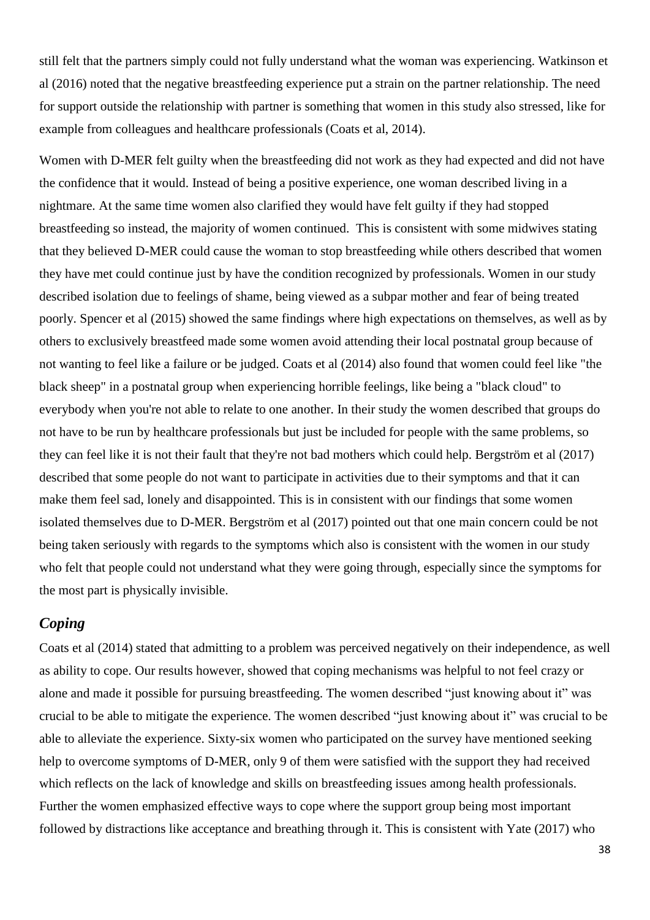still felt that the partners simply could not fully understand what the woman was experiencing. Watkinson et al (2016) noted that the negative breastfeeding experience put a strain on the partner relationship. The need for support outside the relationship with partner is something that women in this study also stressed, like for example from colleagues and healthcare professionals (Coats et al, 2014).

Women with D-MER felt guilty when the breastfeeding did not work as they had expected and did not have the confidence that it would. Instead of being a positive experience, one woman described living in a nightmare. At the same time women also clarified they would have felt guilty if they had stopped breastfeeding so instead, the majority of women continued. This is consistent with some midwives stating that they believed D-MER could cause the woman to stop breastfeeding while others described that women they have met could continue just by have the condition recognized by professionals. Women in our study described isolation due to feelings of shame, being viewed as a subpar mother and fear of being treated poorly. Spencer et al (2015) showed the same findings where high expectations on themselves, as well as by others to exclusively breastfeed made some women avoid attending their local postnatal group because of not wanting to feel like a failure or be judged. Coats et al (2014) also found that women could feel like "the black sheep" in a postnatal group when experiencing horrible feelings, like being a "black cloud" to everybody when you're not able to relate to one another. In their study the women described that groups do not have to be run by healthcare professionals but just be included for people with the same problems, so they can feel like it is not their fault that they're not bad mothers which could help. Bergström et al (2017) described that some people do not want to participate in activities due to their symptoms and that it can make them feel sad, lonely and disappointed. This is in consistent with our findings that some women isolated themselves due to D-MER. Bergström et al (2017) pointed out that one main concern could be not being taken seriously with regards to the symptoms which also is consistent with the women in our study who felt that people could not understand what they were going through, especially since the symptoms for the most part is physically invisible.

### *Coping*

Coats et al (2014) stated that admitting to a problem was perceived negatively on their independence, as well as ability to cope. Our results however, showed that coping mechanisms was helpful to not feel crazy or alone and made it possible for pursuing breastfeeding. The women described "just knowing about it" was crucial to be able to mitigate the experience. The women described "just knowing about it" was crucial to be able to alleviate the experience. Sixty-six women who participated on the survey have mentioned seeking help to overcome symptoms of D-MER, only 9 of them were satisfied with the support they had received which reflects on the lack of knowledge and skills on breastfeeding issues among health professionals. Further the women emphasized effective ways to cope where the support group being most important followed by distractions like acceptance and breathing through it. This is consistent with Yate (2017) who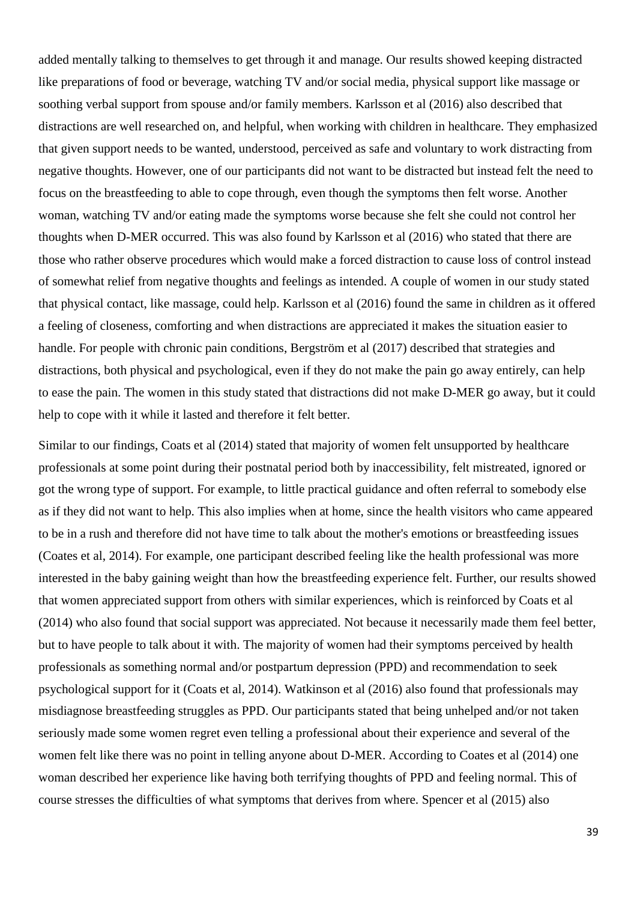added mentally talking to themselves to get through it and manage. Our results showed keeping distracted like preparations of food or beverage, watching TV and/or social media, physical support like massage or soothing verbal support from spouse and/or family members. Karlsson et al (2016) also described that distractions are well researched on, and helpful, when working with children in healthcare. They emphasized that given support needs to be wanted, understood, perceived as safe and voluntary to work distracting from negative thoughts. However, one of our participants did not want to be distracted but instead felt the need to focus on the breastfeeding to able to cope through, even though the symptoms then felt worse. Another woman, watching TV and/or eating made the symptoms worse because she felt she could not control her thoughts when D-MER occurred. This was also found by Karlsson et al (2016) who stated that there are those who rather observe procedures which would make a forced distraction to cause loss of control instead of somewhat relief from negative thoughts and feelings as intended. A couple of women in our study stated that physical contact, like massage, could help. Karlsson et al (2016) found the same in children as it offered a feeling of closeness, comforting and when distractions are appreciated it makes the situation easier to handle. For people with chronic pain conditions, Bergström et al (2017) described that strategies and distractions, both physical and psychological, even if they do not make the pain go away entirely, can help to ease the pain. The women in this study stated that distractions did not make D-MER go away, but it could help to cope with it while it lasted and therefore it felt better.

Similar to our findings, Coats et al (2014) stated that majority of women felt unsupported by healthcare professionals at some point during their postnatal period both by inaccessibility, felt mistreated, ignored or got the wrong type of support. For example, to little practical guidance and often referral to somebody else as if they did not want to help. This also implies when at home, since the health visitors who came appeared to be in a rush and therefore did not have time to talk about the mother's emotions or breastfeeding issues (Coates et al, 2014). For example, one participant described feeling like the health professional was more interested in the baby gaining weight than how the breastfeeding experience felt. Further, our results showed that women appreciated support from others with similar experiences, which is reinforced by Coats et al (2014) who also found that social support was appreciated. Not because it necessarily made them feel better, but to have people to talk about it with. The majority of women had their symptoms perceived by health professionals as something normal and/or postpartum depression (PPD) and recommendation to seek psychological support for it (Coats et al, 2014). Watkinson et al (2016) also found that professionals may misdiagnose breastfeeding struggles as PPD. Our participants stated that being unhelped and/or not taken seriously made some women regret even telling a professional about their experience and several of the women felt like there was no point in telling anyone about D-MER. According to Coates et al (2014) one woman described her experience like having both terrifying thoughts of PPD and feeling normal. This of course stresses the difficulties of what symptoms that derives from where. Spencer et al (2015) also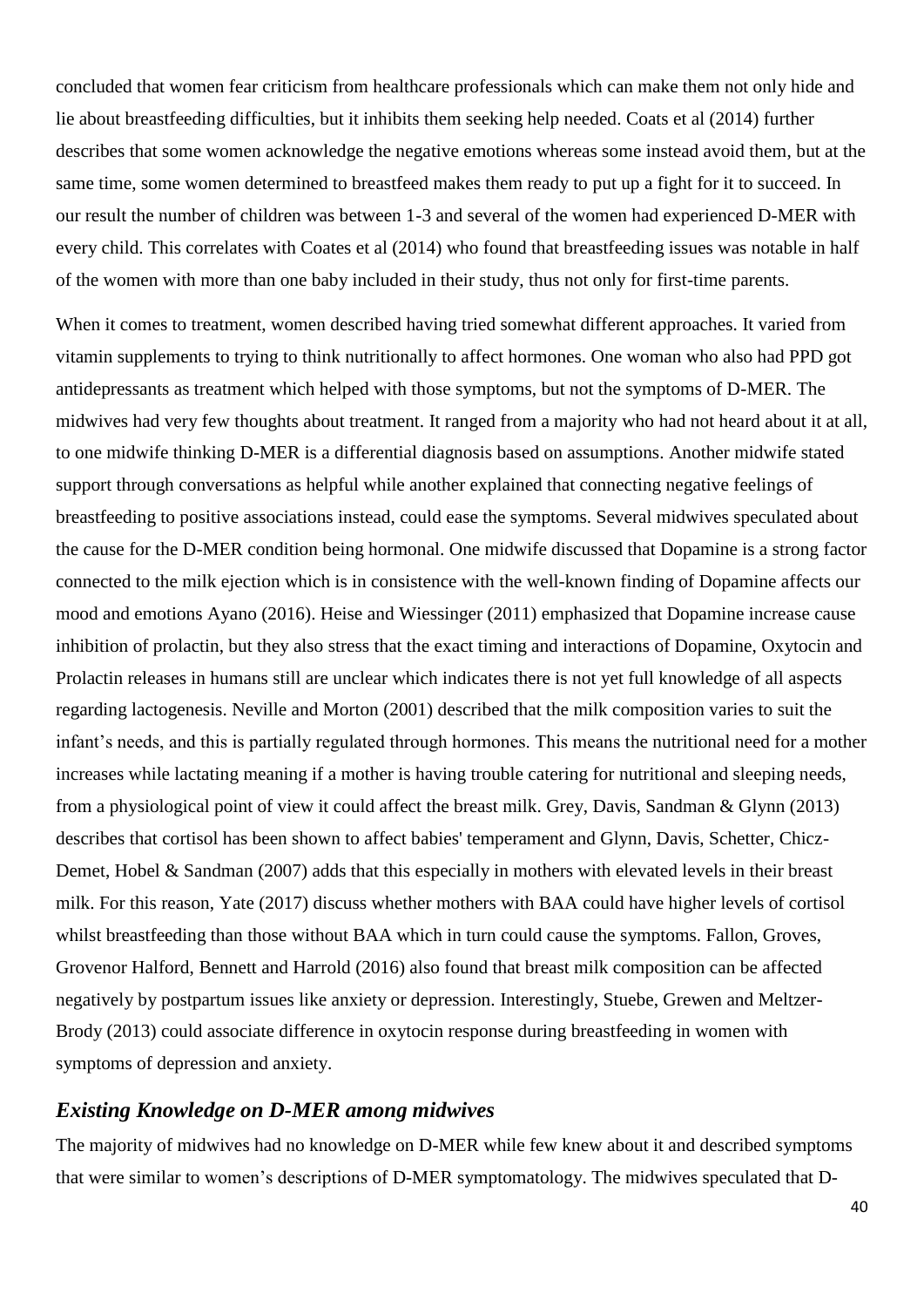concluded that women fear criticism from healthcare professionals which can make them not only hide and lie about breastfeeding difficulties, but it inhibits them seeking help needed. Coats et al (2014) further describes that some women acknowledge the negative emotions whereas some instead avoid them, but at the same time, some women determined to breastfeed makes them ready to put up a fight for it to succeed. In our result the number of children was between 1-3 and several of the women had experienced D-MER with every child. This correlates with Coates et al (2014) who found that breastfeeding issues was notable in half of the women with more than one baby included in their study, thus not only for first-time parents.

When it comes to treatment, women described having tried somewhat different approaches. It varied from vitamin supplements to trying to think nutritionally to affect hormones. One woman who also had PPD got antidepressants as treatment which helped with those symptoms, but not the symptoms of D-MER. The midwives had very few thoughts about treatment. It ranged from a majority who had not heard about it at all, to one midwife thinking D-MER is a differential diagnosis based on assumptions. Another midwife stated support through conversations as helpful while another explained that connecting negative feelings of breastfeeding to positive associations instead, could ease the symptoms. Several midwives speculated about the cause for the D-MER condition being hormonal. One midwife discussed that Dopamine is a strong factor connected to the milk ejection which is in consistence with the well-known finding of Dopamine affects our mood and emotions Ayano (2016). Heise and Wiessinger (2011) emphasized that Dopamine increase cause inhibition of prolactin, but they also stress that the exact timing and interactions of Dopamine, Oxytocin and Prolactin releases in humans still are unclear which indicates there is not yet full knowledge of all aspects regarding lactogenesis. Neville and Morton (2001) described that the milk composition varies to suit the infant's needs, and this is partially regulated through hormones. This means the nutritional need for a mother increases while lactating meaning if a mother is having trouble catering for nutritional and sleeping needs, from a physiological point of view it could affect the breast milk. Grey, Davis, Sandman & Glynn (2013) describes that cortisol has been shown to affect babies' temperament and Glynn, Davis, Schetter, Chicz-Demet, Hobel & Sandman (2007) adds that this especially in mothers with elevated levels in their breast milk. For this reason, Yate (2017) discuss whether mothers with BAA could have higher levels of cortisol whilst breastfeeding than those without BAA which in turn could cause the symptoms. Fallon, Groves, Grovenor Halford, Bennett and Harrold (2016) also found that breast milk composition can be affected negatively by postpartum issues like anxiety or depression. Interestingly, Stuebe, Grewen and Meltzer-Brody (2013) could associate difference in oxytocin response during breastfeeding in women with symptoms of depression and anxiety.

## *Existing Knowledge on D-MER among midwives*

The majority of midwives had no knowledge on D-MER while few knew about it and described symptoms that were similar to women's descriptions of D-MER symptomatology. The midwives speculated that D-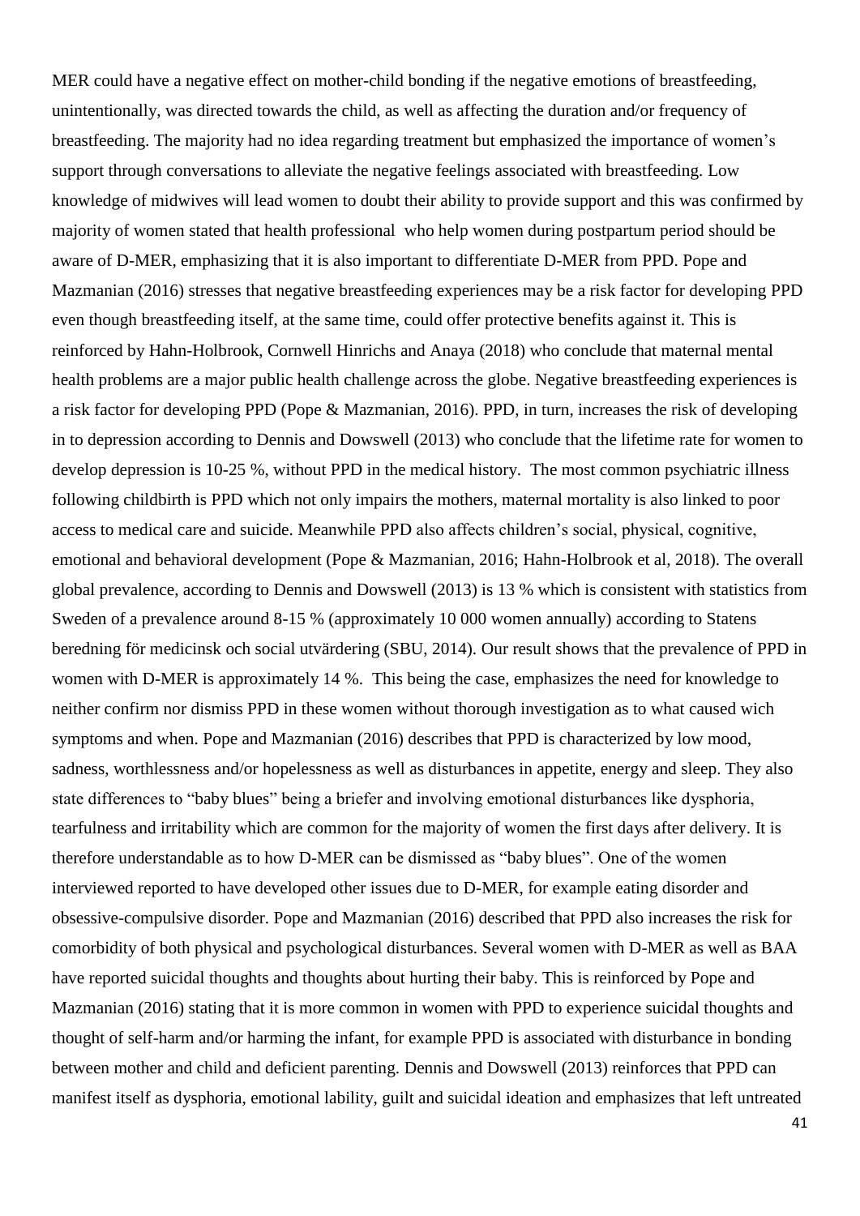MER could have a negative effect on mother-child bonding if the negative emotions of breastfeeding, unintentionally, was directed towards the child, as well as affecting the duration and/or frequency of breastfeeding. The majority had no idea regarding treatment but emphasized the importance of women's support through conversations to alleviate the negative feelings associated with breastfeeding. Low knowledge of midwives will lead women to doubt their ability to provide support and this was confirmed by majority of women stated that health professional who help women during postpartum period should be aware of D-MER, emphasizing that it is also important to differentiate D-MER from PPD. Pope and Mazmanian (2016) stresses that negative breastfeeding experiences may be a risk factor for developing PPD even though breastfeeding itself, at the same time, could offer protective benefits against it. This is reinforced by Hahn-Holbrook, Cornwell Hinrichs and Anaya (2018) who conclude that maternal mental health problems are a major public health challenge across the globe. Negative breastfeeding experiences is a risk factor for developing PPD (Pope & Mazmanian, 2016). PPD, in turn, increases the risk of developing in to depression according to Dennis and Dowswell (2013) who conclude that the lifetime rate for women to develop depression is 10-25 %, without PPD in the medical history. The most common psychiatric illness following childbirth is PPD which not only impairs the mothers, maternal mortality is also linked to poor access to medical care and suicide. Meanwhile PPD also affects children's social, physical, cognitive, emotional and behavioral development (Pope & Mazmanian, 2016; Hahn-Holbrook et al, 2018). The overall global prevalence, according to Dennis and Dowswell (2013) is 13 % which is consistent with statistics from Sweden of a prevalence around 8-15 % (approximately 10 000 women annually) according to Statens beredning för medicinsk och social utvärdering (SBU, 2014). Our result shows that the prevalence of PPD in women with D-MER is approximately 14 %. This being the case, emphasizes the need for knowledge to neither confirm nor dismiss PPD in these women without thorough investigation as to what caused wich symptoms and when. Pope and Mazmanian (2016) describes that PPD is characterized by low mood, sadness, worthlessness and/or hopelessness as well as disturbances in appetite, energy and sleep. They also state differences to "baby blues" being a briefer and involving emotional disturbances like dysphoria, tearfulness and irritability which are common for the majority of women the first days after delivery. It is therefore understandable as to how D-MER can be dismissed as "baby blues". One of the women interviewed reported to have developed other issues due to D-MER, for example eating disorder and obsessive-compulsive disorder. Pope and Mazmanian (2016) described that PPD also increases the risk for comorbidity of both physical and psychological disturbances. Several women with D-MER as well as BAA have reported suicidal thoughts and thoughts about hurting their baby. This is reinforced by Pope and Mazmanian (2016) stating that it is more common in women with PPD to experience suicidal thoughts and thought of self-harm and/or harming the infant, for example PPD is associated with disturbance in bonding between mother and child and deficient parenting. Dennis and Dowswell (2013) reinforces that PPD can manifest itself as dysphoria, emotional lability, guilt and suicidal ideation and emphasizes that left untreated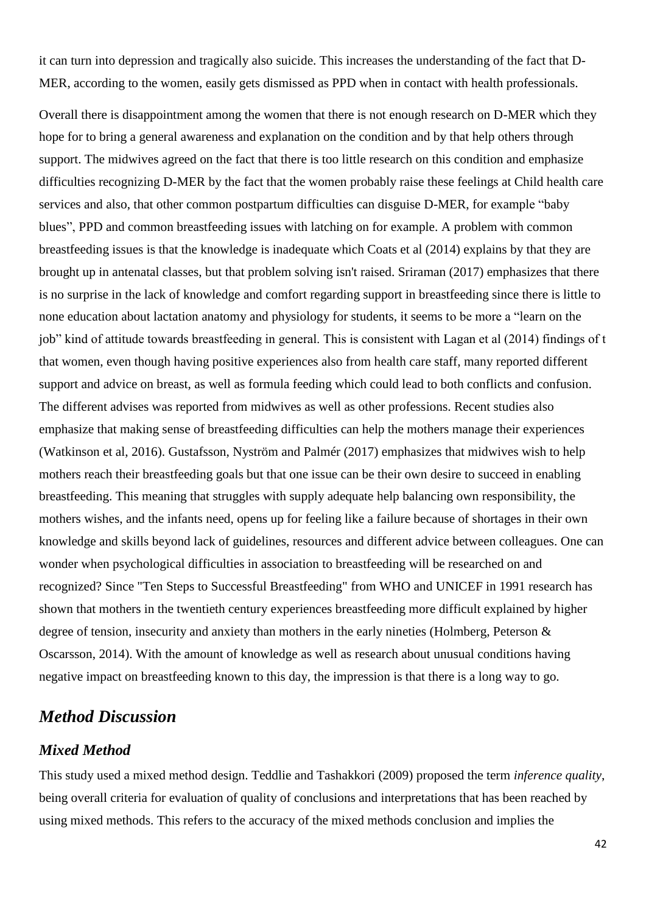it can turn into depression and tragically also suicide. This increases the understanding of the fact that D-MER, according to the women, easily gets dismissed as PPD when in contact with health professionals.

Overall there is disappointment among the women that there is not enough research on D-MER which they hope for to bring a general awareness and explanation on the condition and by that help others through support. The midwives agreed on the fact that there is too little research on this condition and emphasize difficulties recognizing D-MER by the fact that the women probably raise these feelings at Child health care services and also, that other common postpartum difficulties can disguise D-MER, for example "baby blues", PPD and common breastfeeding issues with latching on for example. A problem with common breastfeeding issues is that the knowledge is inadequate which Coats et al (2014) explains by that they are brought up in antenatal classes, but that problem solving isn't raised. Sriraman (2017) emphasizes that there is no surprise in the lack of knowledge and comfort regarding support in breastfeeding since there is little to none education about lactation anatomy and physiology for students, it seems to be more a "learn on the job" kind of attitude towards breastfeeding in general. This is consistent with Lagan et al (2014) findings of t that women, even though having positive experiences also from health care staff, many reported different support and advice on breast, as well as formula feeding which could lead to both conflicts and confusion. The different advises was reported from midwives as well as other professions. Recent studies also emphasize that making sense of breastfeeding difficulties can help the mothers manage their experiences (Watkinson et al, 2016). Gustafsson, Nyström and Palmér (2017) emphasizes that midwives wish to help mothers reach their breastfeeding goals but that one issue can be their own desire to succeed in enabling breastfeeding. This meaning that struggles with supply adequate help balancing own responsibility, the mothers wishes, and the infants need, opens up for feeling like a failure because of shortages in their own knowledge and skills beyond lack of guidelines, resources and different advice between colleagues. One can wonder when psychological difficulties in association to breastfeeding will be researched on and recognized? Since "Ten Steps to Successful Breastfeeding" from WHO and UNICEF in 1991 research has shown that mothers in the twentieth century experiences breastfeeding more difficult explained by higher degree of tension, insecurity and anxiety than mothers in the early nineties (Holmberg, Peterson & Oscarsson, 2014). With the amount of knowledge as well as research about unusual conditions having negative impact on breastfeeding known to this day, the impression is that there is a long way to go.

## *Method Discussion*

### *Mixed Method*

This study used a mixed method design. Teddlie and Tashakkori (2009) proposed the term *inference quality*, being overall criteria for evaluation of quality of conclusions and interpretations that has been reached by using mixed methods. This refers to the accuracy of the mixed methods conclusion and implies the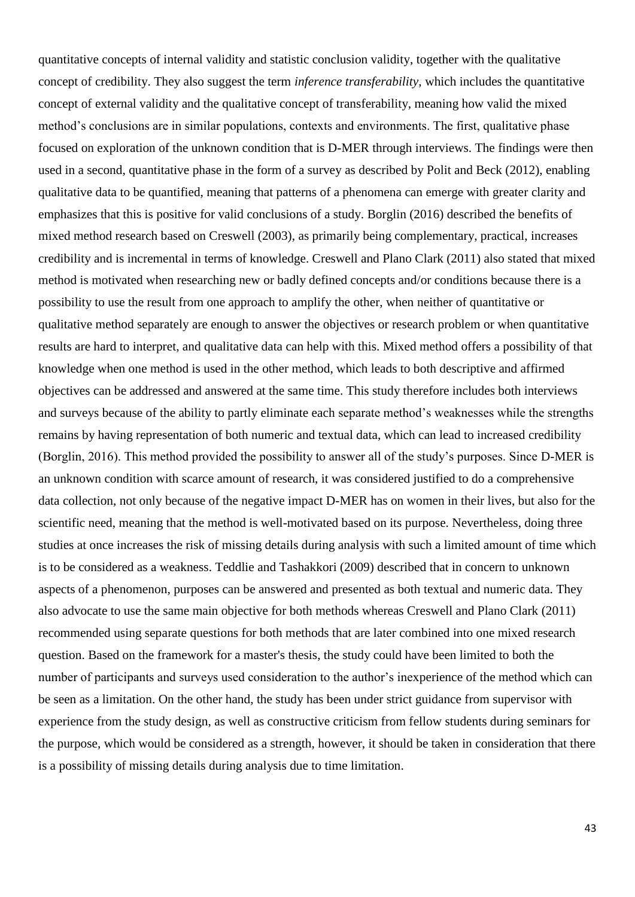quantitative concepts of internal validity and statistic conclusion validity, together with the qualitative concept of credibility. They also suggest the term *inference transferability*, which includes the quantitative concept of external validity and the qualitative concept of transferability, meaning how valid the mixed method's conclusions are in similar populations, contexts and environments. The first, qualitative phase focused on exploration of the unknown condition that is D-MER through interviews. The findings were then used in a second, quantitative phase in the form of a survey as described by Polit and Beck (2012), enabling qualitative data to be quantified, meaning that patterns of a phenomena can emerge with greater clarity and emphasizes that this is positive for valid conclusions of a study. Borglin (2016) described the benefits of mixed method research based on Creswell (2003), as primarily being complementary, practical, increases credibility and is incremental in terms of knowledge. Creswell and Plano Clark (2011) also stated that mixed method is motivated when researching new or badly defined concepts and/or conditions because there is a possibility to use the result from one approach to amplify the other, when neither of quantitative or qualitative method separately are enough to answer the objectives or research problem or when quantitative results are hard to interpret, and qualitative data can help with this. Mixed method offers a possibility of that knowledge when one method is used in the other method, which leads to both descriptive and affirmed objectives can be addressed and answered at the same time. This study therefore includes both interviews and surveys because of the ability to partly eliminate each separate method's weaknesses while the strengths remains by having representation of both numeric and textual data, which can lead to increased credibility (Borglin, 2016). This method provided the possibility to answer all of the study's purposes. Since D-MER is an unknown condition with scarce amount of research, it was considered justified to do a comprehensive data collection, not only because of the negative impact D-MER has on women in their lives, but also for the scientific need, meaning that the method is well-motivated based on its purpose. Nevertheless, doing three studies at once increases the risk of missing details during analysis with such a limited amount of time which is to be considered as a weakness. Teddlie and Tashakkori (2009) described that in concern to unknown aspects of a phenomenon, purposes can be answered and presented as both textual and numeric data. They also advocate to use the same main objective for both methods whereas Creswell and Plano Clark (2011) recommended using separate questions for both methods that are later combined into one mixed research question. Based on the framework for a master's thesis, the study could have been limited to both the number of participants and surveys used consideration to the author's inexperience of the method which can be seen as a limitation. On the other hand, the study has been under strict guidance from supervisor with experience from the study design, as well as constructive criticism from fellow students during seminars for the purpose, which would be considered as a strength, however, it should be taken in consideration that there is a possibility of missing details during analysis due to time limitation.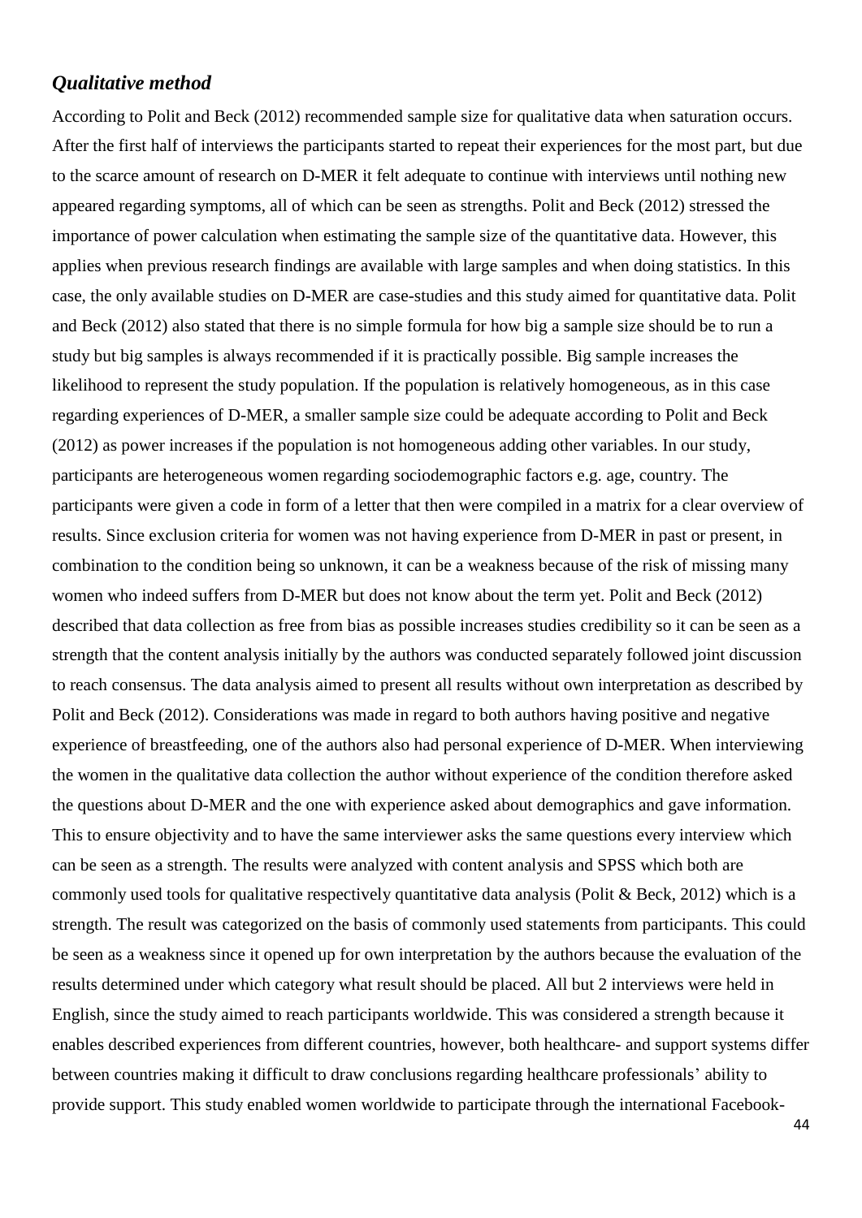## *Qualitative method*

According to Polit and Beck (2012) recommended sample size for qualitative data when saturation occurs. After the first half of interviews the participants started to repeat their experiences for the most part, but due to the scarce amount of research on D-MER it felt adequate to continue with interviews until nothing new appeared regarding symptoms, all of which can be seen as strengths. Polit and Beck (2012) stressed the importance of power calculation when estimating the sample size of the quantitative data. However, this applies when previous research findings are available with large samples and when doing statistics. In this case, the only available studies on D-MER are case-studies and this study aimed for quantitative data. Polit and Beck (2012) also stated that there is no simple formula for how big a sample size should be to run a study but big samples is always recommended if it is practically possible. Big sample increases the likelihood to represent the study population. If the population is relatively homogeneous, as in this case regarding experiences of D-MER, a smaller sample size could be adequate according to Polit and Beck (2012) as power increases if the population is not homogeneous adding other variables. In our study, participants are heterogeneous women regarding sociodemographic factors e.g. age, country. The participants were given a code in form of a letter that then were compiled in a matrix for a clear overview of results. Since exclusion criteria for women was not having experience from D-MER in past or present, in combination to the condition being so unknown, it can be a weakness because of the risk of missing many women who indeed suffers from D-MER but does not know about the term yet. Polit and Beck (2012) described that data collection as free from bias as possible increases studies credibility so it can be seen as a strength that the content analysis initially by the authors was conducted separately followed joint discussion to reach consensus. The data analysis aimed to present all results without own interpretation as described by Polit and Beck (2012). Considerations was made in regard to both authors having positive and negative experience of breastfeeding, one of the authors also had personal experience of D-MER. When interviewing the women in the qualitative data collection the author without experience of the condition therefore asked the questions about D-MER and the one with experience asked about demographics and gave information. This to ensure objectivity and to have the same interviewer asks the same questions every interview which can be seen as a strength. The results were analyzed with content analysis and SPSS which both are commonly used tools for qualitative respectively quantitative data analysis (Polit & Beck, 2012) which is a strength. The result was categorized on the basis of commonly used statements from participants. This could be seen as a weakness since it opened up for own interpretation by the authors because the evaluation of the results determined under which category what result should be placed. All but 2 interviews were held in English, since the study aimed to reach participants worldwide. This was considered a strength because it enables described experiences from different countries, however, both healthcare- and support systems differ between countries making it difficult to draw conclusions regarding healthcare professionals' ability to provide support. This study enabled women worldwide to participate through the international Facebook-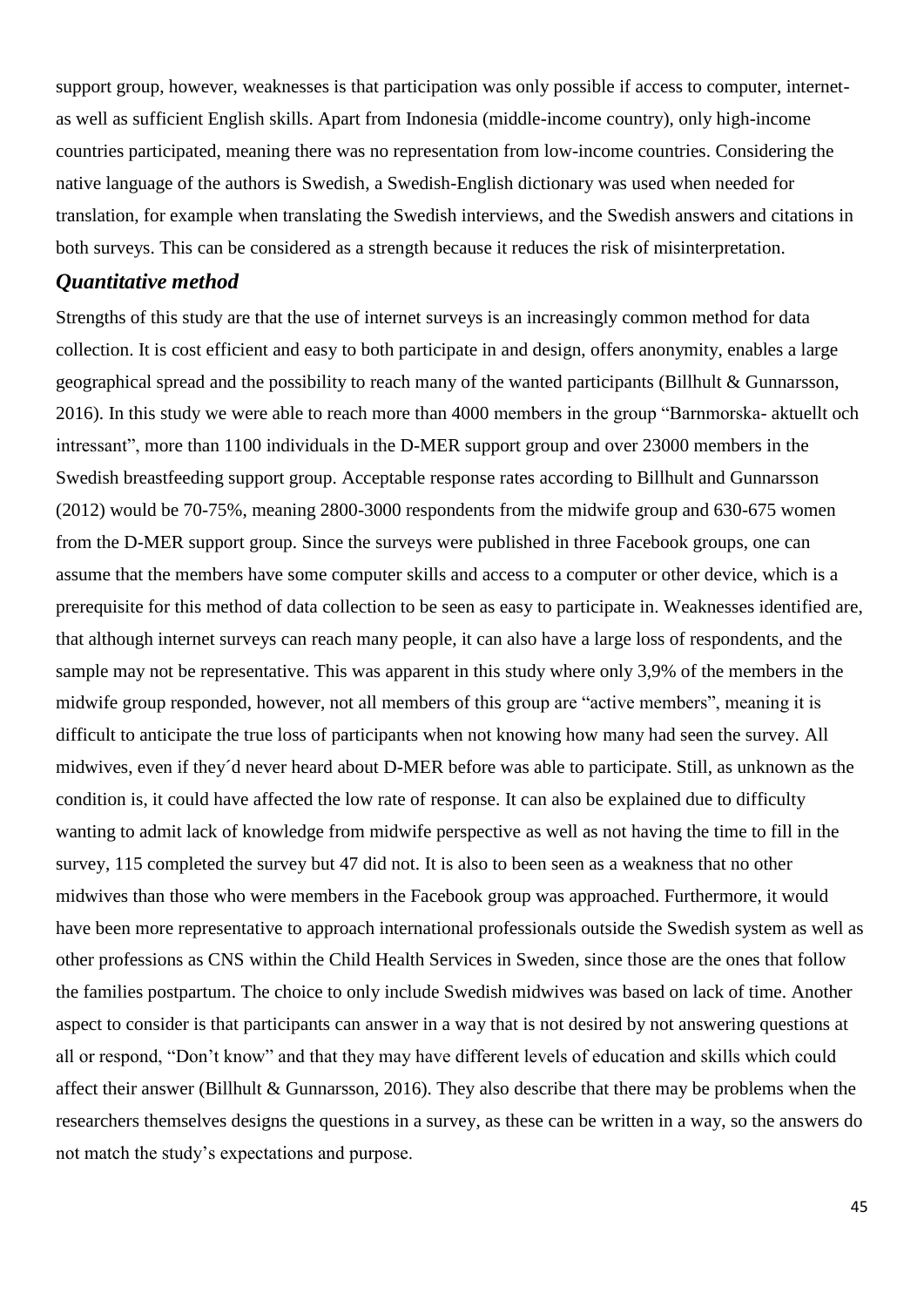support group, however, weaknesses is that participation was only possible if access to computer, internet- as well as sufficient English skills. Apart from Indonesia (middle-income country), only high-income countries participated, meaning there was no representation from low-income countries. Considering the native language of the authors is Swedish, a Swedish-English dictionary was used when needed for translation, for example when translating the Swedish interviews, and the Swedish answers and citations in both surveys. This can be considered as a strength because it reduces the risk of misinterpretation.

### *Quantitative method*

Strengths of this study are that the use of internet surveys is an increasingly common method for data collection. It is cost efficient and easy to both participate in and design, offers anonymity, enables a large geographical spread and the possibility to reach many of the wanted participants (Billhult & Gunnarsson, 2016). In this study we were able to reach more than 4000 members in the group "Barnmorska- aktuellt och intressant", more than 1100 individuals in the D-MER support group and over 23000 members in the Swedish breastfeeding support group. Acceptable response rates according to Billhult and Gunnarsson (2012) would be 70-75%, meaning 2800-3000 respondents from the midwife group and 630-675 women from the D-MER support group. Since the surveys were published in three Facebook groups, one can assume that the members have some computer skills and access to a computer or other device, which is a prerequisite for this method of data collection to be seen as easy to participate in. Weaknesses identified are, that although internet surveys can reach many people, it can also have a large loss of respondents, and the sample may not be representative. This was apparent in this study where only 3,9% of the members in the midwife group responded, however, not all members of this group are "active members", meaning it is difficult to anticipate the true loss of participants when not knowing how many had seen the survey. All midwives, even if they´d never heard about D-MER before was able to participate. Still, as unknown as the condition is, it could have affected the low rate of response. It can also be explained due to difficulty wanting to admit lack of knowledge from midwife perspective as well as not having the time to fill in the survey, 115 completed the survey but 47 did not. It is also to been seen as a weakness that no other midwives than those who were members in the Facebook group was approached. Furthermore, it would have been more representative to approach international professionals outside the Swedish system as well as other professions as CNS within the Child Health Services in Sweden, since those are the ones that follow the families postpartum. The choice to only include Swedish midwives was based on lack of time. Another aspect to consider is that participants can answer in a way that is not desired by not answering questions at all or respond, "Don't know" and that they may have different levels of education and skills which could affect their answer (Billhult & Gunnarsson, 2016). They also describe that there may be problems when the researchers themselves designs the questions in a survey, as these can be written in a way, so the answers do not match the study's expectations and purpose.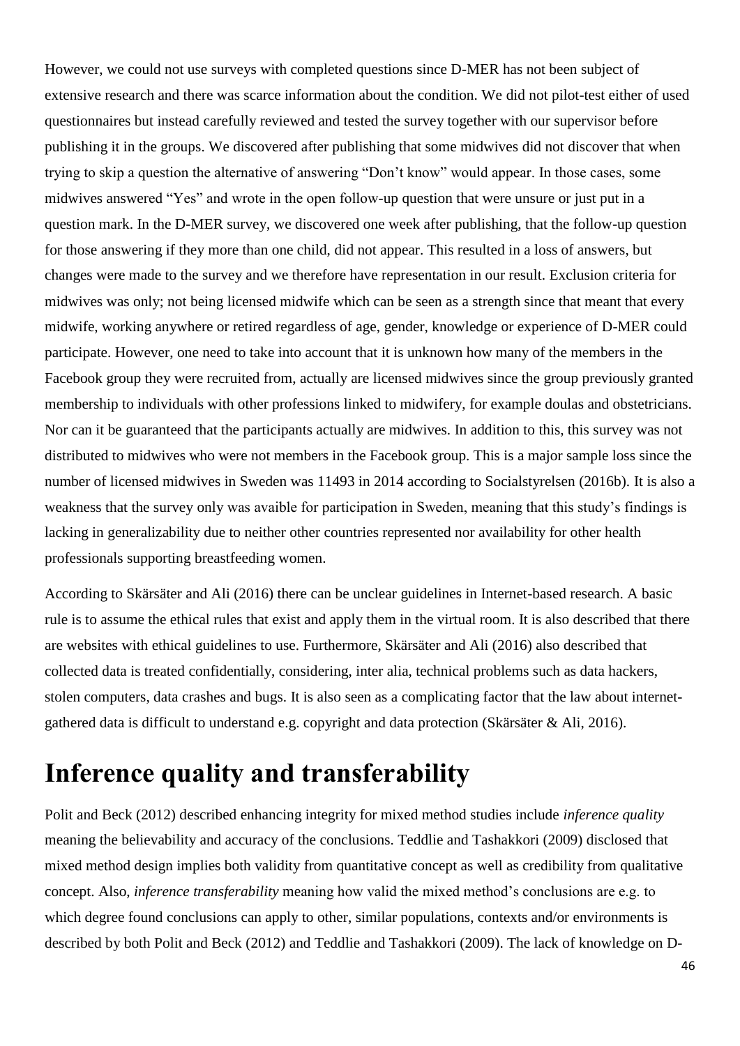However, we could not use surveys with completed questions since D-MER has not been subject of extensive research and there was scarce information about the condition. We did not pilot-test either of used questionnaires but instead carefully reviewed and tested the survey together with our supervisor before publishing it in the groups. We discovered after publishing that some midwives did not discover that when trying to skip a question the alternative of answering "Don't know" would appear. In those cases, some midwives answered "Yes" and wrote in the open follow-up question that were unsure or just put in a question mark. In the D-MER survey, we discovered one week after publishing, that the follow-up question for those answering if they more than one child, did not appear. This resulted in a loss of answers, but changes were made to the survey and we therefore have representation in our result. Exclusion criteria for midwives was only; not being licensed midwife which can be seen as a strength since that meant that every midwife, working anywhere or retired regardless of age, gender, knowledge or experience of D-MER could participate. However, one need to take into account that it is unknown how many of the members in the Facebook group they were recruited from, actually are licensed midwives since the group previously granted membership to individuals with other professions linked to midwifery, for example doulas and obstetricians. Nor can it be guaranteed that the participants actually are midwives. In addition to this, this survey was not distributed to midwives who were not members in the Facebook group. This is a major sample loss since the number of licensed midwives in Sweden was 11493 in 2014 according to Socialstyrelsen (2016b). It is also a weakness that the survey only was avaible for participation in Sweden, meaning that this study's findings is lacking in generalizability due to neither other countries represented nor availability for other health professionals supporting breastfeeding women.

According to Skärsäter and Ali (2016) there can be unclear guidelines in Internet-based research. A basic rule is to assume the ethical rules that exist and apply them in the virtual room. It is also described that there are websites with ethical guidelines to use. Furthermore, Skärsäter and Ali (2016) also described that collected data is treated confidentially, considering, inter alia, technical problems such as data hackers, stolen computers, data crashes and bugs. It is also seen as a complicating factor that the law about internet-gathered data is difficult to understand e.g. copyright and data protection (Skärsäter & Ali, 2016).

# Inference quality and transferability

Polit and Beck (2012) described enhancing integrity for mixed method studies include *inference quality* meaning the believability and accuracy of the conclusions. Teddlie and Tashakkori (2009) disclosed that mixed method design implies both validity from quantitative concept as well as credibility from qualitative concept. Also, *inference transferability* meaning how valid the mixed method's conclusions are e.g. to which degree found conclusions can apply to other, similar populations, contexts and/or environments is described by both Polit and Beck (2012) and Teddlie and Tashakkori (2009). The lack of knowledge on D-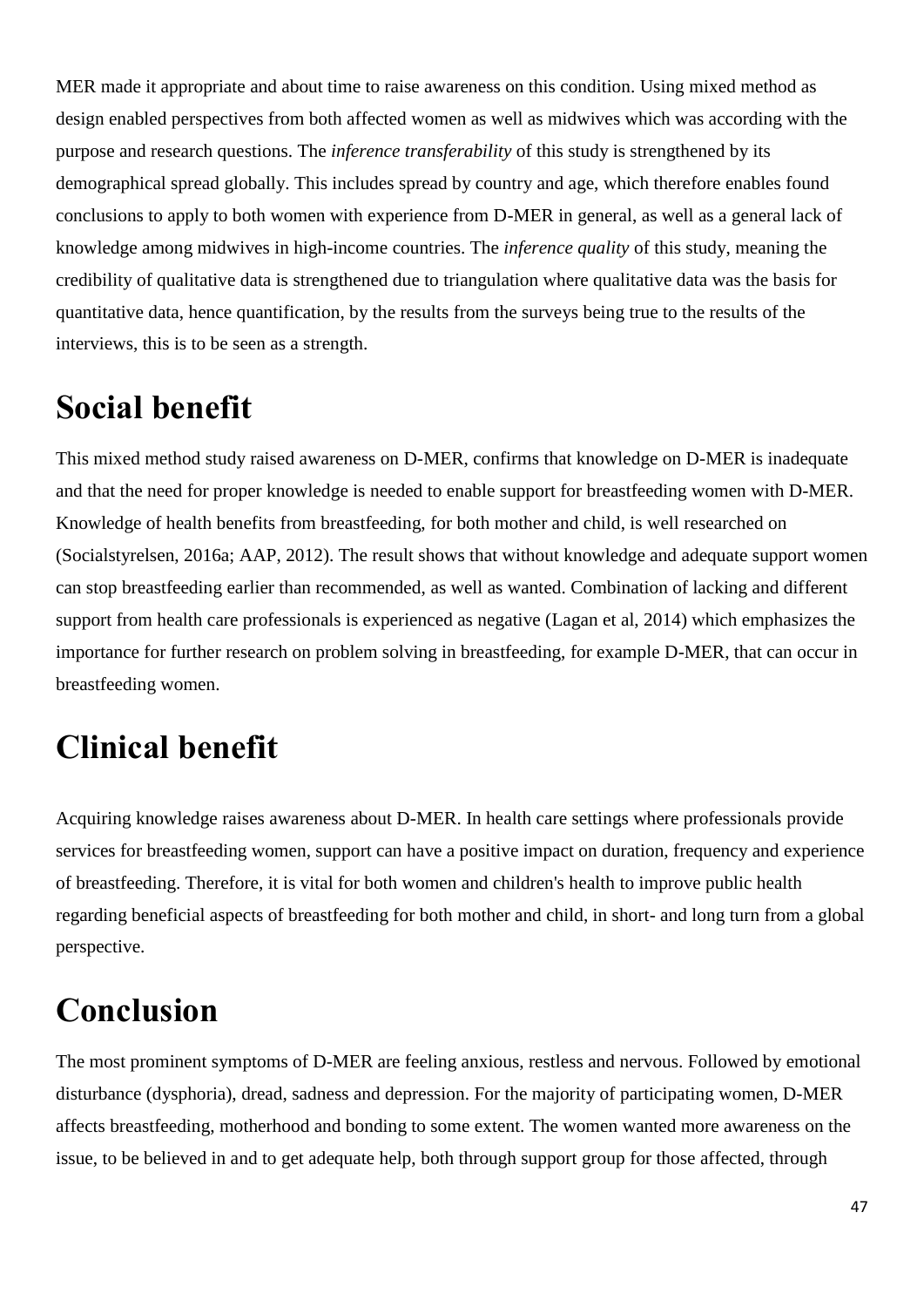MER made it appropriate and about time to raise awareness on this condition. Using mixed method as design enabled perspectives from both affected women as well as midwives which was according with the purpose and research questions. The *inference transferability* of this study is strengthened by its demographical spread globally. This includes spread by country and age, which therefore enables found conclusions to apply to both women with experience from D-MER in general, as well as a general lack of knowledge among midwives in high-income countries. The *inference quality* of this study, meaning the credibility of qualitative data is strengthened due to triangulation where qualitative data was the basis for quantitative data, hence quantification, by the results from the surveys being true to the results of the interviews, this is to be seen as a strength.

# Social benefit

This mixed method study raised awareness on D-MER, confirms that knowledge on D-MER is inadequate and that the need for proper knowledge is needed to enable support for breastfeeding women with D-MER. Knowledge of health benefits from breastfeeding, for both mother and child, is well researched on (Socialstyrelsen, 2016a; AAP, 2012). The result shows that without knowledge and adequate support women can stop breastfeeding earlier than recommended, as well as wanted. Combination of lacking and different support from health care professionals is experienced as negative (Lagan et al, 2014) which emphasizes the importance for further research on problem solving in breastfeeding, for example D-MER, that can occur in breastfeeding women.

# Clinical benefit

Acquiring knowledge raises awareness about D-MER. In health care settings where professionals provide services for breastfeeding women, support can have a positive impact on duration, frequency and experience of breastfeeding. Therefore, it is vital for both women and children's health to improve public health regarding beneficial aspects of breastfeeding for both mother and child, in short- and long turn from a global perspective.

# Conclusion

The most prominent symptoms of D-MER are feeling anxious, restless and nervous. Followed by emotional disturbance (dysphoria), dread, sadness and depression. For the majority of participating women, D-MER affects breastfeeding, motherhood and bonding to some extent. The women wanted more awareness on the issue, to be believed in and to get adequate help, both through support group for those affected, through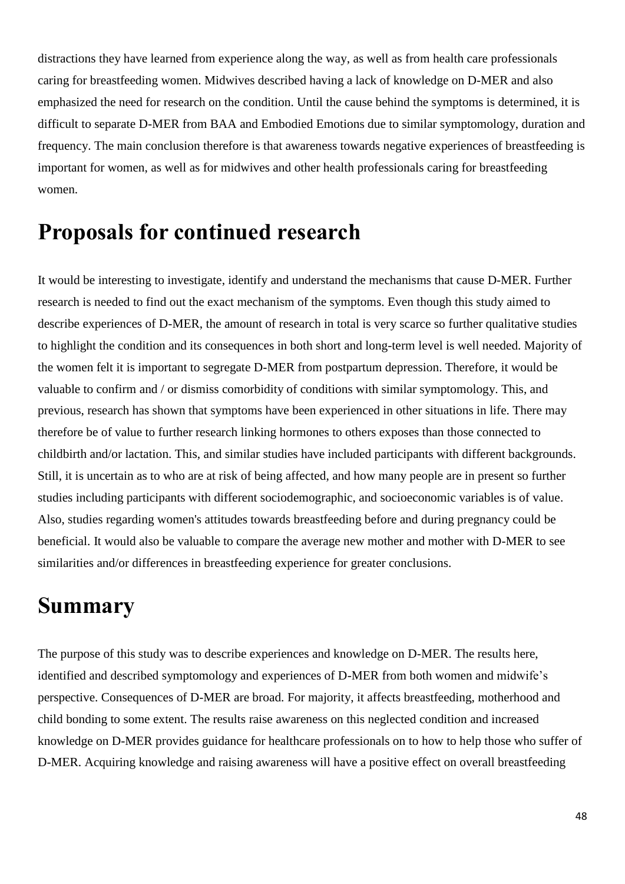distractions they have learned from experience along the way, as well as from health care professionals caring for breastfeeding women. Midwives described having a lack of knowledge on D-MER and also emphasized the need for research on the condition. Until the cause behind the symptoms is determined, it is difficult to separate D-MER from BAA and Embodied Emotions due to similar symptomology, duration and frequency. The main conclusion therefore is that awareness towards negative experiences of breastfeeding is important for women, as well as for midwives and other health professionals caring for breastfeeding women.

# Proposals for continued research

It would be interesting to investigate, identify and understand the mechanisms that cause D-MER. Further research is needed to find out the exact mechanism of the symptoms. Even though this study aimed to describe experiences of D-MER, the amount of research in total is very scarce so further qualitative studies to highlight the condition and its consequences in both short and long-term level is well needed. Majority of the women felt it is important to segregate D-MER from postpartum depression. Therefore, it would be valuable to confirm and / or dismiss comorbidity of conditions with similar symptomology. This, and previous, research has shown that symptoms have been experienced in other situations in life. There may therefore be of value to further research linking hormones to others exposes than those connected to childbirth and/or lactation. This, and similar studies have included participants with different backgrounds. Still, it is uncertain as to who are at risk of being affected, and how many people are in present so further studies including participants with different sociodemographic, and socioeconomic variables is of value. Also, studies regarding women's attitudes towards breastfeeding before and during pregnancy could be beneficial. It would also be valuable to compare the average new mother and mother with D-MER to see similarities and/or differences in breastfeeding experience for greater conclusions.

# Summary

The purpose of this study was to describe experiences and knowledge on D-MER. The results here, identified and described symptomology and experiences of D-MER from both women and midwife's perspective. Consequences of D-MER are broad. For majority, it affects breastfeeding, motherhood and child bonding to some extent. The results raise awareness on this neglected condition and increased knowledge on D-MER provides guidance for healthcare professionals on to how to help those who suffer of D-MER. Acquiring knowledge and raising awareness will have a positive effect on overall breastfeeding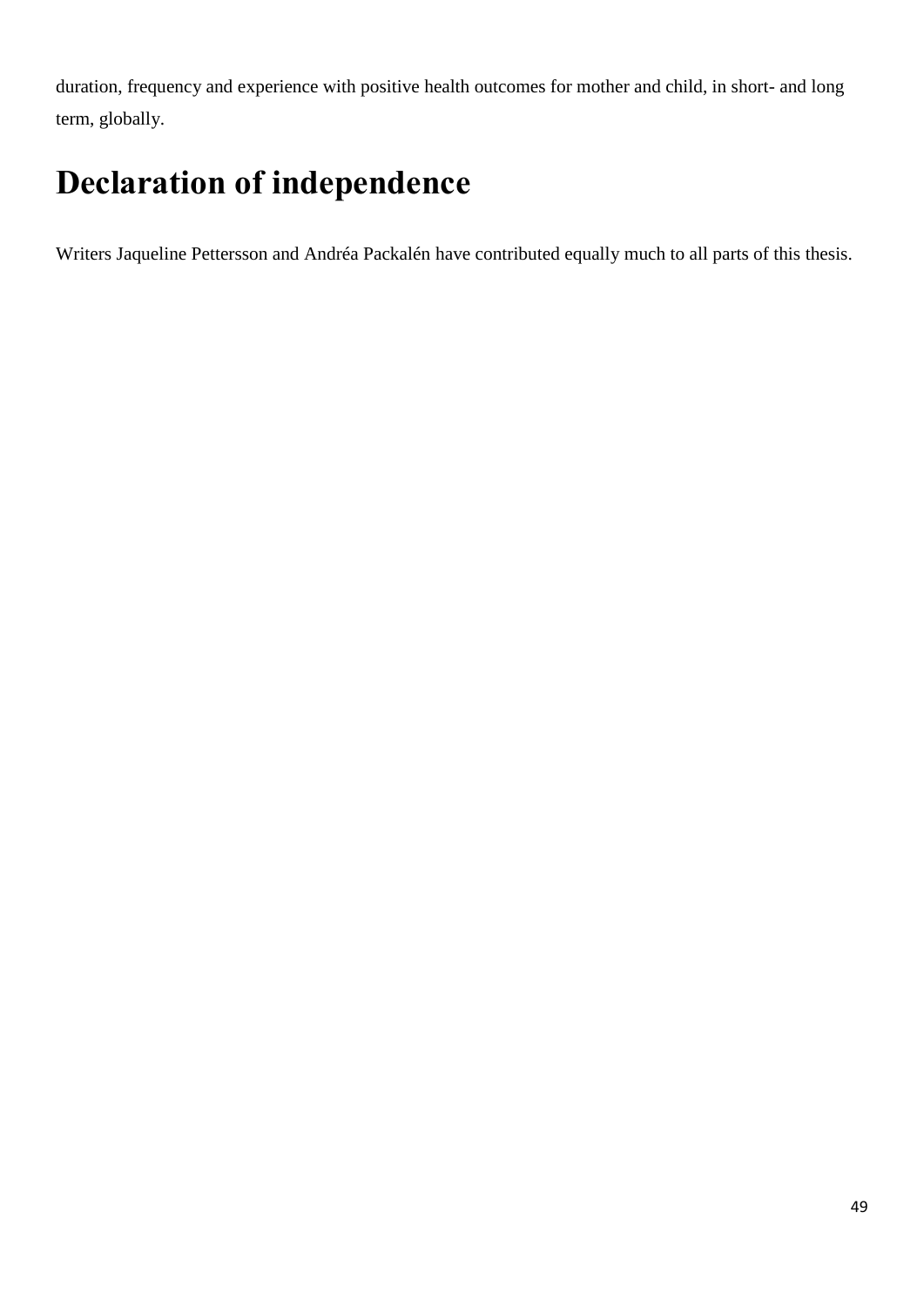duration, frequency and experience with positive health outcomes for mother and child, in short- and long term, globally.

# Declaration of independence

Writers Jaqueline Pettersson and Andréa Packalén have contributed equally much to all parts of this thesis.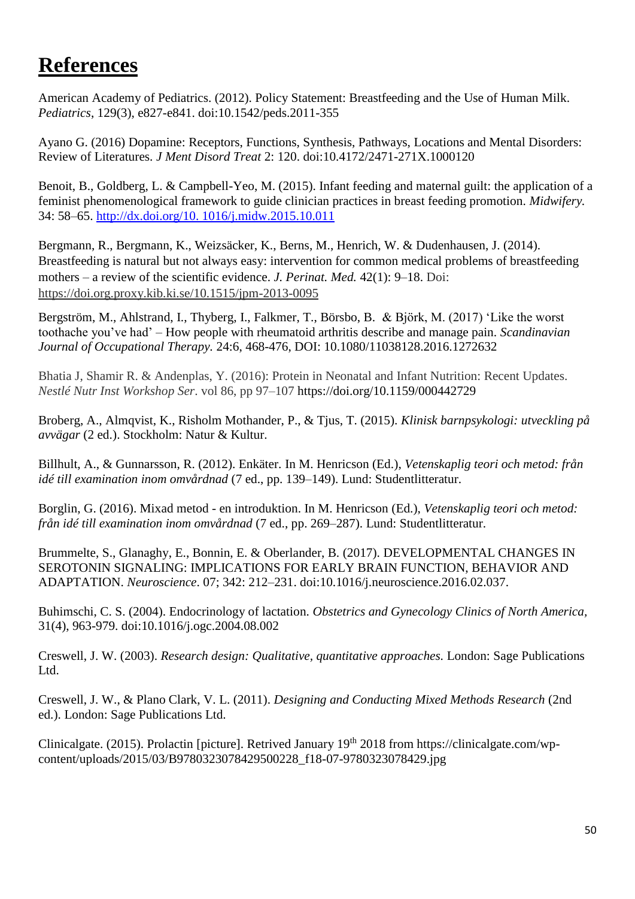# References

American Academy of Pediatrics. (2012). Policy Statement: Breastfeeding and the Use of Human Milk. *Pediatrics*, 129(3), e827-e841. doi:10.1542/peds.2011-355

Ayano G. (2016) Dopamine: Receptors, Functions, Synthesis, Pathways, Locations and Mental Disorders: Review of Literatures. *J Ment Disord Treat* 2: 120. doi:10.4172/2471-271X.1000120

Benoit, B., Goldberg, L. & Campbell-Yeo, M. (2015). Infant feeding and maternal guilt: the application of a feminist phenomenological framework to guide clinician practices in breast feeding promotion. *Midwifery.* 34: 58–65. http://dx.doi.org/10. 1016/j.midw.2015.10.011

Bergmann, R., Bergmann, K., Weizsäcker, K., Berns, M., Henrich, W. & Dudenhausen, J. (2014). Breastfeeding is natural but not always easy: intervention for common medical problems of breastfeeding mothers – a review of the scientific evidence. *J. Perinat. Med.* 42(1): 9–18. Doi: https://doi.org.proxy.kib.ki.se/10.1515/jpm-2013-0095

Bergström, M., Ahlstrand, I., Thyberg, I., Falkmer, T., Börsbo, B. & Björk, M. (2017) 'Like the worst toothache you've had' – How people with rheumatoid arthritis describe and manage pain. *Scandinavian Journal of Occupational Therapy.* 24:6, 468-476, DOI: 10.1080/11038128.2016.1272632

Bhatia J, Shamir R. & Andenplas, Y. (2016): Protein in Neonatal and Infant Nutrition: Recent Updates. *Nestlé Nutr Inst Workshop Ser*. vol 86, pp 97–107 https://doi.org/10.1159/000442729

Broberg, A., Almqvist, K., Risholm Mothander, P., & Tjus, T. (2015). *Klinisk barnpsykologi: utveckling på avvägar* (2 ed.). Stockholm: Natur & Kultur.

Billhult, A., & Gunnarsson, R. (2012). Enkäter. In M. Henricson (Ed.), *Vetenskaplig teori och metod: från idé till examination inom omvårdnad* (7 ed., pp. 139–149). Lund: Studentlitteratur.

Borglin, G. (2016). Mixad metod - en introduktion. In M. Henricson (Ed.), *Vetenskaplig teori och metod: från idé till examination inom omvårdnad* (7 ed., pp. 269–287). Lund: Studentlitteratur.

Brummelte, S., Glanaghy, E., Bonnin, E. & Oberlander, B. (2017). DEVELOPMENTAL CHANGES IN SEROTONIN SIGNALING: IMPLICATIONS FOR EARLY BRAIN FUNCTION, BEHAVIOR AND ADAPTATION. *Neuroscience*. 07; 342: 212–231. doi:10.1016/j.neuroscience.2016.02.037.

Buhimschi, C. S. (2004). Endocrinology of lactation. *Obstetrics and Gynecology Clinics of North America*, 31(4), 963-979. doi:10.1016/j.ogc.2004.08.002

Creswell, J. W. (2003). *Research design: Qualitative, quantitative approaches.* London: Sage Publications Ltd.

Creswell, J. W., & Plano Clark, V. L. (2011). *Designing and Conducting Mixed Methods Research* (2nd ed.). London: Sage Publications Ltd.

Clinicalgate. (2015). Prolactin [picture]. Retrived January 19th 2018 from https://clinicalgate.com/wp-content/uploads/2015/03/B9780323078429500228_f18-07-9780323078429.jpg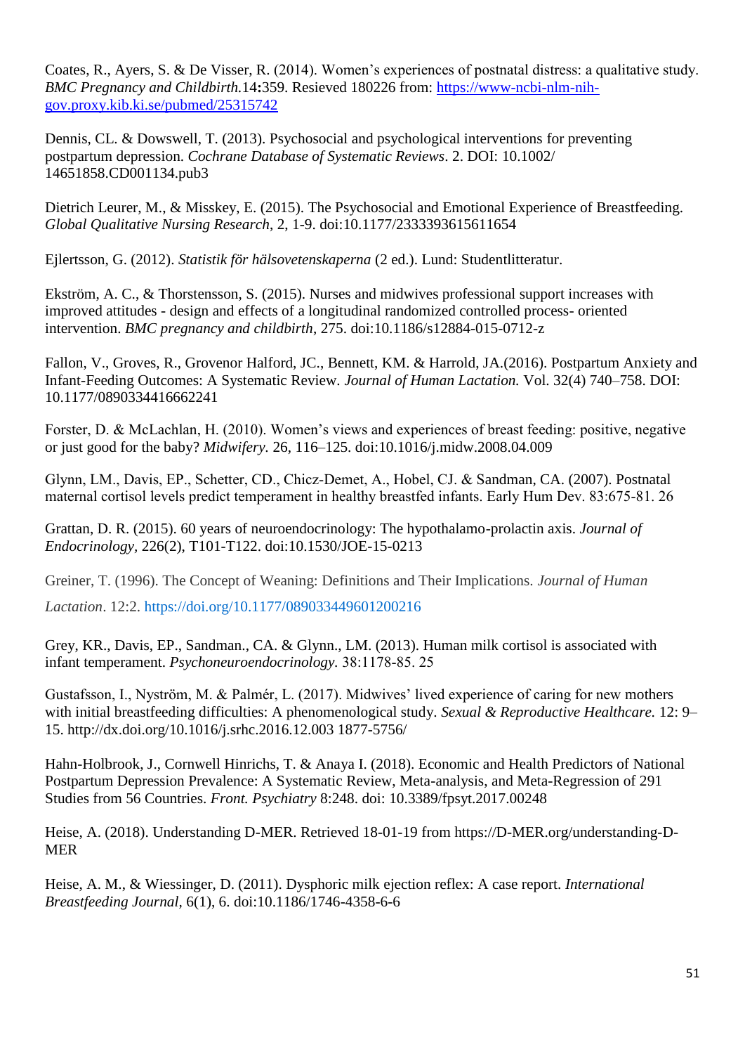Coates, R., Ayers, S. & De Visser, R. (2014). Women's experiences of postnatal distress: a qualitative study. *BMC Pregnancy and Childbirth.*14**:**359. Resieved 180226 from: https://www-ncbi-nlm-nih-gov.proxy.kib.ki.se/pubmed/25315742

Dennis, CL. & Dowswell, T. (2013). Psychosocial and psychological interventions for preventing postpartum depression. *Cochrane Database of Systematic Reviews*. 2. DOI: 10.1002/14651858.CD001134.pub3

Dietrich Leurer, M., & Misskey, E. (2015). The Psychosocial and Emotional Experience of Breastfeeding. *Global Qualitative Nursing Research*, 2, 1-9. doi:10.1177/2333393615611654

Ejlertsson, G. (2012). *Statistik för hälsovetenskaperna* (2 ed.). Lund: Studentlitteratur.

Ekström, A. C., & Thorstensson, S. (2015). Nurses and midwives professional support increases with improved attitudes - design and effects of a longitudinal randomized controlled process- oriented intervention. *BMC pregnancy and childbirth*, 275. doi:10.1186/s12884-015-0712-z

Fallon, V., Groves, R., Grovenor Halford, JC., Bennett, KM. & Harrold, JA.(2016). Postpartum Anxiety and Infant-Feeding Outcomes: A Systematic Review. *Journal of Human Lactation.* Vol. 32(4) 740–758. DOI: 10.1177/0890334416662241

Forster, D. & McLachlan, H. (2010). Women's views and experiences of breast feeding: positive, negative or just good for the baby? *Midwifery.* 26, 116–125. doi:10.1016/j.midw.2008.04.009

Glynn, LM., Davis, EP., Schetter, CD., Chicz-Demet, A., Hobel, CJ. & Sandman, CA. (2007). Postnatal maternal cortisol levels predict temperament in healthy breastfed infants. Early Hum Dev. 83:675-81. 26

Grattan, D. R. (2015). 60 years of neuroendocrinology: The hypothalamo-prolactin axis. *Journal of Endocrinology*, 226(2), T101-T122. doi:10.1530/JOE-15-0213

Greiner, T. (1996). The Concept of Weaning: Definitions and Their Implications. *Journal of Human Lactation*. 12:2. https://doi.org/10.1177/089033449601200216

Grey, KR., Davis, EP., Sandman., CA. & Glynn., LM. (2013). Human milk cortisol is associated with infant temperament. *Psychoneuroendocrinology.* 38:1178-85. 25

Gustafsson, I., Nyström, M. & Palmér, L. (2017). Midwives' lived experience of caring for new mothers with initial breastfeeding difficulties: A phenomenological study. *Sexual & Reproductive Healthcare.* 12: 9–15. http://dx.doi.org/10.1016/j.srhc.2016.12.003 1877-5756/

Hahn-Holbrook, J., Cornwell Hinrichs, T. & Anaya I. (2018). Economic and Health Predictors of National Postpartum Depression Prevalence: A Systematic Review, Meta-analysis, and Meta-Regression of 291 Studies from 56 Countries. *Front. Psychiatry* 8:248. doi: 10.3389/fpsyt.2017.00248

Heise, A. (2018). Understanding D-MER. Retrieved 18-01-19 from https://D-MER.org/understanding-D-MER

Heise, A. M., & Wiessinger, D. (2011). Dysphoric milk ejection reflex: A case report. *International Breastfeeding Journal*, 6(1), 6. doi:10.1186/1746-4358-6-6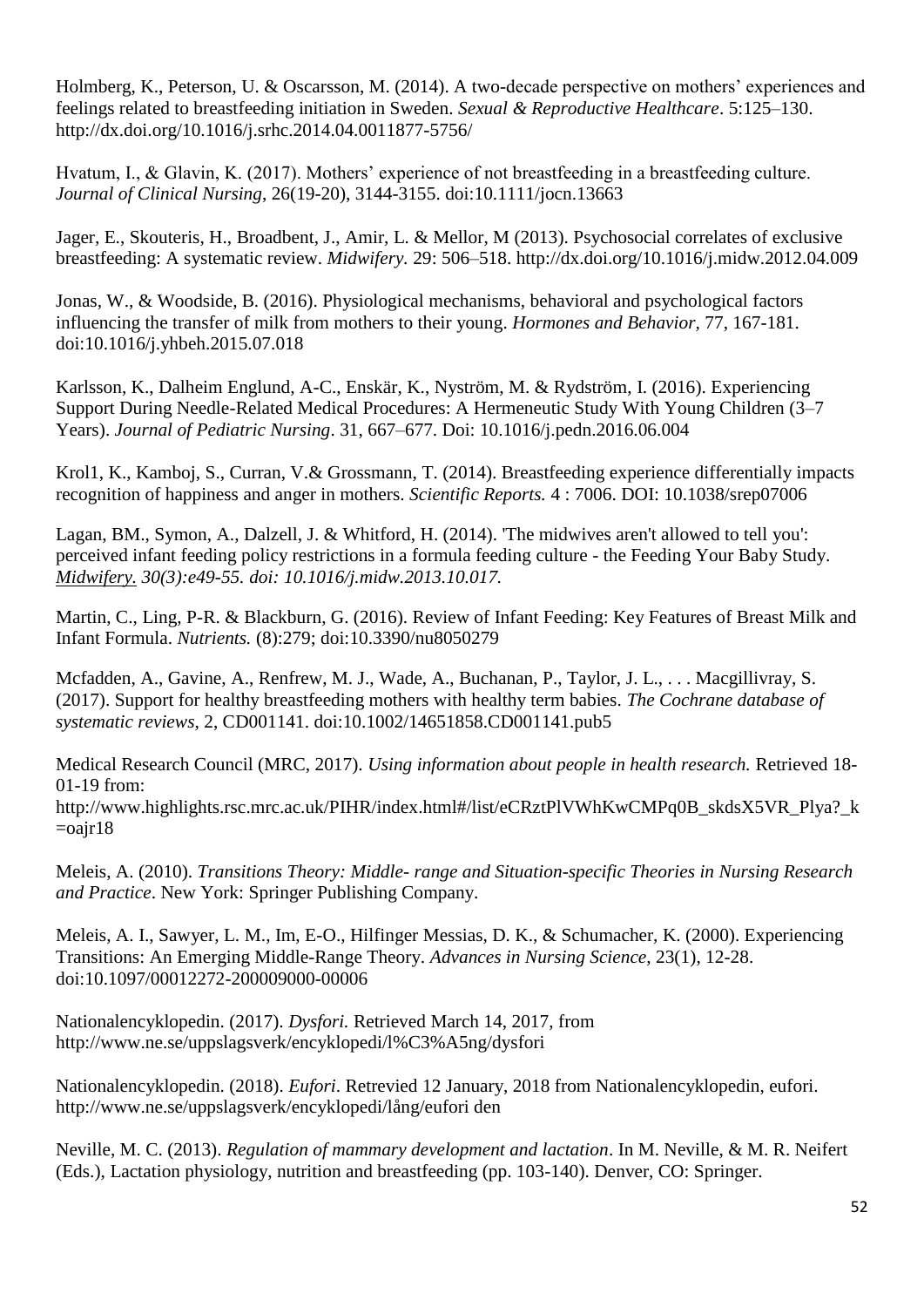Holmberg, K., Peterson, U. & Oscarsson, M. (2014). A two-decade perspective on mothers' experiences and feelings related to breastfeeding initiation in Sweden. *Sexual & Reproductive Healthcare*. 5:125–130. http://dx.doi.org/10.1016/j.srhc.2014.04.0011877-5756/

Hvatum, I., & Glavin, K. (2017). Mothers' experience of not breastfeeding in a breastfeeding culture. *Journal of Clinical Nursing*, 26(19-20), 3144-3155. doi:10.1111/jocn.13663

Jager, E., Skouteris, H., Broadbent, J., Amir, L. & Mellor, M (2013). Psychosocial correlates of exclusive breastfeeding: A systematic review. *Midwifery.* 29: 506–518. http://dx.doi.org/10.1016/j.midw.2012.04.009

Jonas, W., & Woodside, B. (2016). Physiological mechanisms, behavioral and psychological factors influencing the transfer of milk from mothers to their young. *Hormones and Behavior,* 77, 167-181. doi:10.1016/j.yhbeh.2015.07.018

Karlsson, K., Dalheim Englund, A-C., Enskär, K., Nyström, M. & Rydström, I. (2016). Experiencing Support During Needle-Related Medical Procedures: A Hermeneutic Study With Young Children (3–7 Years). *Journal of Pediatric Nursing*. 31, 667–677. Doi: 10.1016/j.pedn.2016.06.004

Krol1, K., Kamboj, S., Curran, V.& Grossmann, T. (2014). Breastfeeding experience differentially impacts recognition of happiness and anger in mothers. *Scientific Reports.* 4 : 7006. DOI: 10.1038/srep07006

Lagan, BM., Symon, A., Dalzell, J. & Whitford, H. (2014). 'The midwives aren't allowed to tell you': perceived infant feeding policy restrictions in a formula feeding culture - the Feeding Your Baby Study. *Midwifery. 30(3):e49-55. doi: 10.1016/j.midw.2013.10.017.*

Martin, C., Ling, P-R. & Blackburn, G. (2016). Review of Infant Feeding: Key Features of Breast Milk and Infant Formula. *Nutrients.* (8):279; doi:10.3390/nu8050279

Mcfadden, A., Gavine, A., Renfrew, M. J., Wade, A., Buchanan, P., Taylor, J. L., . . . Macgillivray, S. (2017). Support for healthy breastfeeding mothers with healthy term babies. *The Cochrane database of systematic reviews*, 2, CD001141. doi:10.1002/14651858.CD001141.pub5

Medical Research Council (MRC, 2017). *Using information about people in health research.* Retrieved 18-01-19 from: http://www.highlights.rsc.mrc.ac.uk/PIHR/index.html#/list/eCRztPlVWhKwCMPq0B_skdsX5VR_Plya?_k=oajr18

Meleis, A. (2010). *Transitions Theory: Middle- range and Situation-specific Theories in Nursing Research and Practice*. New York: Springer Publishing Company.

Meleis, A. I., Sawyer, L. M., Im, E-O., Hilfinger Messias, D. K., & Schumacher, K. (2000). Experiencing Transitions: An Emerging Middle-Range Theory. *Advances in Nursing Science*, 23(1), 12-28. doi:10.1097/00012272-200009000-00006

Nationalencyklopedin. (2017). *Dysfori.* Retrieved March 14, 2017, from http://www.ne.se/uppslagsverk/encyklopedi/l%C3%A5ng/dysfori

Nationalencyklopedin. (2018). *Eufori*. Retrevied 12 January, 2018 from Nationalencyklopedin, eufori. http://www.ne.se/uppslagsverk/encyklopedi/lång/eufori den

Neville, M. C. (2013). *Regulation of mammary development and lactation*. In M. Neville, & M. R. Neifert (Eds.), Lactation physiology, nutrition and breastfeeding (pp. 103-140). Denver, CO: Springer.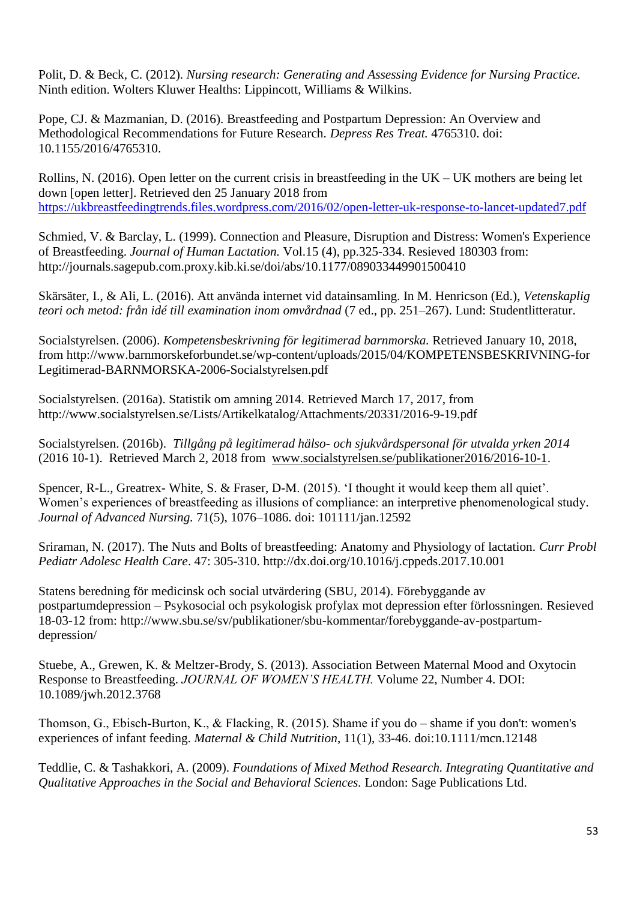Polit, D. & Beck, C. (2012). *Nursing research: Generating and Assessing Evidence for Nursing Practice.* Ninth edition. Wolters Kluwer Healths: Lippincott, Williams & Wilkins.

Pope, CJ. & Mazmanian, D. (2016). Breastfeeding and Postpartum Depression: An Overview and Methodological Recommendations for Future Research. *Depress Res Treat.* 4765310. doi: 10.1155/2016/4765310.

Rollins, N. (2016). Open letter on the current crisis in breastfeeding in the UK – UK mothers are being let down [open letter]. Retrieved den 25 January 2018 from https://ukbreastfeedingtrends.files.wordpress.com/2016/02/open-letter-uk-response-to-lancet-updated7.pdf

Schmied, V. & Barclay, L. (1999). Connection and Pleasure, Disruption and Distress: Women's Experience of Breastfeeding. *Journal of Human Lactation.* Vol.15 (4), pp.325-334. Resieved 180303 from: http://journals.sagepub.com.proxy.kib.ki.se/doi/abs/10.1177/089033449901500410

Skärsäter, I., & Ali, L. (2016). Att använda internet vid datainsamling. In M. Henricson (Ed.), *Vetenskaplig teori och metod: från idé till examination inom omvårdnad* (7 ed., pp. 251–267). Lund: Studentlitteratur.

Socialstyrelsen. (2006). *Kompetensbeskrivning för legitimerad barnmorska.* Retrieved January 10, 2018, from http://www.barnmorskeforbundet.se/wp-content/uploads/2015/04/KOMPETENSBESKRIVNING-for Legitimerad-BARNMORSKA-2006-Socialstyrelsen.pdf

Socialstyrelsen. (2016a). Statistik om amning 2014. Retrieved March 17, 2017, from http://www.socialstyrelsen.se/Lists/Artikelkatalog/Attachments/20331/2016-9-19.pdf

Socialstyrelsen. (2016b). *Tillgång på legitimerad hälso- och sjukvårdspersonal för utvalda yrken 2014* (2016 10-1). Retrieved March 2, 2018 from www.socialstyrelsen.se/publikationer2016/2016-10-1.

Spencer, R-L., Greatrex- White, S. & Fraser, D-M. (2015). 'I thought it would keep them all quiet'. Women's experiences of breastfeeding as illusions of compliance: an interpretive phenomenological study. *Journal of Advanced Nursing.* 71(5), 1076–1086. doi: 101111/jan.12592

Sriraman, N. (2017). The Nuts and Bolts of breastfeeding: Anatomy and Physiology of lactation. *Curr Probl Pediatr Adolesc Health Care*. 47: 305-310. http://dx.doi.org/10.1016/j.cppeds.2017.10.001

Statens beredning för medicinsk och social utvärdering (SBU, 2014). Förebyggande av postpartumdepression – Psykosocial och psykologisk profylax mot depression efter förlossningen. Resieved 18-03-12 from: http://www.sbu.se/sv/publikationer/sbu-kommentar/forebyggande-av-postpartum-depression/

Stuebe, A., Grewen, K. & Meltzer-Brody, S. (2013). Association Between Maternal Mood and Oxytocin Response to Breastfeeding. *JOURNAL OF WOMEN'S HEALTH.* Volume 22, Number 4. DOI: 10.1089/jwh.2012.3768

Thomson, G., Ebisch-Burton, K., & Flacking, R. (2015). Shame if you do – shame if you don't: women's experiences of infant feeding. *Maternal & Child Nutrition*, 11(1), 33-46. doi:10.1111/mcn.12148

Teddlie, C. & Tashakkori, A. (2009). *Foundations of Mixed Method Research. Integrating Quantitative and Qualitative Approaches in the Social and Behavioral Sciences.* London: Sage Publications Ltd.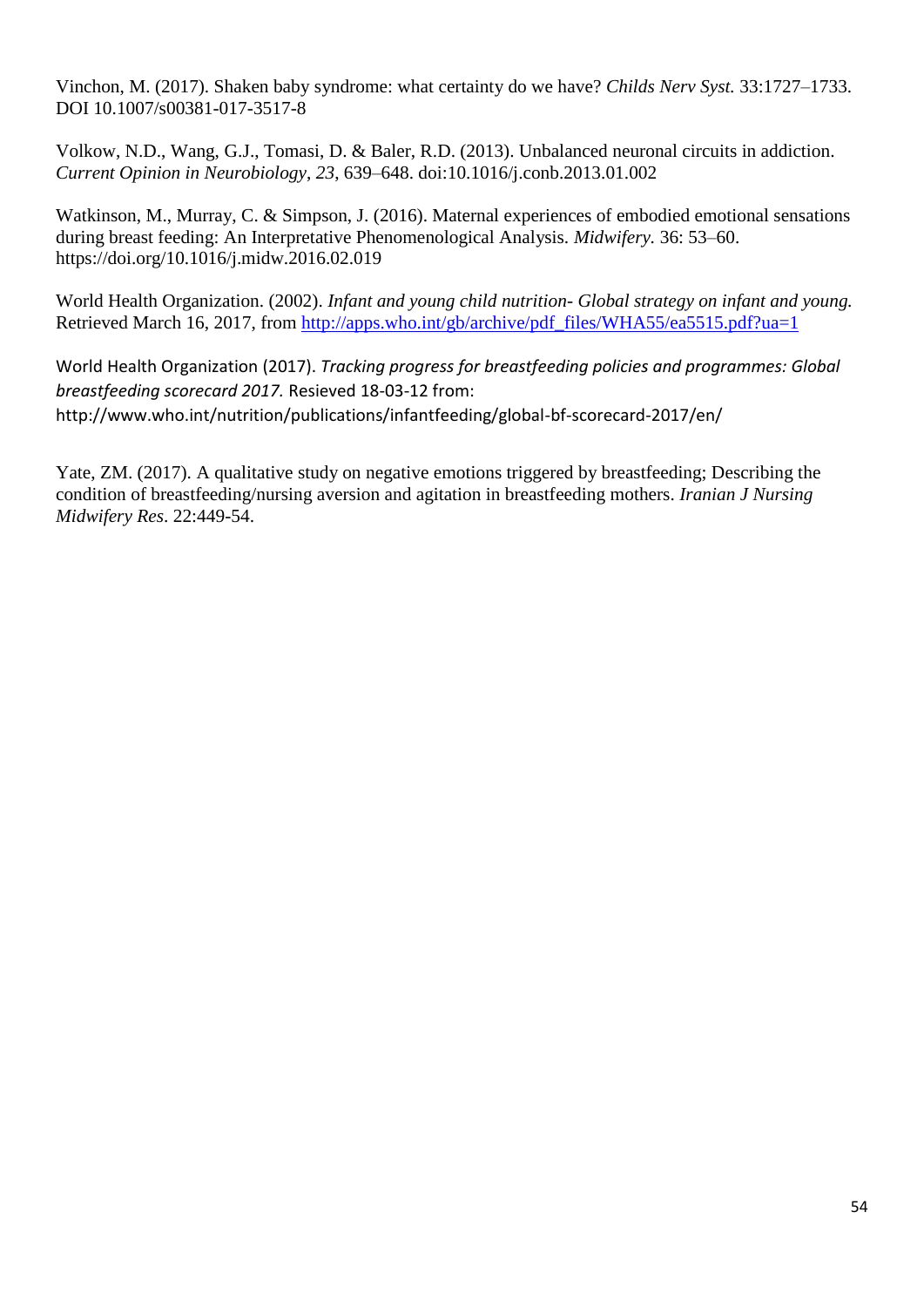Vinchon, M. (2017). Shaken baby syndrome: what certainty do we have? *Childs Nerv Syst.* 33:1727–1733. DOI 10.1007/s00381-017-3517-8

Volkow, N.D., Wang, G.J., Tomasi, D. & Baler, R.D. (2013). Unbalanced neuronal circuits in addiction. *Current Opinion in Neurobiology*, *23*, 639–648. doi:10.1016/j.conb.2013.01.002

Watkinson, M., Murray, C. & Simpson, J. (2016). Maternal experiences of embodied emotional sensations during breast feeding: An Interpretative Phenomenological Analysis. *Midwifery.* 36: 53–60. https://doi.org/10.1016/j.midw.2016.02.019

World Health Organization. (2002). *Infant and young child nutrition- Global strategy on infant and young.* Retrieved March 16, 2017, from http://apps.who.int/gb/archive/pdf_files/WHA55/ea5515.pdf?ua=1

World Health Organization (2017). *Tracking progress for breastfeeding policies and programmes: Global breastfeeding scorecard 2017.* Resieved 18-03-12 from: http://www.who.int/nutrition/publications/infantfeeding/global-bf-scorecard-2017/en/

Yate, ZM. (2017). A qualitative study on negative emotions triggered by breastfeeding; Describing the condition of breastfeeding/nursing aversion and agitation in breastfeeding mothers. *Iranian J Nursing Midwifery Res*. 22:449-54.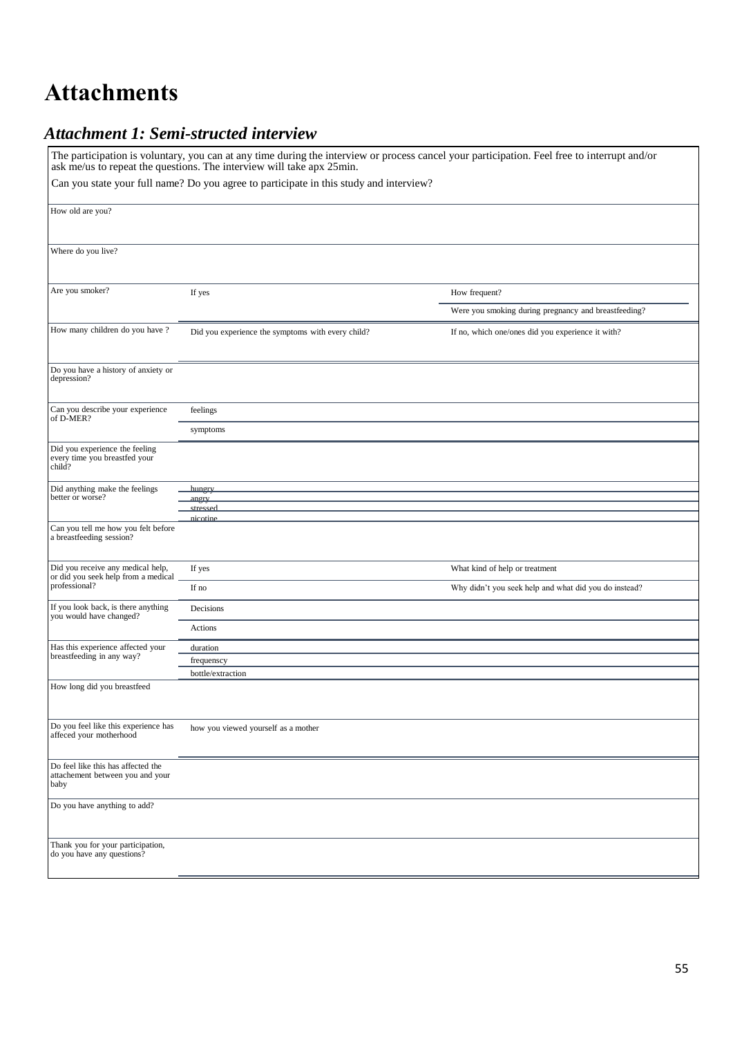# Attachments

## *Attachment 1: Semi-structed interview*

The participation is voluntary, you can at any time during the interview or process cancel your participation. Feel free to interrupt and/or ask me/us to repeat the questions. The interview will take apx 25min.

Can you state your full name? Do you agree to participate in this study and interview?

| | | |
|---|---|---|
| How old are you? | | |
| Where do you live? | | |
| Are you smoker? | If yes | How frequent? |
| | | Were you smoking during pregnancy and breastfeeding? |
| How many children do you have ? | Did you experience the symptoms with every child? | If no, which one/ones did you experience it with? |
| Do you have a history of anxiety or depression? | | |
| Can you describe your experience of D-MER? | feelings | |
| | symptoms | |
| Did you experience the feeling every time you breastfed your child? | | |
| Did anything make the feelings better or worse? | hungry | |
| | angry | |
| | stressed | |
| | nicotine | |
| Can you tell me how you felt before a breastfeeding session? | | |
| Did you receive any medical help, or did you seek help from a medical professional? | If yes | What kind of help or treatment |
| | If no | Why didn't you seek help and what did you do instead? |
| If you look back, is there anything you would have changed? | Decisions | |
| | Actions | |
| Has this experience affected your breastfeeding in any way? | duration | |
| | frequenscy | |
| | bottle/extraction | |
| How long did you breastfeed | | |
| Do you feel like this experience has affeced your motherhood | how you viewed yourself as a mother | |
| Do feel like this has affected the attachement between you and your baby | | |
| Do you have anything to add? | | |
| Thank you for your participation, do you have any questions? | | |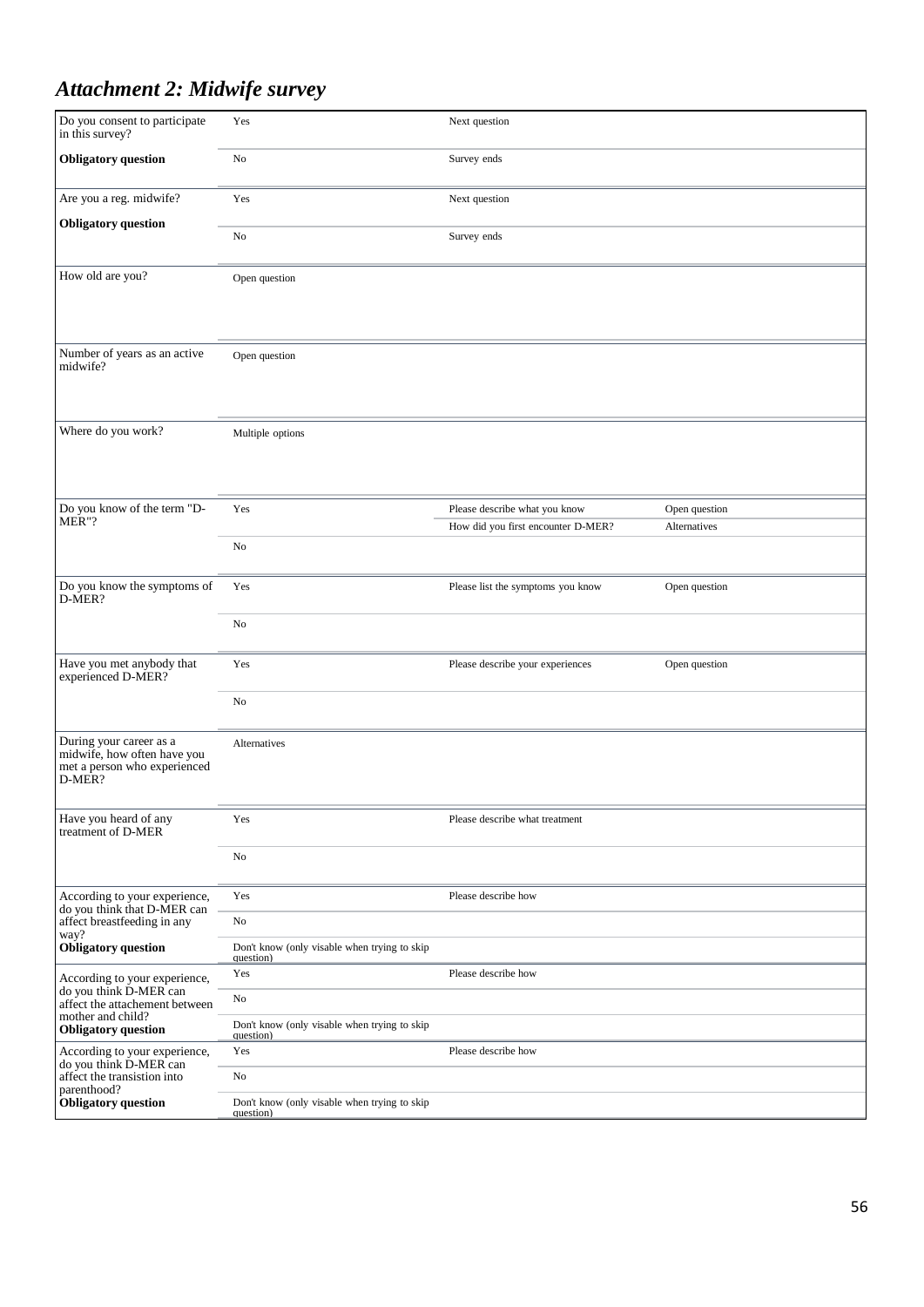## *Attachment 2: Midwife survey*

| | | | |
|---|---|---|---|
| Do you consent to participate in this survey? | Yes | Next question | |
| **Obligatory question** | No | Survey ends | |
| Are you a reg. midwife? **Obligatory question** | Yes | Next question | |
| | No | Survey ends | |
| How old are you? | Open question | | |
| Number of years as an active midwife? | Open question | | |
| Where do you work? | Multiple options | | |
| Do you know of the term "D-MER"? | Yes | Please describe what you know | Open question |
| | | How did you first encounter D-MER? | Alternatives |
| | No | | |
| Do you know the symptoms of D-MER? | Yes | Please list the symptoms you know | Open question |
| | No | | |
| Have you met anybody that experienced D-MER? | Yes | Please describe your experiences | Open question |
| | No | | |
| During your career as a midwife, how often have you met a person who experienced D-MER? | Alternatives | | |
| Have you heard of any treatment of D-MER | Yes | Please describe what treatment | |
| | No | | |
| According to your experience, do you think that D-MER can affect breastfeeding in any way? **Obligatory question** | Yes | Please describe how | |
| | No | | |
| | Don't know (only visable when trying to skip question) | | |
| According to your experience, do you think D-MER can affect the attachement between mother and child? **Obligatory question** | Yes | Please describe how | |
| | No | | |
| | Don't know (only visable when trying to skip question) | | |
| According to your experience, do you think D-MER can affect the transition into parenthood? **Obligatory question** | Yes | Please describe how | |
| | No | | |
| | Don't know (only visable when trying to skip question) | | |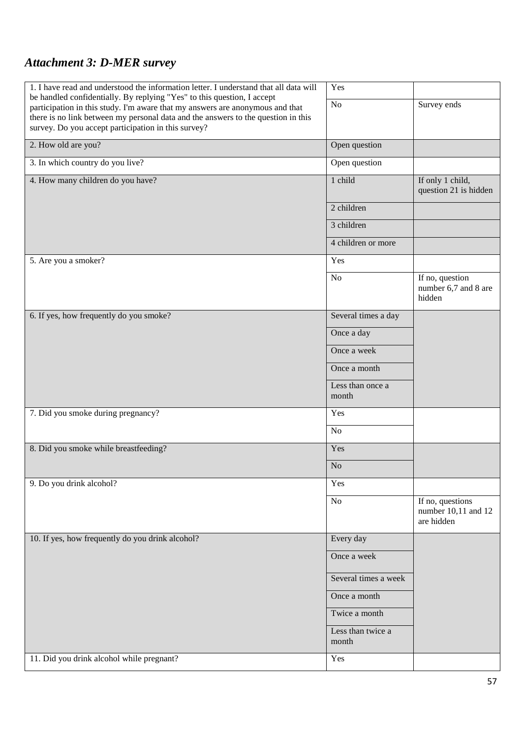## *Attachment 3: D-MER survey*

| | | |
|---|---|---|
| 1. I have read and understood the information letter. I understand that all data will be handled confidentially. By replying "Yes" to this question, I accept participation in this study. I'm aware that my answers are anonymous and that there is no link between my personal data and the answers to the question in this survey. Do you accept participation in this survey? | Yes | |
| | No | Survey ends |
| 2. How old are you? | Open question | |
| 3. In which country do you live? | Open question | |
| 4. How many children do you have? | 1 child | If only 1 child, question 21 is hidden |
| | 2 children | |
| | 3 children | |
| | 4 children or more | |
| 5. Are you a smoker? | Yes | |
| | No | If no, question number 6,7 and 8 are hidden |
| 6. If yes, how frequently do you smoke? | Several times a day | |
| | Once a day | |
| | Once a week | |
| | Once a month | |
| | Less than once a month | |
| 7. Did you smoke during pregnancy? | Yes | |
| | No | |
| 8. Did you smoke while breastfeeding? | Yes | |
| | No | |
| 9. Do you drink alcohol? | Yes | |
| | No | If no, questions number 10,11 and 12 are hidden |
| 10. If yes, how frequently do you drink alcohol? | Every day | |
| | Once a week | |
| | Several times a week | |
| | Once a month | |
| | Twice a month | |
| | Less than twice a month | |
| 11. Did you drink alcohol while pregnant? | Yes | |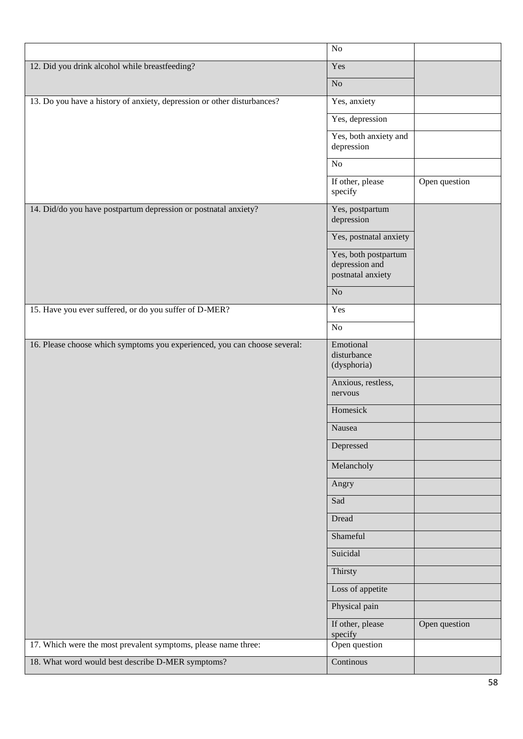| | | |
|---|---|---|
| | No | |
| 12. Did you drink alcohol while breastfeeding? | Yes | |
| | No | |
| 13. Do you have a history of anxiety, depression or other disturbances? | Yes, anxiety | |
| | Yes, depression | |
| | Yes, both anxiety and depression | |
| | No | |
| | If other, please specify | Open question |
| 14. Did/do you have postpartum depression or postnatal anxiety? | Yes, postpartum depression | |
| | Yes, postnatal anxiety | |
| | Yes, both postpartum depression and postnatal anxiety | |
| | No | |
| 15. Have you ever suffered, or do you suffer of D-MER? | Yes | |
| | No | |
| 16. Please choose which symptoms you experienced, you can choose several: | Emotional disturbance (dysphoria) | |
| | Anxious, restless, nervous | |
| | Homesick | |
| | Nausea | |
| | Depressed | |
| | Melancholy | |
| | Angry | |
| | Sad | |
| | Dread | |
| | Shameful | |
| | Suicidal | |
| | Thirsty | |
| | Loss of appetite | |
| | Physical pain | |
| | If other, please specify | Open question |
| 17. Which were the most prevalent symptoms, please name three: | Open question | |
| 18. What word would best describe D-MER symptoms? | Continous | |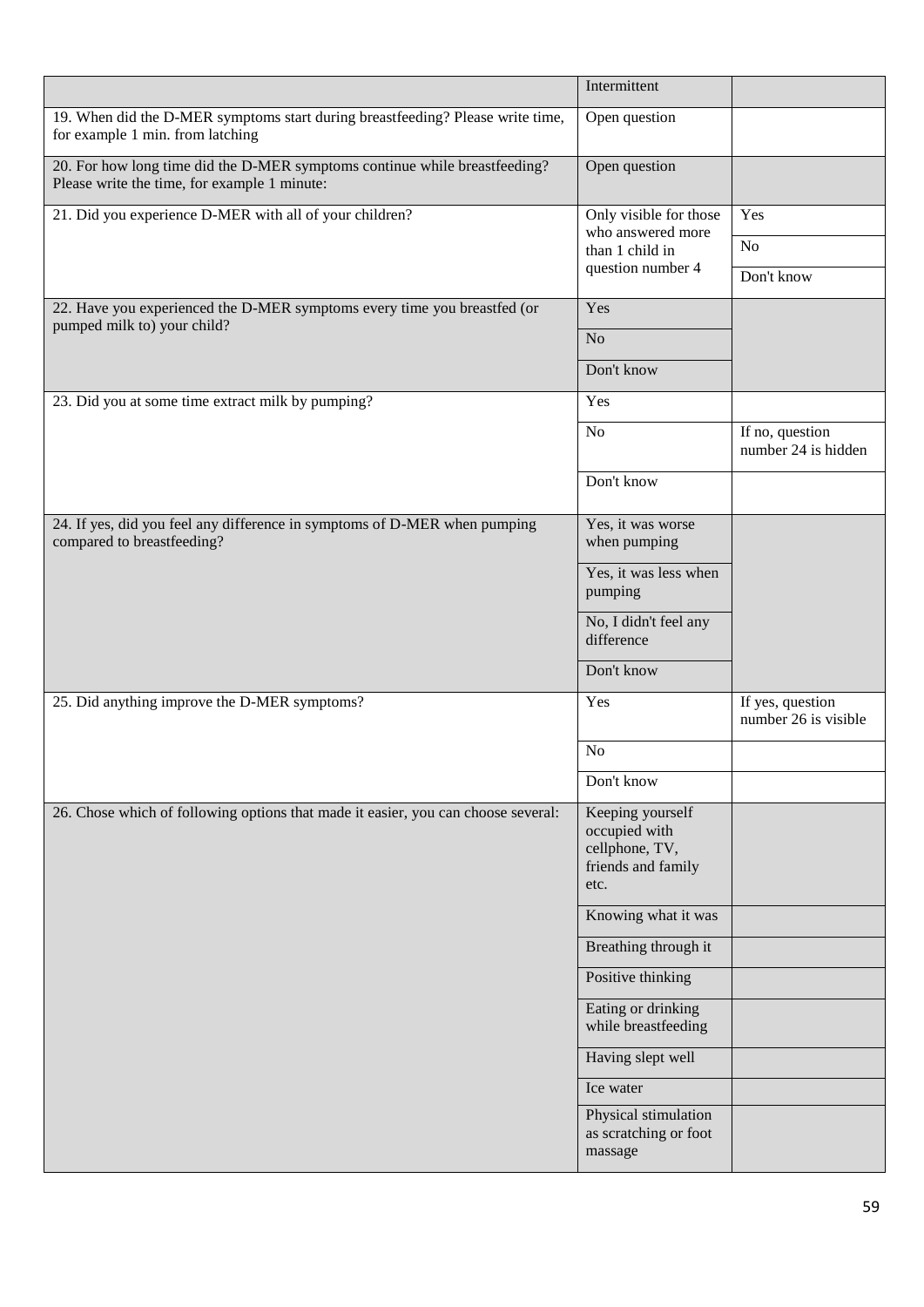| | | |
|---|---|---|
| | Intermittent | |
| 19. When did the D-MER symptoms start during breastfeeding? Please write time, for example 1 min. from latching | Open question | |
| 20. For how long time did the D-MER symptoms continue while breastfeeding? Please write the time, for example 1 minute: | Open question | |
| 21. Did you experience D-MER with all of your children? | Only visible for those who answered more than 1 child in question number 4 | Yes |
| | | No |
| | | Don't know |
| 22. Have you experienced the D-MER symptoms every time you breastfed (or pumped milk to) your child? | Yes | |
| | No | |
| | Don't know | |
| 23. Did you at some time extract milk by pumping? | Yes | |
| | No | If no, question number 24 is hidden |
| | Don't know | |
| 24. If yes, did you feel any difference in symptoms of D-MER when pumping compared to breastfeeding? | Yes, it was worse when pumping | |
| | Yes, it was less when pumping | |
| | No, I didn't feel any difference | |
| | Don't know | |
| 25. Did anything improve the D-MER symptoms? | Yes | If yes, question number 26 is visible |
| | No | |
| | Don't know | |
| 26. Chose which of following options that made it easier, you can choose several: | Keeping yourself occupied with cellphone, TV, friends and family etc. | |
| | Knowing what it was | |
| | Breathing through it | |
| | Positive thinking | |
| | Eating or drinking while breastfeeding | |
| | Having slept well | |
| | Ice water | |
| | Physical stimulation as scratching or foot massage | |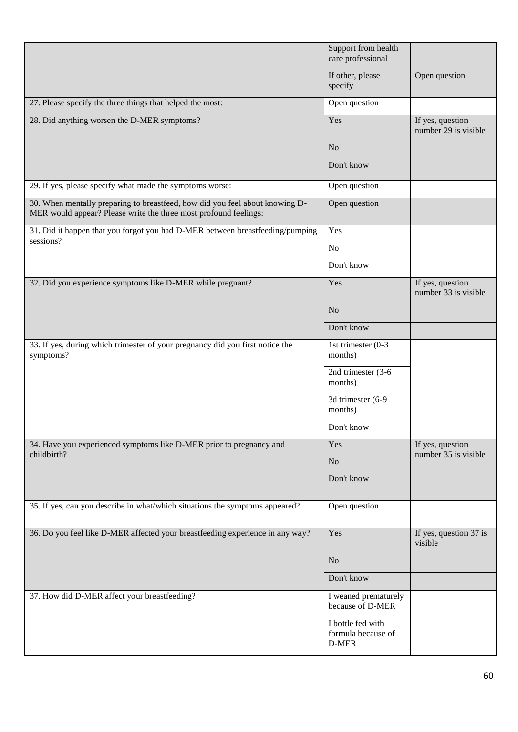| | | |
|---|---|---|
| | Support from health care professional | |
| | If other, please specify | Open question |
| 27. Please specify the three things that helped the most: | Open question | |
| 28. Did anything worsen the D-MER symptoms? | Yes | If yes, question number 29 is visible |
| | No | |
| | Don't know | |
| 29. If yes, please specify what made the symptoms worse: | Open question | |
| 30. When mentally preparing to breastfeed, how did you feel about knowing D-MER would appear? Please write the three most profound feelings: | Open question | |
| 31. Did it happen that you forgot you had D-MER between breastfeeding/pumping sessions? | Yes | |
| | No | |
| | Don't know | |
| 32. Did you experience symptoms like D-MER while pregnant? | Yes | If yes, question number 33 is visible |
| | No | |
| | Don't know | |
| 33. If yes, during which trimester of your pregnancy did you first notice the symptoms? | 1st trimester (0-3 months) | |
| | 2nd trimester (3-6 months) | |
| | 3d trimester (6-9 months) | |
| | Don't know | |
| 34. Have you experienced symptoms like D-MER prior to pregnancy and childbirth? | Yes | If yes, question number 35 is visible |
| | No | |
| | Don't know | |
| 35. If yes, can you describe in what/which situations the symptoms appeared? | Open question | |
| 36. Do you feel like D-MER affected your breastfeeding experience in any way? | Yes | If yes, question 37 is visible |
| | No | |
| | Don't know | |
| 37. How did D-MER affect your breastfeeding? | I weaned prematurely because of D-MER | |
| | I bottle fed with formula because of D-MER | |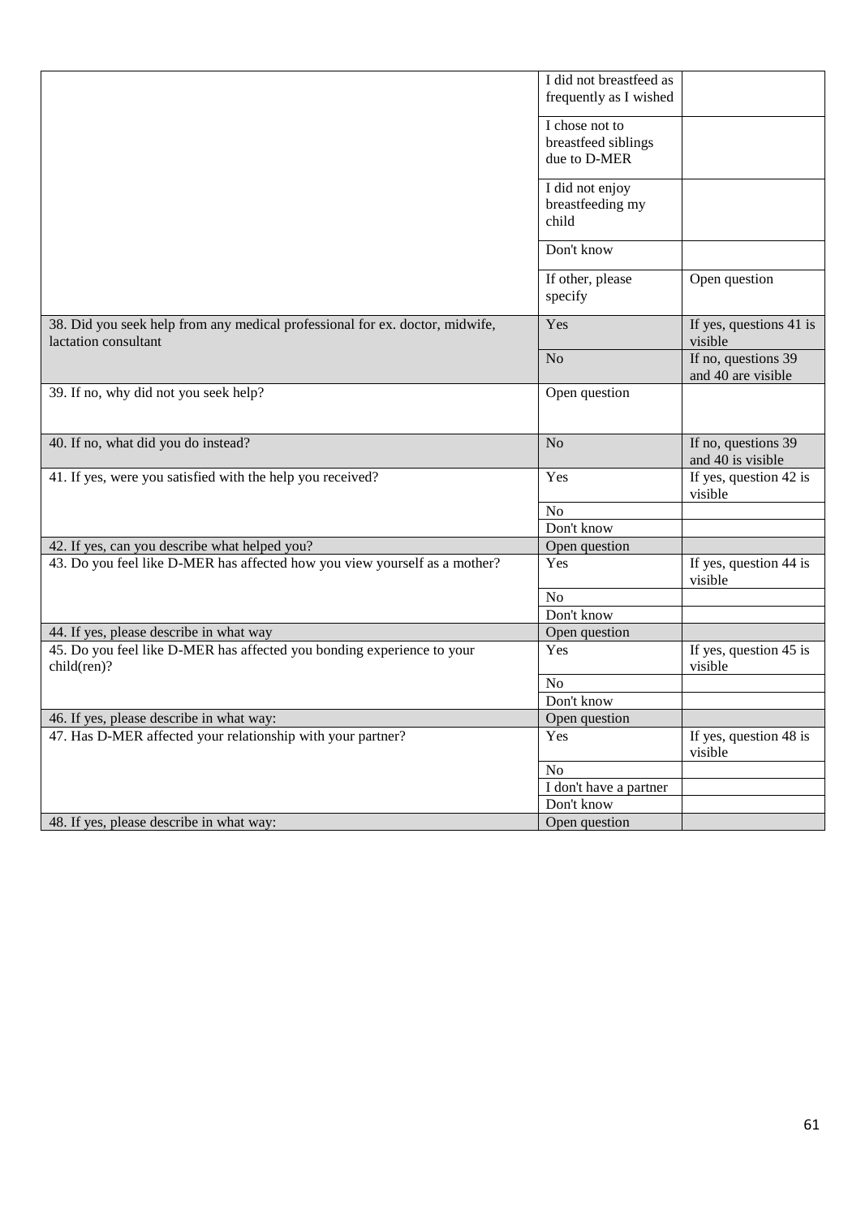| | | |
|---|---|---|
| | I did not breastfeed as frequently as I wished | |
| | I chose not to breastfeed siblings due to D-MER | |
| | I did not enjoy breastfeeding my child | |
| | Don't know | |
| | If other, please specify | Open question |
| 38. Did you seek help from any medical professional for ex. doctor, midwife, lactation consultant | Yes | If yes, questions 41 is visible |
| | No | If no, questions 39 and 40 are visible |
| 39. If no, why did not you seek help? | Open question | |
| 40. If no, what did you do instead? | No | If no, questions 39 and 40 is visible |
| 41. If yes, were you satisfied with the help you received? | Yes | If yes, question 42 is visible |
| | No | |
| | Don't know | |
| 42. If yes, can you describe what helped you? | Open question | |
| 43. Do you feel like D-MER has affected how you view yourself as a mother? | Yes | If yes, question 44 is visible |
| | No | |
| | Don't know | |
| 44. If yes, please describe in what way | Open question | |
| 45. Do you feel like D-MER has affected you bonding experience to your child(ren)? | Yes | If yes, question 45 is visible |
| | No | |
| | Don't know | |
| 46. If yes, please describe in what way: | Open question | |
| 47. Has D-MER affected your relationship with your partner? | Yes | If yes, question 48 is visible |
| | No | |
| | I don't have a partner | |
| | Don't know | |
| 48. If yes, please describe in what way: | Open question | |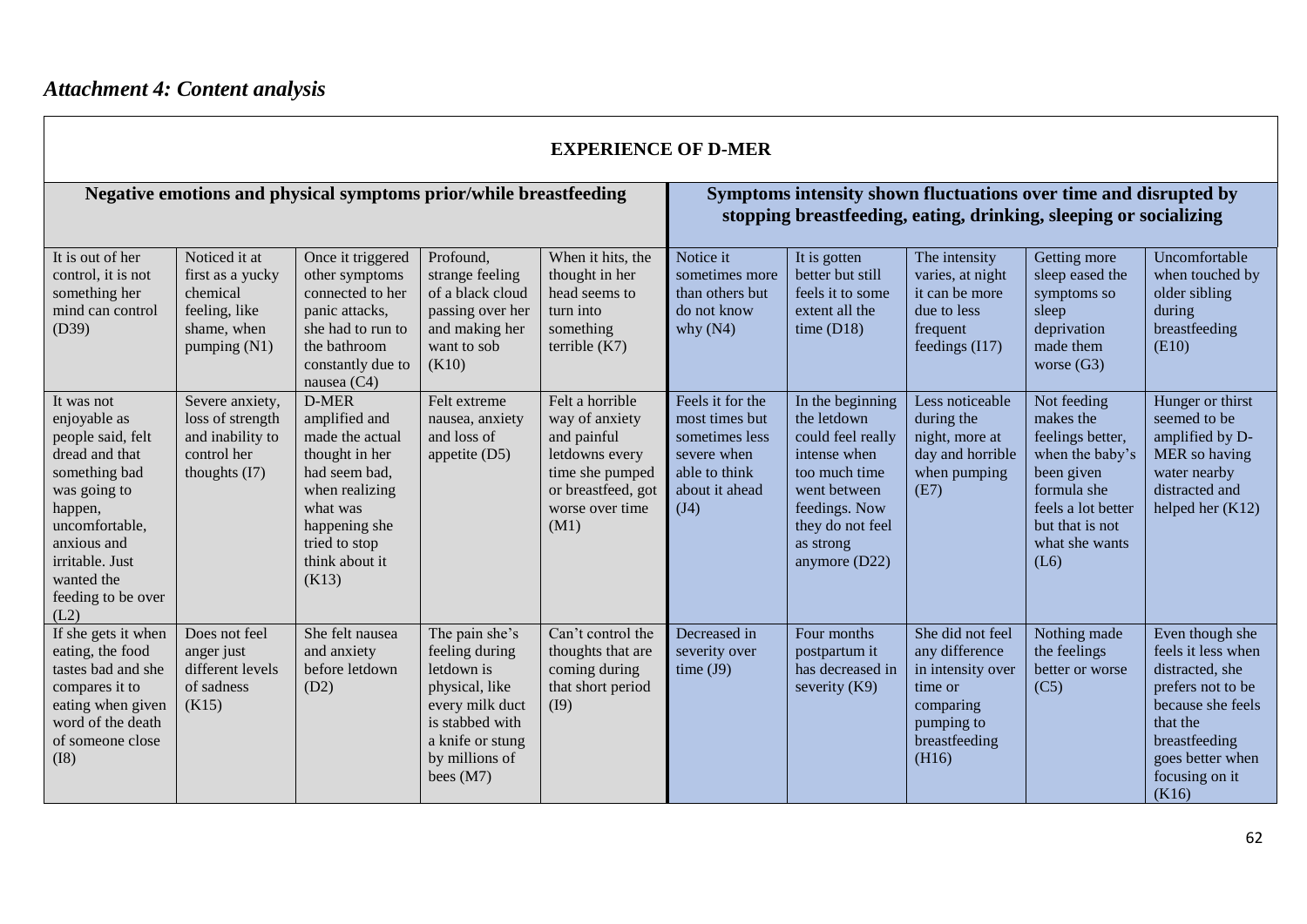## *Attachment 4: Content analysis*

| EXPERIENCE OF D-MER | | | | | | | | | |
|---|---|---|---|---|---|---|---|---|---|
| **Negative emotions and physical symptoms prior/while breastfeeding** | | | | | **Symptoms intensity shown fluctuations over time and disrupted by stopping breastfeeding, eating, drinking, sleeping or socializing** | | | | |
| It is out of her control, it is not something her mind can control (D39) | Noticed it at first as a yucky chemical feeling, like shame, when pumping (N1) | Once it triggered other symptoms connected to her panic attacks, she had to run to the bathroom constantly due to nausea (C4) | Profound, strange feeling of a black cloud passing over her and making her want to sob (K10) | When it hits, the thought in her head seems to turn into something terrible (K7) | Notice it sometimes more than others but do not know why (N4) | It is gotten better but still feels it to some extent all the time (D18) | The intensity varies, at night it can be more due to less frequent feedings (I17) | Getting more sleep eased the symptoms so sleep deprivation made them worse (G3) | Uncomfortable when touched by older sibling during breastfeeding (E10) |
| It was not enjoyable as people said, felt dread and that something bad was going to happen, uncomfortable, anxious and irritable. Just wanted the feeding to be over (L2) | Severe anxiety, loss of strength and inability to control her thoughts (I7) | D-MER amplified and made the actual thought in her had seem bad, when realizing what was happening she tried to stop think about it (K13) | Felt extreme nausea, anxiety and loss of appetite (D5) | Felt a horrible way of anxiety and painful letdowns every time she pumped or breastfeed, got worse over time (M1) | Feels it for the most times but sometimes less severe when able to think about it ahead (J4) | In the beginning the letdown could feel really intense when too much time went between feedings. Now they do not feel as strong anymore (D22) | Less noticeable during the night, more at day and horrible when pumping (E7) | Not feeding makes the feelings better, when the baby's been given formula she feels a lot better but that is not what she wants (L6) | Hunger or thirst seemed to be amplified by D-MER so having water nearby distracted and helped her (K12) |
| If she gets it when eating, the food tastes bad and she compares it to eating when given word of the death of someone close (I8) | Does not feel anger just different levels of sadness (K15) | She felt nausea and anxiety before letdown (D2) | The pain she's feeling during letdown is physical, like every milk duct is stabbed with a knife or stung by millions of bees (M7) | Can't control the thoughts that are coming during that short period (I9) | Decreased in severity over time (J9) | Four months postpartum it has decreased in severity (K9) | She did not feel any difference in intensity over time or comparing pumping to breastfeeding (H16) | Nothing made the feelings better or worse (C5) | Even though she feels it less when distracted, she prefers not to be because she feels that the breastfeeding goes better when focusing on it (K16) |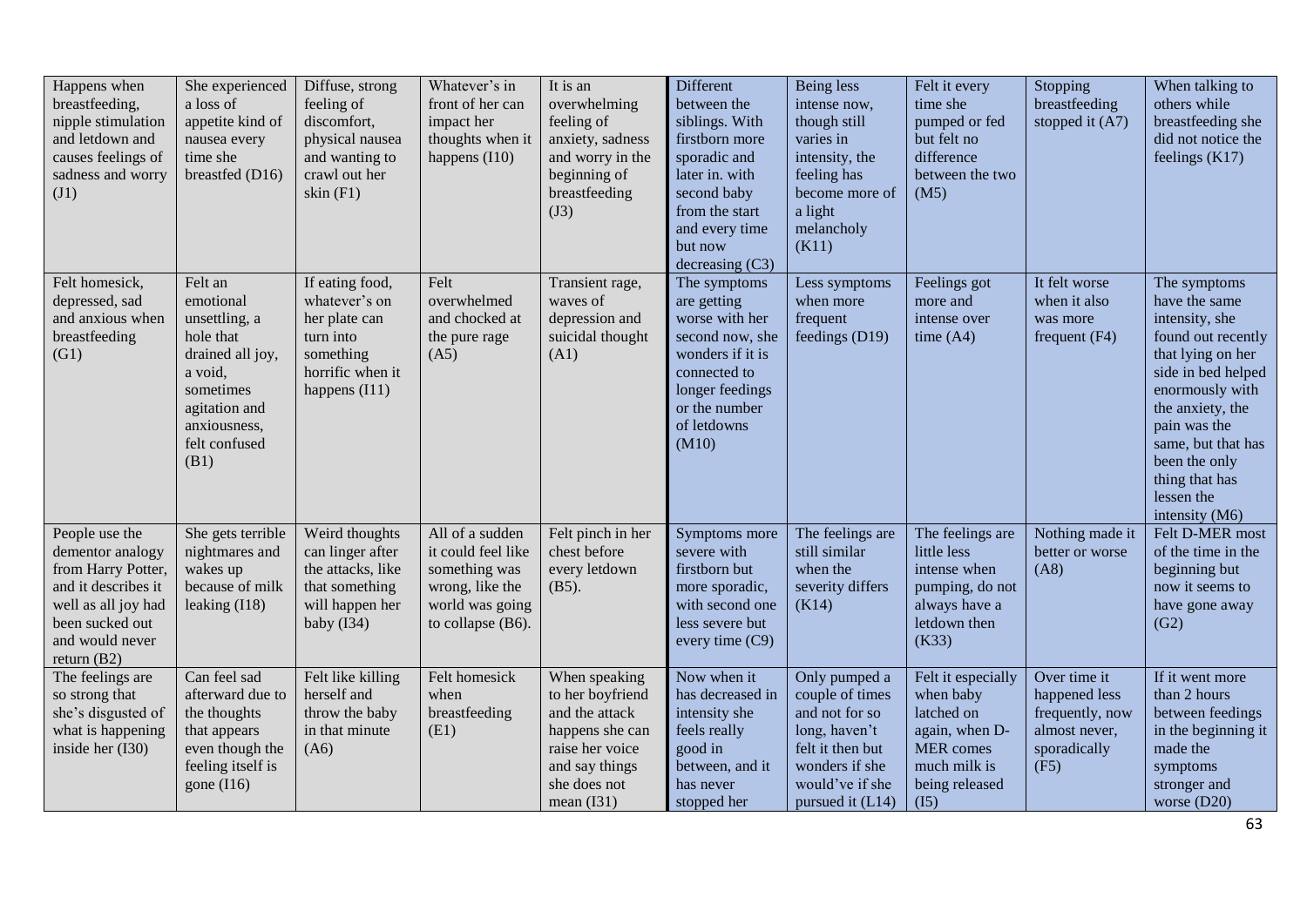| Happens when breastfeeding, nipple stimulation and letdown and causes feelings of sadness and worry (J1) | She experienced a loss of appetite kind of nausea every time she breastfed (D16) | Diffuse, strong feeling of discomfort, physical nausea and wanting to crawl out her skin (F1) | Whatever's in front of her can impact her thoughts when it happens (I10) | It is an overwhelming feeling of anxiety, sadness and worry in the beginning of breastfeeding (J3) | Different between the siblings. With firstborn more sporadic and later in. with second baby from the start and every time but now decreasing (C3) | Being less intense now, though still varies in intensity, the feeling has become more of a light melancholy (K11) | Felt it every time she pumped or fed but felt no difference between the two (M5) | Stopping breastfeeding stopped it (A7) | When talking to others while breastfeeding she did not notice the feelings (K17) |
|---|---|---|---|---|---|---|---|---|---|
| Felt homesick, depressed, sad and anxious when breastfeeding (G1) | Felt an emotional unsettling, a hole that drained all joy, a void, sometimes agitation and anxiousness, felt confused (B1) | If eating food, whatever's on her plate can turn into something horrific when it happens (I11) | Felt overwhelmed and chocked at the pure rage (A5) | Transient rage, waves of depression and suicidal thought (A1) | The symptoms are getting worse with her second now, she wonders if it is connected to longer feedings or the number of letdowns (M10) | Less symptoms when more frequent feedings (D19) | Feelings got more and intense over time (A4) | It felt worse when it also was more frequent (F4) | The symptoms have the same intensity, she found out recently that lying on her side in bed helped enormously with the anxiety, the pain was the same, but that has been the only thing that has lessen the intensity (M6) |
| People use the dementor analogy from Harry Potter, and it describes it well as all joy had been sucked out and would never return (B2) | She gets terrible nightmares and wakes up because of milk leaking (I18) | Weird thoughts can linger after the attacks, like that something will happen her baby (I34) | All of a sudden it could feel like something was wrong, like the world was going to collapse (B6). | Felt pinch in her chest before every letdown (B5). | Symptoms more severe with firstborn but more sporadic, with second one less severe but every time (C9) | The feelings are still similar when the severity differs (K14) | The feelings are little less intense when pumping, do not always have a letdown then (K33) | Nothing made it better or worse (A8) | Felt D-MER most of the time in the beginning but now it seems to have gone away (G2) |
| The feelings are so strong that she's disgusted of what is happening inside her (I30) | Can feel sad afterward due to the thoughts that appears even though the feeling itself is gone (I16) | Felt like killing herself and throw the baby in that minute (A6) | Felt homesick when breastfeeding (E1) | When speaking to her boyfriend and the attack happens she can raise her voice and say things she does not mean (I31) | Now when it has decreased in intensity she feels really good in between, and it has never stopped her | Only pumped a couple of times and not for so long, haven't felt it then but wonders if she would've if she pursued it (L14) | Felt it especially when baby latched on again, when D-MER comes much milk is being released (I5) | Over time it happened less frequently, now almost never, sporadically (F5) | If it went more than 2 hours between feedings in the beginning it made the symptoms stronger and worse (D20) |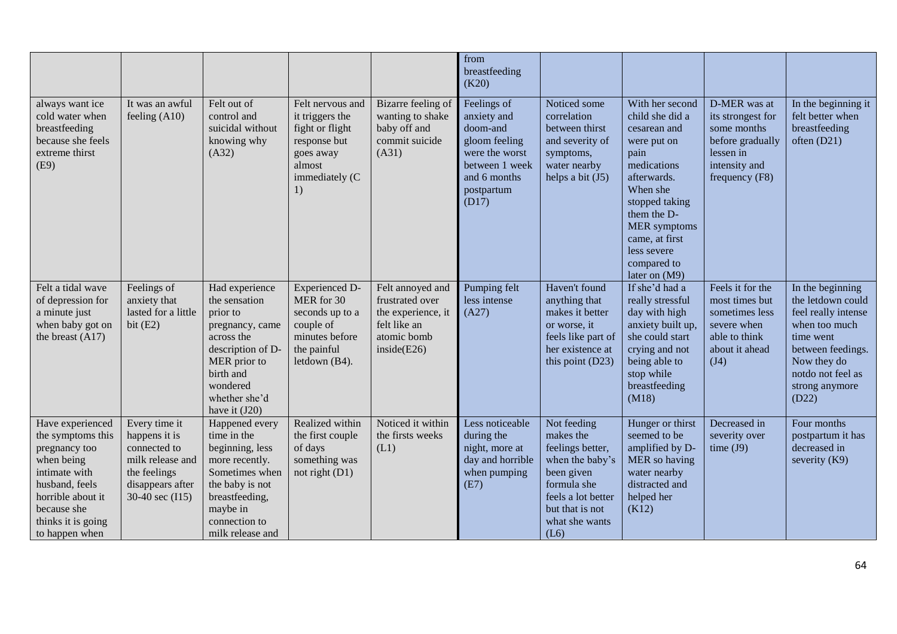| | | | | | from breastfeeding (K20) | | | | |
|---|---|---|---|---|---|---|---|---|---|
| always want ice cold water when breastfeeding because she feels extreme thirst (E9) | It was an awful feeling (A10) | Felt out of control and suicidal without knowing why (A32) | Felt nervous and it triggers the fight or flight response but goes away almost immediately (C 1) | Bizarre feeling of wanting to shake baby off and commit suicide (A31) | Feelings of anxiety and doom-and gloom feeling were the worst between 1 week and 6 months postpartum (D17) | Noticed some correlation between thirst and severity of symptoms, water nearby helps a bit (J5) | With her second child she did a cesarean and were put on pain medications afterwards. When she stopped taking them the D-MER symptoms came, at first less severe compared to later on (M9) | D-MER was at its strongest for some months before gradually lessen in intensity and frequency (F8) | In the beginning it felt better when breastfeeding often (D21) |
| Felt a tidal wave of depression for a minute just when baby got on the breast (A17) | Feelings of anxiety that lasted for a little bit (E2) | Had experience the sensation prior to pregnancy, came across the description of D-MER prior to birth and wondered whether she'd have it (J20) | Experienced D-MER for 30 seconds up to a couple of minutes before the painful letdown (B4). | Felt annoyed and frustrated over the experience, it felt like an atomic bomb inside(E26) | Pumping felt less intense (A27) | Haven't found anything that makes it better or worse, it feels like part of her existence at this point (D23) | If she'd had a really stressful day with high anxiety built up, she could start crying and not being able to stop while breastfeeding (M18) | Feels it for the most times but sometimes less severe when able to think about it ahead (J4) | In the beginning the letdown could feel really intense when too much time went between feedings. Now they do notdo not feel as strong anymore (D22) |
| Have experienced the symptoms this pregnancy too when being intimate with husband, feels horrible about it because she thinks it is going to happen when | Every time it happens it is connected to milk release and the feelings disappears after 30-40 sec (I15) | Happened every time in the beginning, less more recently. Sometimes when the baby is not breastfeeding, maybe in connection to milk release and | Realized within the first couple of days something was not right (D1) | Noticed it within the firsts weeks (L1) | Less noticeable during the night, more at day and horrible when pumping (E7) | Not feeding makes the feelings better, when the baby's been given formula she feels a lot better but that is not what she wants (L6) | Hunger or thirst seemed to be amplified by D-MER so having water nearby distracted and helped her (K12) | Decreased in severity over time (J9) | Four months postpartum it has decreased in severity (K9) |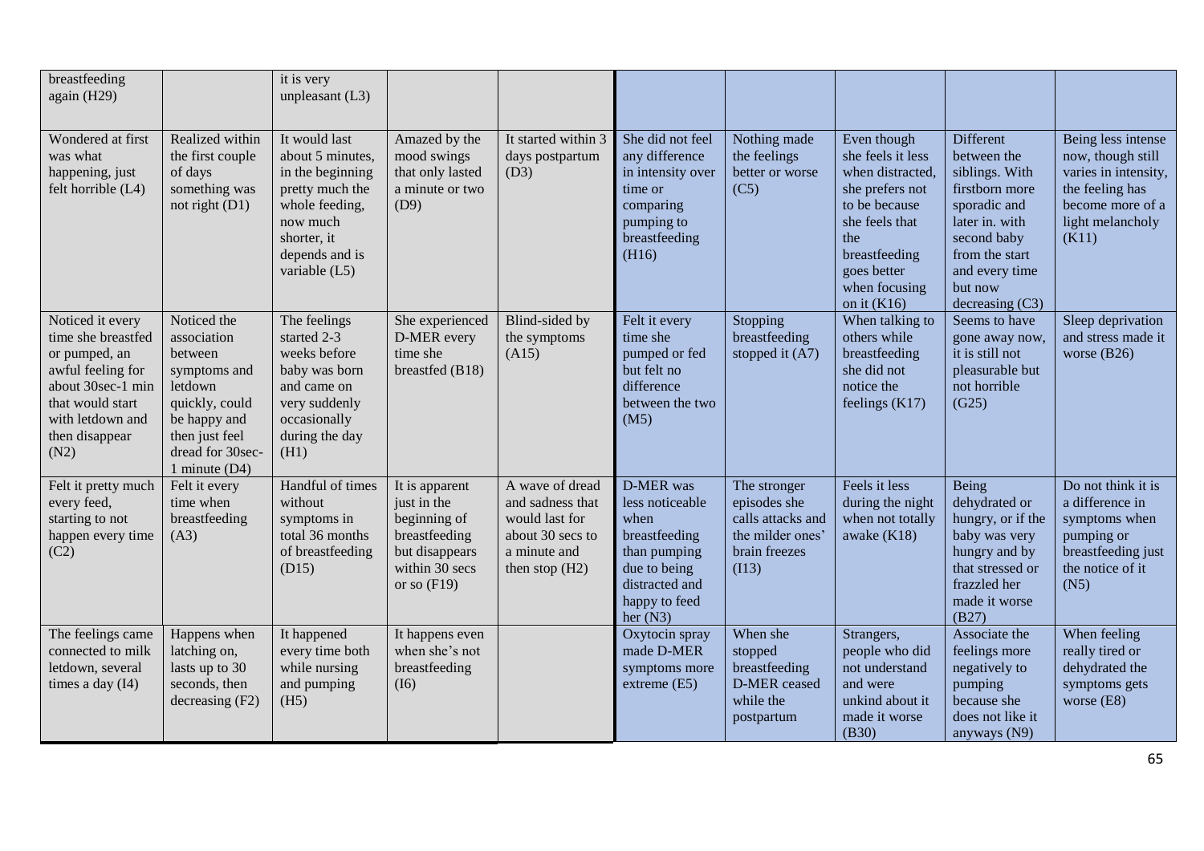| | | | | | | | | | |
|---|---|---|---|---|---|---|---|---|---|
| breastfeeding again (H29) | | it is very unpleasant (L3) | | | | | | | |
| Wondered at first was what happening, just felt horrible (L4) | Realized within the first couple of days something was not right (D1) | It would last about 5 minutes, in the beginning pretty much the whole feeding, now much shorter, it depends and is variable (L5) | Amazed by the mood swings that only lasted a minute or two (D9) | It started within 3 days postpartum (D3) | She did not feel any difference in intensity over time or comparing pumping to breastfeeding (H16) | Nothing made the feelings better or worse (C5) | Even though she feels it less when distracted, she prefers not to be because she feels that the breastfeeding goes better when focusing on it (K16) | Different between the siblings. With firstborn more sporadic and later in. with second baby from the start and every time but now decreasing (C3) | Being less intense now, though still varies in intensity, the feeling has become more of a light melancholy (K11) |
| Noticed it every time she breastfed or pumped, an awful feeling for about 30sec-1 min that would start with letdown and then disappear (N2) | Noticed the association between symptoms and letdown quickly, could be happy and then just feel dread for 30sec-1 minute (D4) | The feelings started 2-3 weeks before baby was born and came on very suddenly occasionally during the day (H1) | She experienced D-MER every time she breastfed (B18) | Blind-sided by the symptoms (A15) | Felt it every time she pumped or fed but felt no difference between the two (M5) | Stopping breastfeeding stopped it (A7) | When talking to others while breastfeeding she did not notice the feelings (K17) | Seems to have gone away now, it is still not pleasurable but not horrible (G25) | Sleep deprivation and stress made it worse (B26) |
| Felt it pretty much every feed, starting to not happen every time (C2) | Felt it every time when breastfeeding (A3) | Handful of times without symptoms in total 36 months of breastfeeding (D15) | It is apparent just in the beginning of breastfeeding but disappears within 30 secs or so (F19) | A wave of dread and sadness that would last for about 30 secs to a minute and then stop (H2) | D-MER was less noticeable when breastfeeding than pumping due to being distracted and happy to feed her (N3) | The stronger episodes she calls attacks and the milder ones' brain freezes (I13) | Feels it less during the night when not totally awake (K18) | Being dehydrated or hungry, or if the baby was very hungry and by that stressed or frazzled her made it worse (B27) | Do not think it is a difference in symptoms when pumping or breastfeeding just the notice of it (N5) |
| The feelings came connected to milk letdown, several times a day (I4) | Happens when latching on, lasts up to 30 seconds, then decreasing (F2) | It happened every time both while nursing and pumping (H5) | It happens even when she's not breastfeeding (I6) | | Oxytocin spray made D-MER symptoms more extreme (E5) | When she stopped breastfeeding D-MER ceased while the postpartum | Strangers, people who did not understand and were unkind about it made it worse (B30) | Associate the feelings more negatively to pumping because she does not like it anyways (N9) | When feeling really tired or dehydrated the symptoms gets worse (E8) |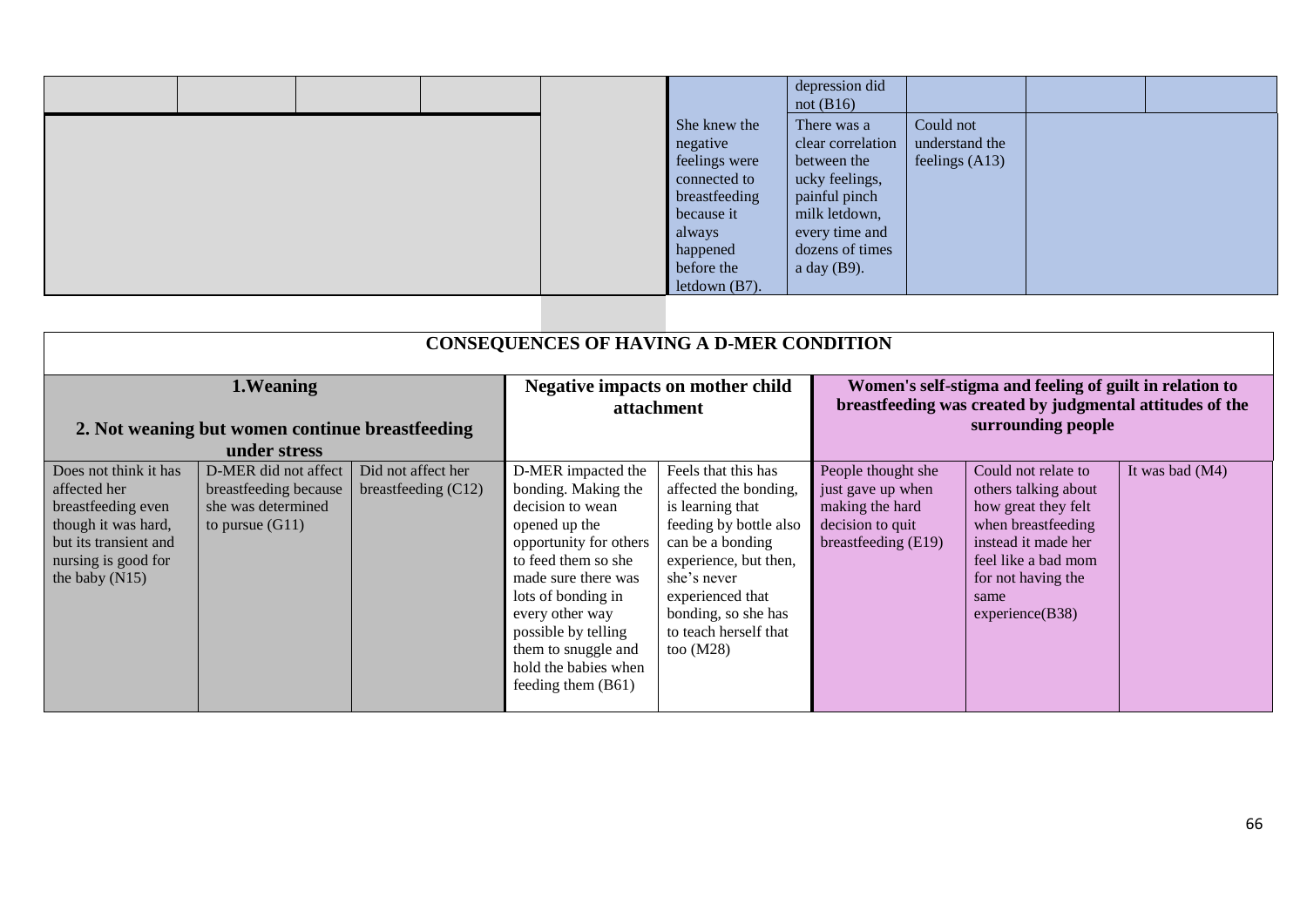| | | | | | | | | | |
|---|---|---|---|---|---|---|---|---|---|
| | | | | | | depression did not (B16) | | | |
| | | | | | She knew the negative feelings were connected to breastfeeding because it always happened before the letdown (B7). | There was a clear correlation between the ucky feelings, painful pinch milk letdown, every time and dozens of times a day (B9). | Could not understand the feelings (A13) | | |

| CONSEQUENCES OF HAVING A D-MER CONDITION | | | | | | | |
|---|---|---|---|---|---|---|---|
| **1. Weaning**<br><br>**2. Not weaning but women continue breastfeeding under stress** | | | **Negative impacts on mother child attachment** | | **Women's self-stigma and feeling of guilt in relation to breastfeeding was created by judgmental attitudes of the surrounding people** | | |
| Does not think it has affected her breastfeeding even though it was hard, but its transient and nursing is good for the baby (N15) | D-MER did not affect breastfeeding because she was determined to pursue (G11) | Did not affect her breastfeeding (C12) | D-MER impacted the bonding. Making the decision to wean opened up the opportunity for others to feed them so she made sure there was lots of bonding in every other way possible by telling them to snuggle and hold the babies when feeding them (B61) | Feels that this has affected the bonding, is learning that feeding by bottle also can be a bonding experience, but then, she's never experienced that bonding, so she has to teach herself that too (M28) | People thought she just gave up when making the hard decision to quit breastfeeding (E19) | Could not relate to others talking about how great they felt when breastfeeding instead it made her feel like a bad mom for not having the same experience(B38) | It was bad (M4) |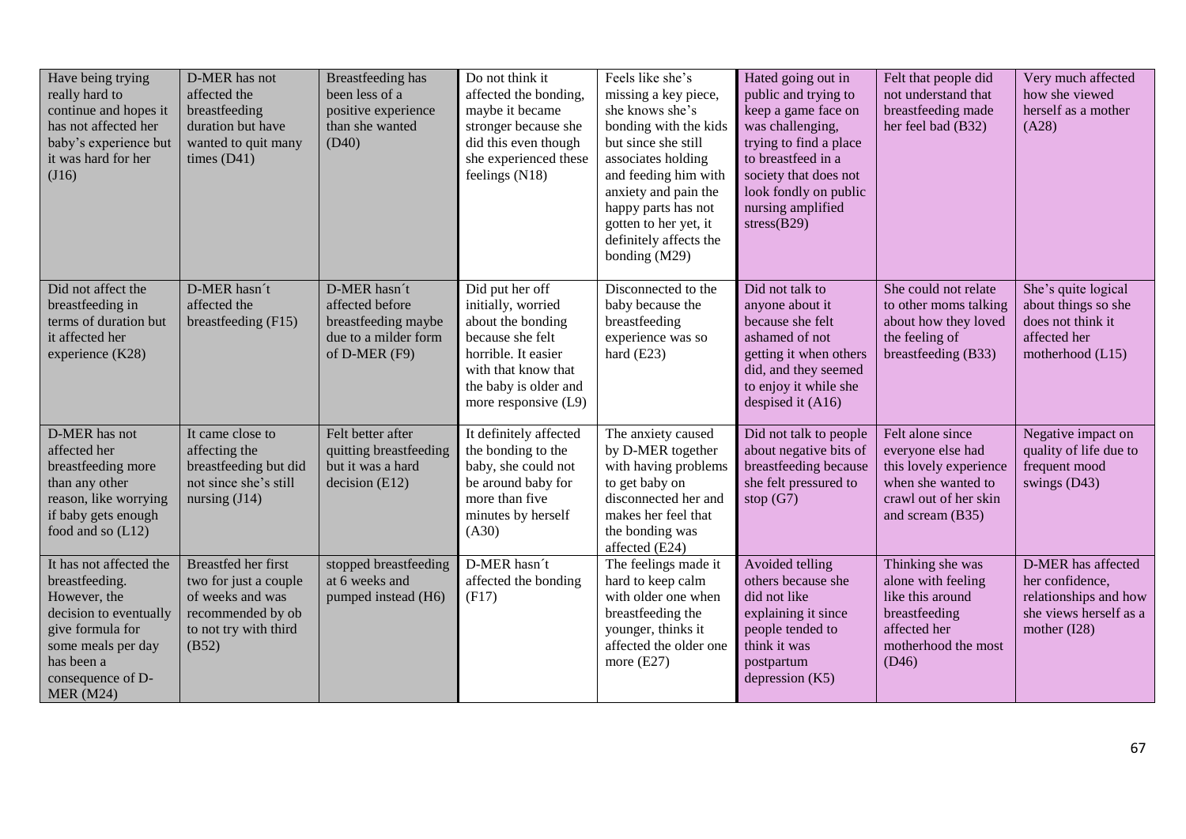| | | | | | | | |
|---|---|---|---|---|---|---|---|
| Have being trying really hard to continue and hopes it has not affected her baby's experience but it was hard for her (J16) | D-MER has not affected the breastfeeding duration but have wanted to quit many times (D41) | Breastfeeding has been less of a positive experience than she wanted (D40) | Do not think it affected the bonding, maybe it became stronger because she did this even though she experienced these feelings (N18) | Feels like she's missing a key piece, she knows she's bonding with the kids but since she still associates holding and feeding him with anxiety and pain the happy parts has not gotten to her yet, it definitely affects the bonding (M29) | Hated going out in public and trying to keep a game face on was challenging, trying to find a place to breastfeed in a society that does not look fondly on public nursing amplified stress(B29) | Felt that people did not understand that breastfeeding made her feel bad (B32) | Very much affected how she viewed herself as a mother (A28) |
| Did not affect the breastfeeding in terms of duration but it affected her experience (K28) | D-MER hasn´t affected the breastfeeding (F15) | D-MER hasn´t affected before breastfeeding maybe due to a milder form of D-MER (F9) | Did put her off initially, worried about the bonding because she felt horrible. It easier with that know that the baby is older and more responsive (L9) | Disconnected to the baby because the breastfeeding experience was so hard (E23) | Did not talk to anyone about it because she felt ashamed of not getting it when others did, and they seemed to enjoy it while she despised it (A16) | She could not relate to other moms talking about how they loved the feeling of breastfeeding (B33) | She's quite logical about things so she does not think it affected her motherhood (L15) |
| D-MER has not affected her breastfeeding more than any other reason, like worrying if baby gets enough food and so (L12) | It came close to affecting the breastfeeding but did not since she's still nursing (J14) | Felt better after quitting breastfeeding but it was a hard decision (E12) | It definitely affected the bonding to the baby, she could not be around baby for more than five minutes by herself (A30) | The anxiety caused by D-MER together with having problems to get baby on disconnected her and makes her feel that the bonding was affected (E24) | Did not talk to people about negative bits of breastfeeding because she felt pressured to stop (G7) | Felt alone since everyone else had this lovely experience when she wanted to crawl out of her skin and scream (B35) | Negative impact on quality of life due to frequent mood swings (D43) |
| It has not affected the breastfeeding. However, the decision to eventually give formula for some meals per day has been a consequence of D-MER (M24) | Breastfed her first two for just a couple of weeks and was recommended by ob to not try with third (B52) | stopped breastfeeding at 6 weeks and pumped instead (H6) | D-MER hasn´t affected the bonding (F17) | The feelings made it hard to keep calm with older one when breastfeeding the younger, thinks it affected the older one more (E27) | Avoided telling others because she did not like explaining it since people tended to think it was postpartum depression (K5) | Thinking she was alone with feeling like this around breastfeeding affected her motherhood the most (D46) | D-MER has affected her confidence, relationships and how she views herself as a mother (I28) |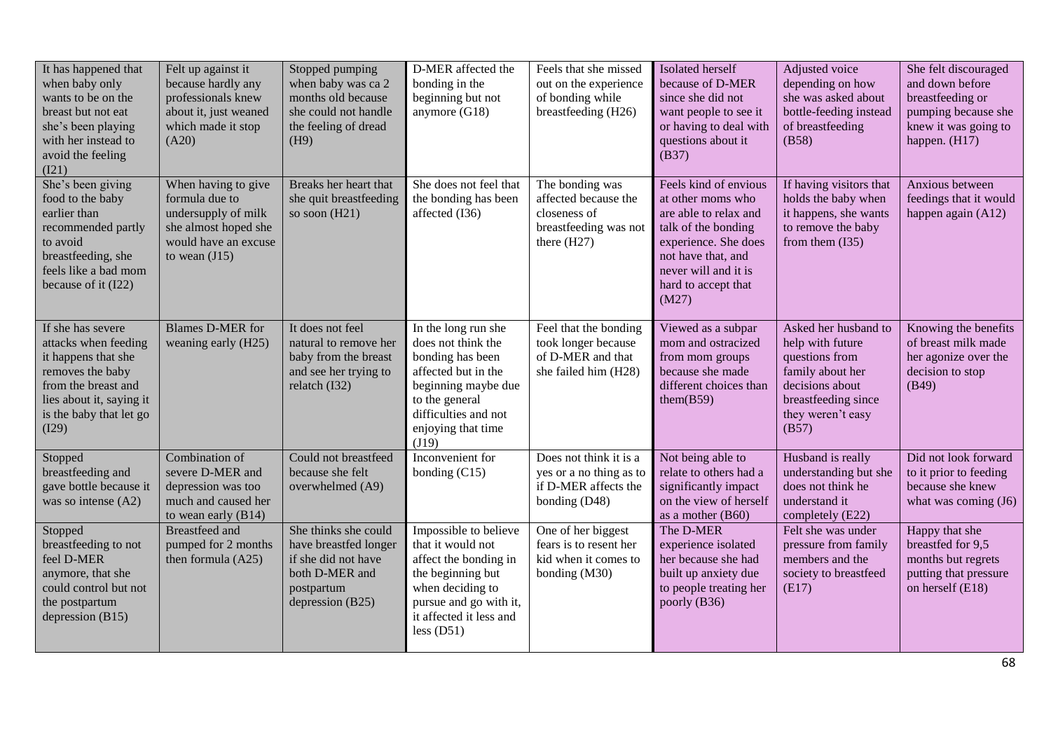| | | | | | | | |
|---|---|---|---|---|---|---|---|
| It has happened that when baby only wants to be on the breast but not eat she's been playing with her instead to avoid the feeling (I21) | Felt up against it because hardly any professionals knew about it, just weaned which made it stop (A20) | Stopped pumping when baby was ca 2 months old because she could not handle the feeling of dread (H9) | D-MER affected the bonding in the beginning but not anymore (G18) | Feels that she missed out on the experience of bonding while breastfeeding (H26) | Isolated herself because of D-MER since she did not want people to see it or having to deal with questions about it (B37) | Adjusted voice depending on how she was asked about bottle-feeding instead of breastfeeding (B58) | She felt discouraged and down before breastfeeding or pumping because she knew it was going to happen. (H17) |
| She's been giving food to the baby earlier than recommended partly to avoid breastfeeding, she feels like a bad mom because of it (I22) | When having to give formula due to undersupply of milk she almost hoped she would have an excuse to wean (J15) | Breaks her heart that she quit breastfeeding so soon (H21) | She does not feel that the bonding has been affected (I36) | The bonding was affected because the closeness of breastfeeding was not there (H27) | Feels kind of envious at other moms who are able to relax and talk of the bonding experience. She does not have that, and never will and it is hard to accept that (M27) | If having visitors that holds the baby when it happens, she wants to remove the baby from them (I35) | Anxious between feedings that it would happen again (A12) |
| If she has severe attacks when feeding it happens that she removes the baby from the breast and lies about it, saying it is the baby that let go (I29) | Blames D-MER for weaning early (H25) | It does not feel natural to remove her baby from the breast and see her trying to relatch (I32) | In the long run she does not think the bonding has been affected but in the beginning maybe due to the general difficulties and not enjoying that time (J19) | Feel that the bonding took longer because of D-MER and that she failed him (H28) | Viewed as a subpar mom and ostracized from mom groups because she made different choices than them(B59) | Asked her husband to help with future questions from family about her decisions about breastfeeding since they weren't easy (B57) | Knowing the benefits of breast milk made her agonize over the decision to stop (B49) |
| Stopped breastfeeding and gave bottle because it was so intense (A2) | Combination of severe D-MER and depression was too much and caused her to wean early (B14) | Could not breastfeed because she felt overwhelmed (A9) | Inconvenient for bonding (C15) | Does not think it is a yes or a no thing as to if D-MER affects the bonding (D48) | Not being able to relate to others had a significantly impact on the view of herself as a mother (B60) | Husband is really understanding but she does not think he understand it completely (E22) | Did not look forward to it prior to feeding because she knew what was coming (J6) |
| Stopped breastfeeding to not feel D-MER anymore, that she could control but not the postpartum depression (B15) | Breastfeed and pumped for 2 months then formula (A25) | She thinks she could have breastfed longer if she did not have both D-MER and postpartum depression (B25) | Impossible to believe that it would not affect the bonding in the beginning but when deciding to pursue and go with it, it affected it less and less (D51) | One of her biggest fears is to resent her kid when it comes to bonding (M30) | The D-MER experience isolated her because she had built up anxiety due to people treating her poorly (B36) | Felt she was under pressure from family members and the society to breastfeed (E17) | Happy that she breastfed for 9,5 months but regrets putting that pressure on herself (E18) |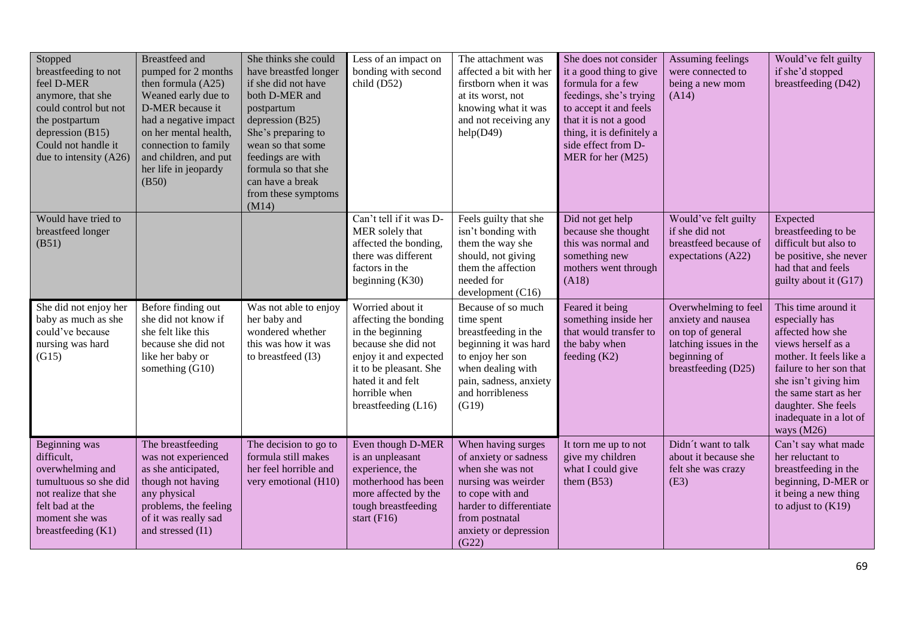| | | | | | | | |
|---|---|---|---|---|---|---|---|
| Stopped breastfeeding to not feel D-MER anymore, that she could control but not the postpartum depression (B15) Could not handle it due to intensity (A26) | Breastfeed and pumped for 2 months then formula (A25) Weaned early due to D-MER because it had a negative impact on her mental health, connection to family and children, and put her life in jeopardy (B50) | She thinks she could have breastfed longer if she did not have both D-MER and postpartum depression (B25) She's preparing to wean so that some feedings are with formula so that she can have a break from these symptoms (M14) | Less of an impact on bonding with second child (D52) | The attachment was affected a bit with her firstborn when it was at its worst, not knowing what it was and not receiving any help(D49) | She does not consider it a good thing to give formula for a few feedings, she's trying to accept it and feels that it is not a good thing, it is definitely a side effect from D-MER for her (M25) | Assuming feelings were connected to being a new mom (A14) | Would've felt guilty if she'd stopped breastfeeding (D42) |
| Would have tried to breastfeed longer (B51) | | | Can't tell if it was D-MER solely that affected the bonding, there was different factors in the beginning (K30) | Feels guilty that she isn't bonding with them the way she should, not giving them the affection needed for development (C16) | Did not get help because she thought this was normal and something new mothers went through (A18) | Would've felt guilty if she did not breastfeed because of expectations (A22) | Expected breastfeeding to be difficult but also to be positive, she never had that and feels guilty about it (G17) |
| She did not enjoy her baby as much as she could've because nursing was hard (G15) | Before finding out she did not know if she felt like this because she did not like her baby or something (G10) | Was not able to enjoy her baby and wondered whether this was how it was to breastfeed (I3) | Worried about it affecting the bonding in the beginning because she did not enjoy it and expected it to be pleasant. She hated it and felt horrible when breastfeeding (L16) | Because of so much time spent breastfeeding in the beginning it was hard to enjoy her son when dealing with pain, sadness, anxiety and horribleness (G19) | Feared it being something inside her that would transfer to the baby when feeding (K2) | Overwhelming to feel anxiety and nausea on top of general latching issues in the beginning of breastfeeding (D25) | This time around it especially has affected how she views herself as a mother. It feels like a failure to her son that she isn't giving him the same start as her daughter. She feels inadequate in a lot of ways (M26) |
| Beginning was difficult, overwhelming and tumultuous so she did not realize that she felt bad at the moment she was breastfeeding (K1) | The breastfeeding was not experienced as she anticipated, though not having any physical problems, the feeling of it was really sad and stressed (I1) | The decision to go to formula still makes her feel horrible and very emotional (H10) | Even though D-MER is an unpleasant experience, the motherhood has been more affected by the tough breastfeeding start (F16) | When having surges of anxiety or sadness when she was not nursing was weirder to cope with and harder to differentiate from postnatal anxiety or depression (G22) | It torn me up to not give my children what I could give them (B53) | Didn´t want to talk about it because she felt she was crazy (E3) | Can't say what made her reluctant to breastfeeding in the beginning, D-MER or it being a new thing to adjust to (K19) |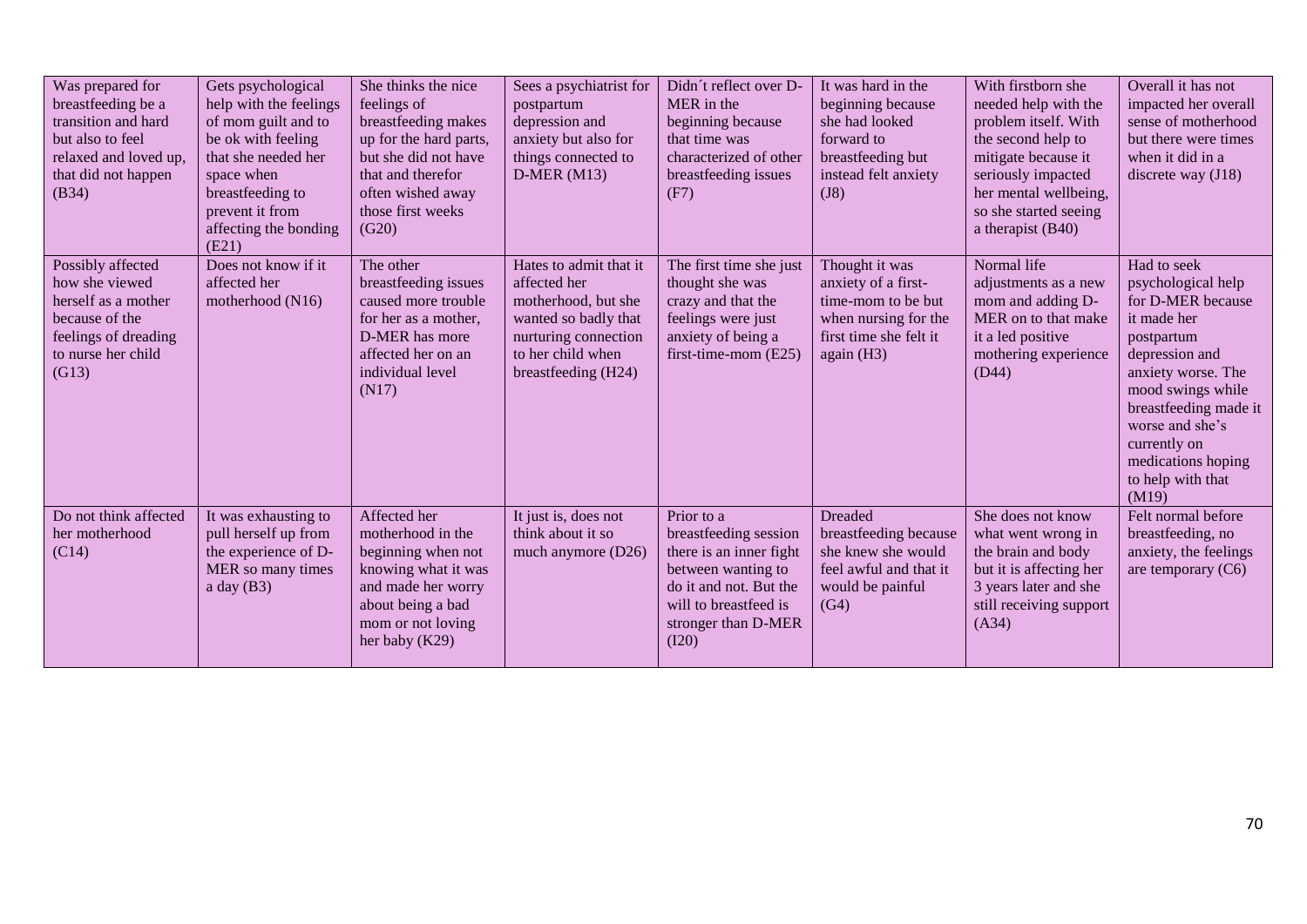| Was prepared for breastfeeding be a transition and hard but also to feel relaxed and loved up, that did not happen (B34) | Gets psychological help with the feelings of mom guilt and to be ok with feeling that she needed her space when breastfeeding to prevent it from affecting the bonding (E21) | She thinks the nice feelings of breastfeeding makes up for the hard parts, but she did not have that and therefor often wished away those first weeks (G20) | Sees a psychiatrist for postpartum depression and anxiety but also for things connected to D-MER (M13) | Didn´t reflect over D-MER in the beginning because that time was characterized of other breastfeeding issues (F7) | It was hard in the beginning because she had looked forward to breastfeeding but instead felt anxiety (J8) | With firstborn she needed help with the problem itself. With the second help to mitigate because it seriously impacted her mental wellbeing, so she started seeing a therapist (B40) | Overall it has not impacted her overall sense of motherhood but there were times when it did in a discrete way (J18) |
|---|---|---|---|---|---|---|---|
| Possibly affected how she viewed herself as a mother because of the feelings of dreading to nurse her child (G13) | Does not know if it affected her motherhood (N16) | The other breastfeeding issues caused more trouble for her as a mother, D-MER has more affected her on an individual level (N17) | Hates to admit that it affected her motherhood, but she wanted so badly that nurturing connection to her child when breastfeeding (H24) | The first time she just thought she was crazy and that the feelings were just anxiety of being a first-time-mom (E25) | Thought it was anxiety of a first-time-mom to be but when nursing for the first time she felt it again (H3) | Normal life adjustments as a new mom and adding D-MER on to that make it a led positive mothering experience (D44) | Had to seek psychological help for D-MER because it made her postpartum depression and anxiety worse. The mood swings while breastfeeding made it worse and she's currently on medications hoping to help with that (M19) |
| Do not think affected her motherhood (C14) | It was exhausting to pull herself up from the experience of D-MER so many times a day (B3) | Affected her motherhood in the beginning when not knowing what it was and made her worry about being a bad mom or not loving her baby (K29) | It just is, does not think about it so much anymore (D26) | Prior to a breastfeeding session there is an inner fight between wanting to do it and not. But the will to breastfeed is stronger than D-MER (I20) | Dreaded breastfeeding because she knew she would feel awful and that it would be painful (G4) | She does not know what went wrong in the brain and body but it is affecting her 3 years later and she still receiving support (A34) | Felt normal before breastfeeding, no anxiety, the feelings are temporary (C6) |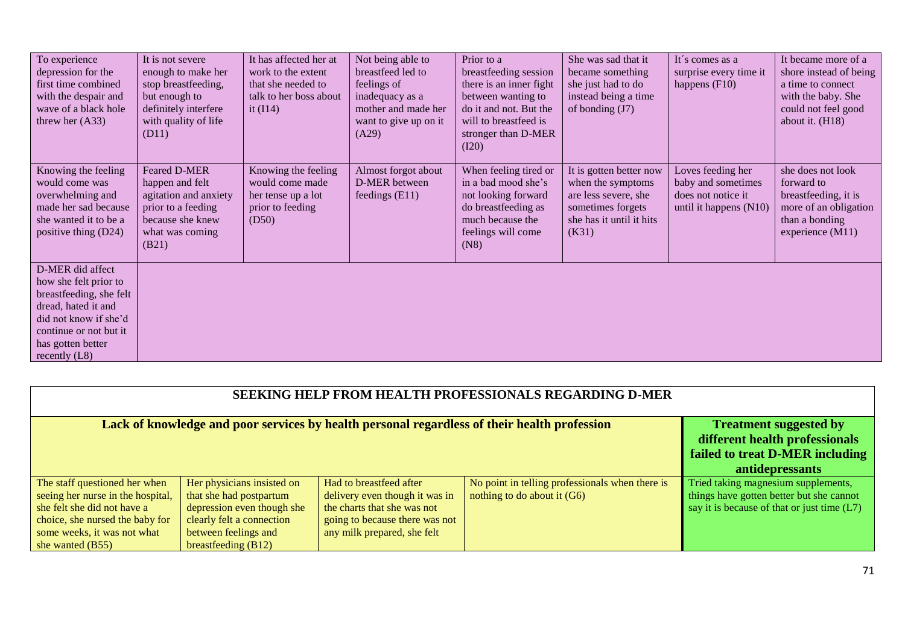| | | | | | | | |
|---|---|---|---|---|---|---|---|
| To experience depression for the first time combined with the despair and wave of a black hole threw her (A33) | It is not severe enough to make her stop breastfeeding, but enough to definitely interfere with quality of life (D11) | It has affected her at work to the extent that she needed to talk to her boss about it (I14) | Not being able to breastfeed led to feelings of inadequacy as a mother and made her want to give up on it (A29) | Prior to a breastfeeding session there is an inner fight between wanting to do it and not. But the will to breastfeed is stronger than D-MER (I20) | She was sad that it became something she just had to do instead being a time of bonding (J7) | It´s comes as a surprise every time it happens (F10) | It became more of a shore instead of being a time to connect with the baby. She could not feel good about it. (H18) |
| Knowing the feeling would come was overwhelming and made her sad because she wanted it to be a positive thing (D24) | Feared D-MER happen and felt agitation and anxiety prior to a feeding because she knew what was coming (B21) | Knowing the feeling would come made her tense up a lot prior to feeding (D50) | Almost forgot about D-MER between feedings (E11) | When feeling tired or in a bad mood she's not looking forward do breastfeeding as much because the feelings will come (N8) | It is gotten better now when the symptoms are less severe, she sometimes forgets she has it until it hits (K31) | Loves feeding her baby and sometimes does not notice it until it happens (N10) | she does not look forward to breastfeeding, it is more of an obligation than a bonding experience (M11) |
| D-MER did affect how she felt prior to breastfeeding, she felt dread, hated it and did not know if she'd continue or not but it has gotten better recently (L8) | | | | | | | |

| SEEKING HELP FROM HEALTH PROFESSIONALS REGARDING D-MER | | | | |
|---|---|---|---|---|
| **Lack of knowledge and poor services by health personal regardless of their health profession** | | | | **Treatment suggested by different health professionals failed to treat D-MER including antidepressants** |
| The staff questioned her when seeing her nurse in the hospital, she felt she did not have a choice, she nursed the baby for some weeks, it was not what she wanted (B55) | Her physicians insisted on that she had postpartum depression even though she clearly felt a connection between feelings and breastfeeding (B12) | Had to breastfeed after delivery even though it was in the charts that she was not going to because there was not any milk prepared, she felt | No point in telling professionals when there is nothing to do about it (G6) | Tried taking magnesium supplements, things have gotten better but she cannot say it is because of that or just time (L7) |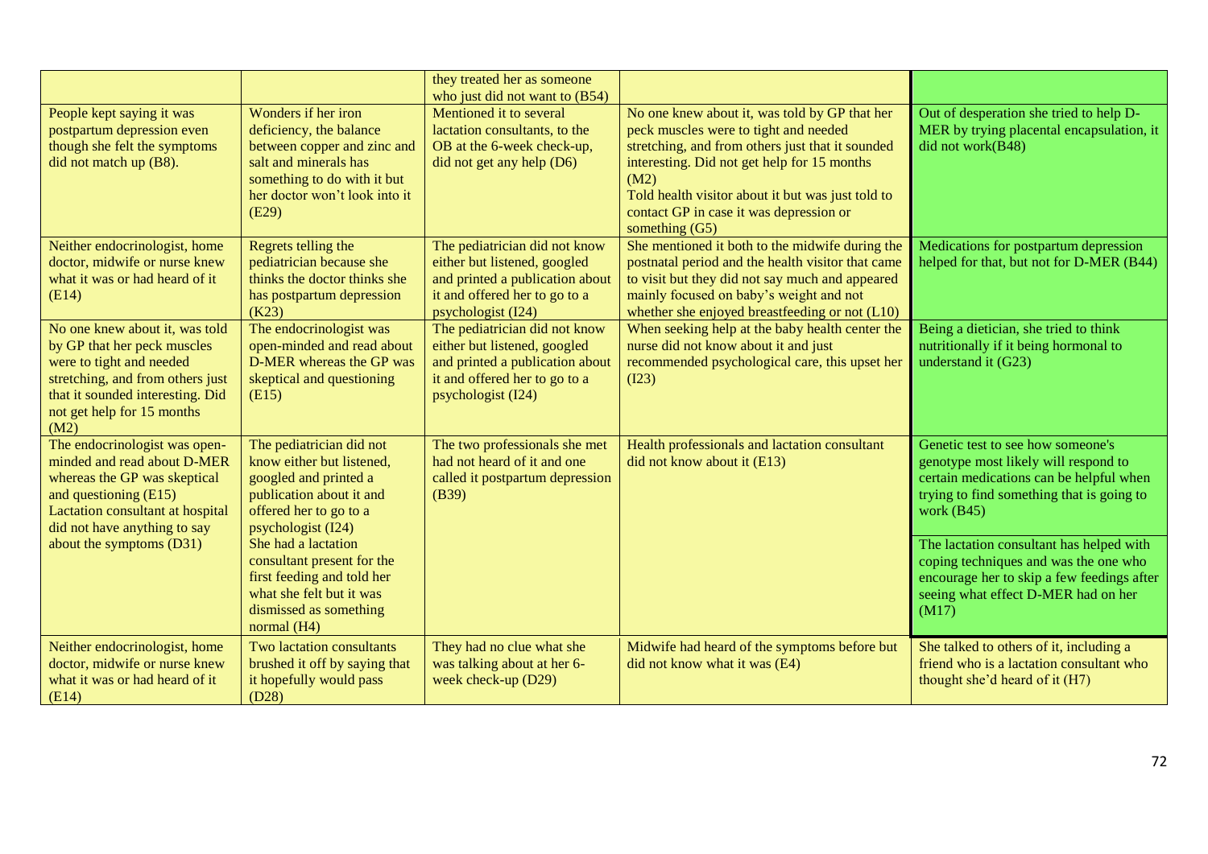| | | | | |
|---|---|---|---|---|
| | | they treated her as someone who just did not want to (B54) | | |
| People kept saying it was postpartum depression even though she felt the symptoms did not match up (B8). | Wonders if her iron deficiency, the balance between copper and zinc and salt and minerals has something to do with it but her doctor won't look into it (E29) | Mentioned it to several lactation consultants, to the OB at the 6-week check-up, did not get any help (D6) | No one knew about it, was told by GP that her peck muscles were to tight and needed stretching, and from others just that it sounded interesting. Did not get help for 15 months (M2)<br>Told health visitor about it but was just told to contact GP in case it was depression or something (G5) | Out of desperation she tried to help D-MER by trying placental encapsulation, it did not work(B48) |
| Neither endocrinologist, home doctor, midwife or nurse knew what it was or had heard of it (E14) | Regrets telling the pediatrician because she thinks the doctor thinks she has postpartum depression (K23) | The pediatrician did not know either but listened, googled and printed a publication about it and offered her to go to a psychologist (I24) | She mentioned it both to the midwife during the postnatal period and the health visitor that came to visit but they did not say much and appeared mainly focused on baby's weight and not whether she enjoyed breastfeeding or not (L10) | Medications for postpartum depression helped for that, but not for D-MER (B44) |
| No one knew about it, was told by GP that her peck muscles were to tight and needed stretching, and from others just that it sounded interesting. Did not get help for 15 months (M2) | The endocrinologist was open-minded and read about D-MER whereas the GP was skeptical and questioning (E15) | The pediatrician did not know either but listened, googled and printed a publication about it and offered her to go to a psychologist (I24) | When seeking help at the baby health center the nurse did not know about it and just recommended psychological care, this upset her (I23) | Being a dietician, she tried to think nutritionally if it being hormonal to understand it (G23) |
| The endocrinologist was open-minded and read about D-MER whereas the GP was skeptical and questioning (E15)<br>Lactation consultant at hospital did not have anything to say about the symptoms (D31) | The pediatrician did not know either but listened, googled and printed a publication about it and offered her to go to a psychologist (I24)<br>She had a lactation consultant present for the first feeding and told her what she felt but it was dismissed as something normal (H4) | The two professionals she met had not heard of it and one called it postpartum depression (B39) | Health professionals and lactation consultant did not know about it (E13) | Genetic test to see how someone's genotype most likely will respond to certain medications can be helpful when trying to find something that is going to work (B45)<br>The lactation consultant has helped with coping techniques and was the one who encourage her to skip a few feedings after seeing what effect D-MER had on her (M17) |
| Neither endocrinologist, home doctor, midwife or nurse knew what it was or had heard of it (E14) | Two lactation consultants brushed it off by saying that it hopefully would pass (D28) | They had no clue what she was talking about at her 6-week check-up (D29) | Midwife had heard of the symptoms before but did not know what it was (E4) | She talked to others of it, including a friend who is a lactation consultant who thought she'd heard of it (H7) |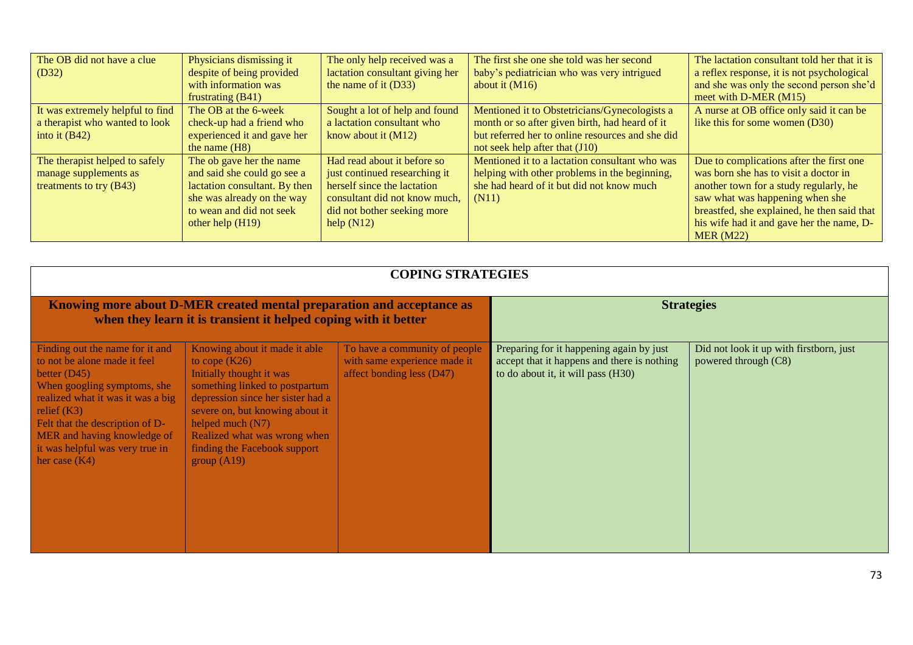| | | | | |
|---|---|---|---|---|
| The OB did not have a clue (D32) | Physicians dismissing it despite of being provided with information was frustrating (B41) | The only help received was a lactation consultant giving her the name of it (D33) | The first she one she told was her second baby's pediatrician who was very intrigued about it (M16) | The lactation consultant told her that it is a reflex response, it is not psychological and she was only the second person she'd meet with D-MER (M15) |
| It was extremely helpful to find a therapist who wanted to look into it (B42) | The OB at the 6-week check-up had a friend who experienced it and gave her the name (H8) | Sought a lot of help and found a lactation consultant who know about it (M12) | Mentioned it to Obstetricians/Gynecologists a month or so after given birth, had heard of it but referred her to online resources and she did not seek help after that (J10) | A nurse at OB office only said it can be like this for some women (D30) |
| The therapist helped to safely manage supplements as treatments to try (B43) | The ob gave her the name and said she could go see a lactation consultant. By then she was already on the way to wean and did not seek other help (H19) | Had read about it before so just continued researching it herself since the lactation consultant did not know much, did not bother seeking more help (N12) | Mentioned it to a lactation consultant who was helping with other problems in the beginning, she had heard of it but did not know much (N11) | Due to complications after the first one was born she has to visit a doctor in another town for a study regularly, he saw what was happening when she breastfed, she explained, he then said that his wife had it and gave her the name, D-MER (M22) |

| **COPING STRATEGIES** | | | | |
|---|---|---|---|---|
| **Knowing more about D-MER created mental preparation and acceptance as when they learn it is transient it helped coping with it better** | | | **Strategies** | |
| Finding out the name for it and to not be alone made it feel better (D45)<br>When googling symptoms, she realized what it was it was a big relief (K3)<br>Felt that the description of D-MER and having knowledge of it was helpful was very true in her case (K4) | Knowing about it made it able to cope (K26)<br>Initially thought it was something linked to postpartum depression since her sister had a severe on, but knowing about it helped much (N7)<br>Realized what was wrong when finding the Facebook support group (A19) | To have a community of people with same experience made it affect bonding less (D47) | Preparing for it happening again by just accept that it happens and there is nothing to do about it, it will pass (H30) | Did not look it up with firstborn, just powered through (C8) |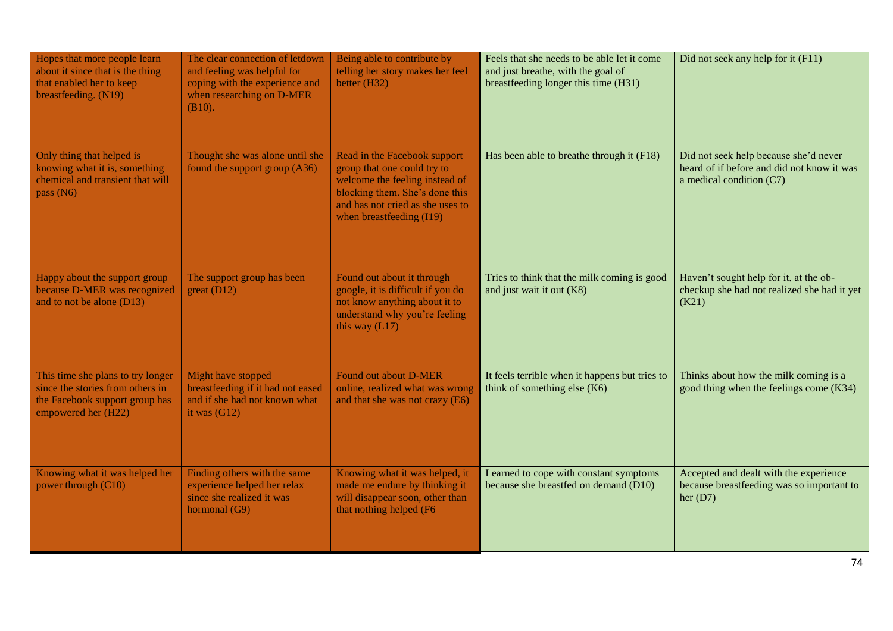| | | | | |
|---|---|---|---|---|
| Hopes that more people learn about it since that is the thing that enabled her to keep breastfeeding. (N19) | The clear connection of letdown and feeling was helpful for coping with the experience and when researching on D-MER (B10). | Being able to contribute by telling her story makes her feel better (H32) | Feels that she needs to be able let it come and just breathe, with the goal of breastfeeding longer this time (H31) | Did not seek any help for it (F11) |
| Only thing that helped is knowing what it is, something chemical and transient that will pass (N6) | Thought she was alone until she found the support group (A36) | Read in the Facebook support group that one could try to welcome the feeling instead of blocking them. She's done this and has not cried as she uses to when breastfeeding (I19) | Has been able to breathe through it (F18) | Did not seek help because she'd never heard of if before and did not know it was a medical condition (C7) |
| Happy about the support group because D-MER was recognized and to not be alone (D13) | The support group has been great (D12) | Found out about it through google, it is difficult if you do not know anything about it to understand why you're feeling this way (L17) | Tries to think that the milk coming is good and just wait it out (K8) | Haven't sought help for it, at the ob-checkup she had not realized she had it yet (K21) |
| This time she plans to try longer since the stories from others in the Facebook support group has empowered her (H22) | Might have stopped breastfeeding if it had not eased and if she had not known what it was (G12) | Found out about D-MER online, realized what was wrong and that she was not crazy (E6) | It feels terrible when it happens but tries to think of something else (K6) | Thinks about how the milk coming is a good thing when the feelings come (K34) |
| Knowing what it was helped her power through (C10) | Finding others with the same experience helped her relax since she realized it was hormonal (G9) | Knowing what it was helped, it made me endure by thinking it will disappear soon, other than that nothing helped (F6 | Learned to cope with constant symptoms because she breastfed on demand (D10) | Accepted and dealt with the experience because breastfeeding was so important to her (D7) |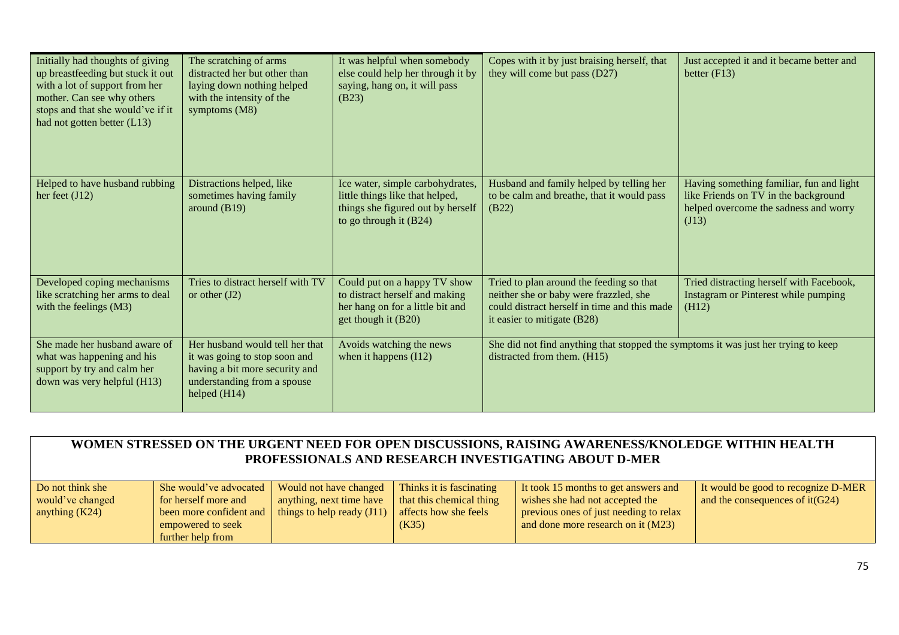| | | | | |
|---|---|---|---|---|
| Initially had thoughts of giving up breastfeeding but stuck it out with a lot of support from her mother. Can see why others stops and that she would've if it had not gotten better (L13) | The scratching of arms distracted her but other than laying down nothing helped with the intensity of the symptoms (M8) | It was helpful when somebody else could help her through it by saying, hang on, it will pass (B23) | Copes with it by just braising herself, that they will come but pass (D27) | Just accepted it and it became better and better (F13) |
| Helped to have husband rubbing her feet (J12) | Distractions helped, like sometimes having family around (B19) | Ice water, simple carbohydrates, little things like that helped, things she figured out by herself to go through it (B24) | Husband and family helped by telling her to be calm and breathe, that it would pass (B22) | Having something familiar, fun and light like Friends on TV in the background helped overcome the sadness and worry (J13) |
| Developed coping mechanisms like scratching her arms to deal with the feelings (M3) | Tries to distract herself with TV or other (J2) | Could put on a happy TV show to distract herself and making her hang on for a little bit and get though it (B20) | Tried to plan around the feeding so that neither she or baby were frazzled, she could distract herself in time and this made it easier to mitigate (B28) | Tried distracting herself with Facebook, Instagram or Pinterest while pumping (H12) |
| She made her husband aware of what was happening and his support by try and calm her down was very helpful (H13) | Her husband would tell her that it was going to stop soon and having a bit more security and understanding from a spouse helped (H14) | Avoids watching the news when it happens (I12) | She did not find anything that stopped the symptoms it was just her trying to keep distracted from them. (H15) | |

| WOMEN STRESSED ON THE URGENT NEED FOR OPEN DISCUSSIONS, RAISING AWARENESS/KNOLEDGE WITHIN HEALTH PROFESSIONALS AND RESEARCH INVESTIGATING ABOUT D-MER | | | | | |
|---|---|---|---|---|---|
| Do not think she would've changed anything (K24) | She would've advocated for herself more and been more confident and empowered to seek further help from | Would not have changed anything, next time have things to help ready (J11) | Thinks it is fascinating that this chemical thing affects how she feels (K35) | It took 15 months to get answers and wishes she had not accepted the previous ones of just needing to relax and done more research on it (M23) | It would be good to recognize D-MER and the consequences of it(G24) |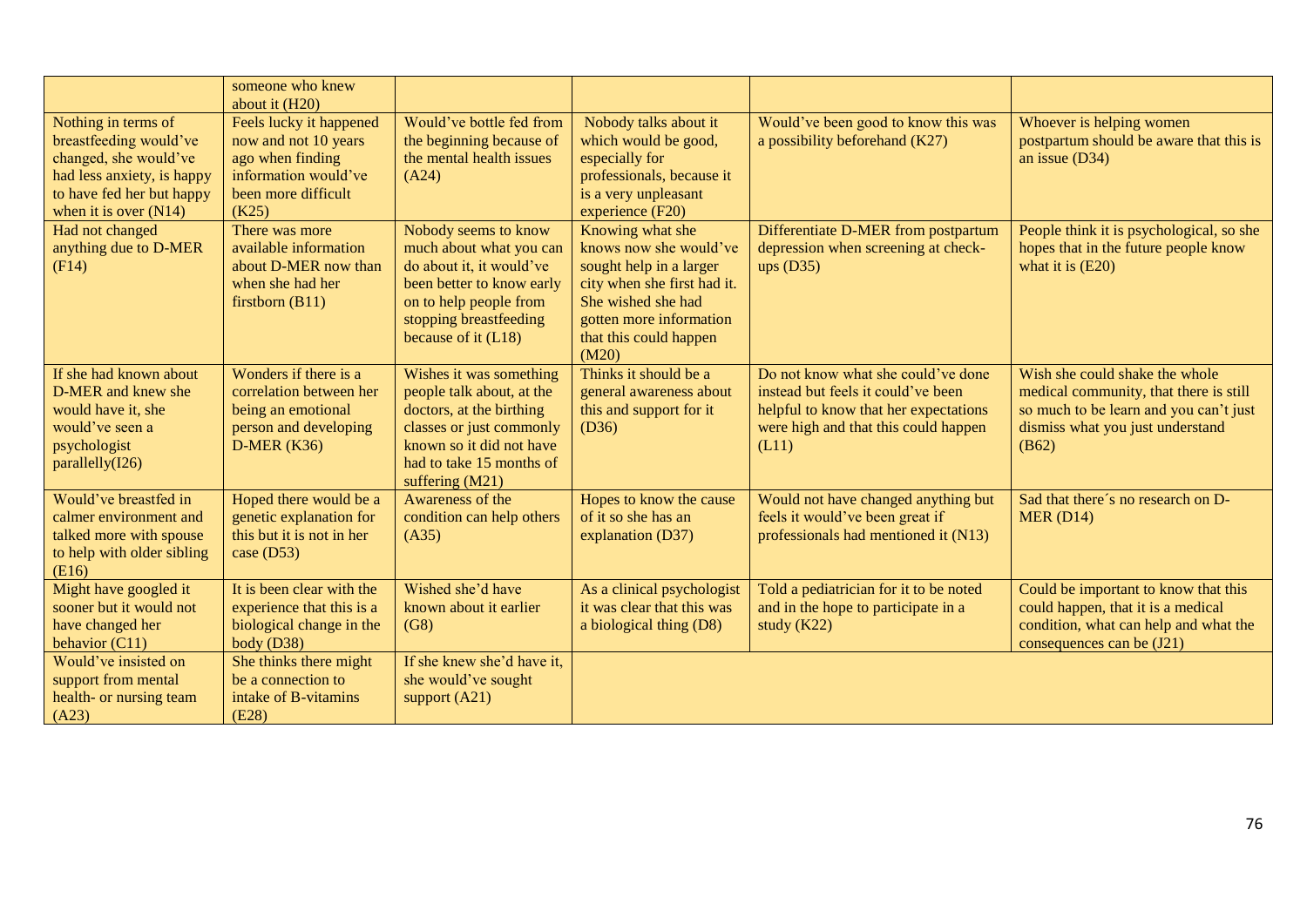| | | | | | |
|---|---|---|---|---|---|
| | someone who knew about it (H20) | | | | |
| Nothing in terms of breastfeeding would've changed, she would've had less anxiety, is happy to have fed her but happy when it is over (N14) | Feels lucky it happened now and not 10 years ago when finding information would've been more difficult (K25) | Would've bottle fed from the beginning because of the mental health issues (A24) | Nobody talks about it which would be good, especially for professionals, because it is a very unpleasant experience (F20) | Would've been good to know this was a possibility beforehand (K27) | Whoever is helping women postpartum should be aware that this is an issue (D34) |
| Had not changed anything due to D-MER (F14) | There was more available information about D-MER now than when she had her firstborn (B11) | Nobody seems to know much about what you can do about it, it would've been better to know early on to help people from stopping breastfeeding because of it (L18) | Knowing what she knows now she would've sought help in a larger city when she first had it. She wished she had gotten more information that this could happen (M20) | Differentiate D-MER from postpartum depression when screening at check-ups (D35) | People think it is psychological, so she hopes that in the future people know what it is (E20) |
| If she had known about D-MER and knew she would have it, she would've seen a psychologist parallelly(I26) | Wonders if there is a correlation between her being an emotional person and developing D-MER (K36) | Wishes it was something people talk about, at the doctors, at the birthing classes or just commonly known so it did not have had to take 15 months of suffering (M21) | Thinks it should be a general awareness about this and support for it (D36) | Do not know what she could've done instead but feels it could've been helpful to know that her expectations were high and that this could happen (L11) | Wish she could shake the whole medical community, that there is still so much to be learn and you can't just dismiss what you just understand (B62) |
| Would've breastfed in calmer environment and talked more with spouse to help with older sibling (E16) | Hoped there would be a genetic explanation for this but it is not in her case (D53) | Awareness of the condition can help others (A35) | Hopes to know the cause of it so she has an explanation (D37) | Would not have changed anything but feels it would've been great if professionals had mentioned it (N13) | Sad that there´s no research on D-MER (D14) |
| Might have googled it sooner but it would not have changed her behavior (C11) | It is been clear with the experience that this is a biological change in the body (D38) | Wished she'd have known about it earlier (G8) | As a clinical psychologist it was clear that this was a biological thing (D8) | Told a pediatrician for it to be noted and in the hope to participate in a study (K22) | Could be important to know that this could happen, that it is a medical condition, what can help and what the consequences can be (J21) |
| Would've insisted on support from mental health- or nursing team (A23) | She thinks there might be a connection to intake of B-vitamins (E28) | If she knew she'd have it, she would've sought support (A21) | | | |